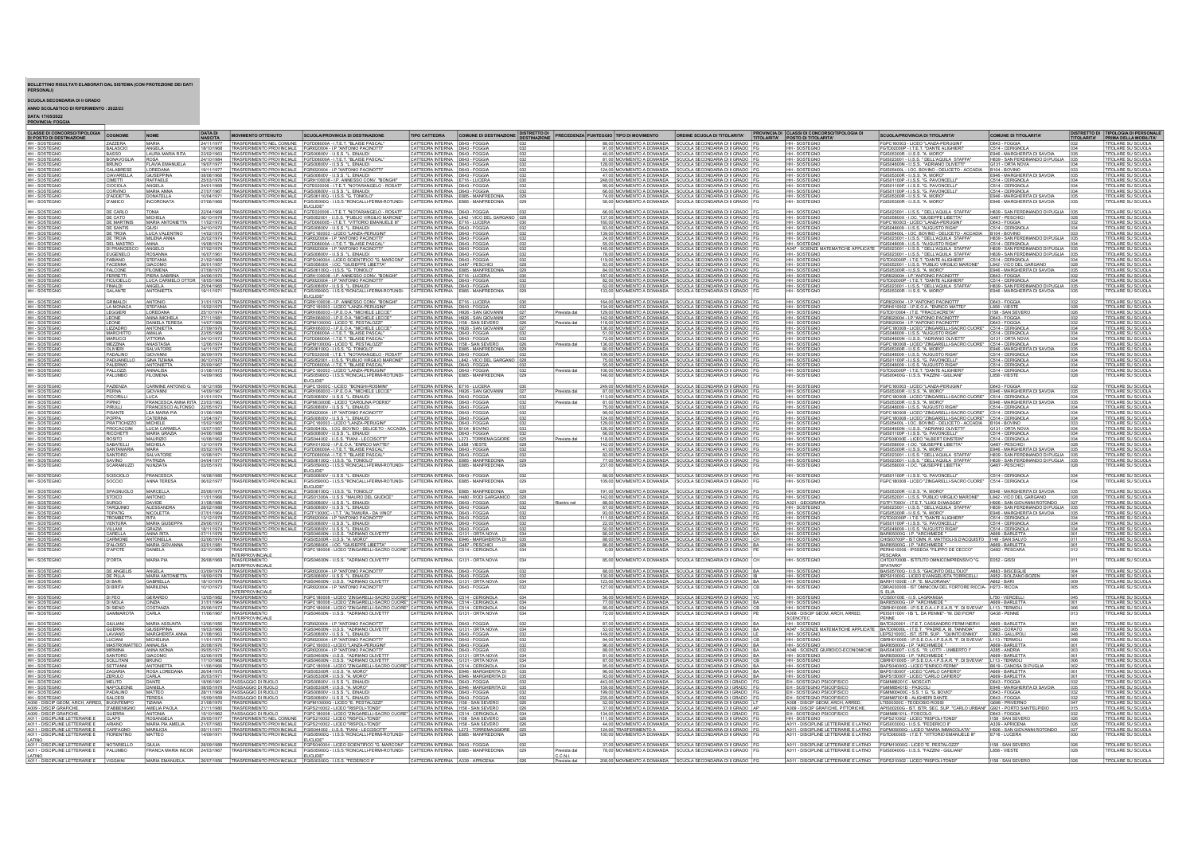**BOLLETTINO RISULTATI ELABORATI DAL SISTEMA (CON PROTEZIONE DEI DATI PERSONALI)**

**SCUOLA SECONDARIA DI II GRADO**

**ANNO SCOLASTICO DI RIFERIMENTO : 2022/23**

**DATA: 17/05/2022**

**PROVINCIA: FOGGIA**

| CLASSE DI CONCORSO/TIPOLOGIA DI POSTO DI DESTINAZIONE | COGNOME | NOME | DATA DI NASCITA | MOVIMENTO OTTENUTO | SCUOLA/PROVINCIA DI DESTINAZIONE | TIPO CATTEDRA | COMUNE DI DESTINAZIONE | DISTRETTO DI DESTINAZIONE | PRECEDENZA | PUNTEGGIO | TIPO DI MOVIMENTO | ORDINE SCUOLA DI TITOLARITA' | PROVINCIA DI TITOLARITA' | CLASSE DI CONCORSO/TIPOLOGIA DI POSTO TITOLARITA' | SCUOLA/PROVINCIA DI TITOLARITA' | COMUNE DI TITOLARITA' | DISTRETTO DI TITOLARITA' | TIPOLOGIA DI PERSONALE PRIMA DELLA MOBILITA' |
|---|---|---|---|---|---|---|---|---|---|---|---|---|---|---|---|---|---|---|
| HH - SOSTEGNO | ZAZZERA | MARIA | 24/11/1977 | TRASFERIMENTO NEL COMUNE | FGTD08000A - I.T.E.T. "BLAISE PASCAL" | CATTEDRA INTERNA | D643 - FOGGIA | 032 | | 88,00 | MOVIMENTO A DOMANDA | SCUOLA SECONDARIA DI II GRADO | FG | HH - SOSTEGNO | FGPC160003 - LICEO "LANZA-PERUGINI" | D643 - FOGGIA | 032 | TITOLARE SU SCUOLA |
| HH - SOSTEGNO | BALASCIO | ANGELA | 18/10/1968 | TRASFERIMENTO PROVINCIALE | FGRI020004 - I.P "ANTONIO PACINOTTI" | CATTEDRA INTERNA | D643 - FOGGIA | 032 | | 91,00 | MOVIMENTO A DOMANDA | SCUOLA SECONDARIA DI II GRADO | FG | HH - SOSTEGNO | FGTD02000P - I.T.E.T. "DANTE ALIGHIERI" | C514 - CERIGNOLA | 034 | TITOLARE SU SCUOLA |
| HH - SOSTEGNO | BASSO | LAURA MARIA RITA | 23/02/1963 | TRASFERIMENTO PROVINCIALE | FGIS00800V - I.I.S.S. "L. EINAUDI" | CATTEDRA INTERNA | D643 - FOGGIA | 032 | | 40,00 | MOVIMENTO A DOMANDA | SCUOLA SECONDARIA DI II GRADO | FG | HH - SOSTEGNO | FGIS05300R - I.I.S.S. "A. MORO" | E946 - MARGHERITA DI SAVOIA | 035 | TITOLARE SU SCUOLA |
| HH - SOSTEGNO | BONAVOGLIA | ROSA | 24/10/1984 | TRASFERIMENTO PROVINCIALE | FGTD08000A - I.T.E.T."BLAISE PASCAL" | CATTEDRA INTERNA | D643 - FOGGIA | 032 | | 81,00 | MOVIMENTO A DOMANDA | SCUOLA SECONDARIA DI II GRADO | FG | HH - SOSTEGNO | FGIS023001 - I.I.S.S. "DELL'AQUILA STAFFA" | H839 - SAN FERDINANDO DI PUGLIA | 035 | TITOLARE SU SCUOLA |
| HH - SOSTEGNO | BRUNO | FLAVIA EMANUELA | 19/07/1977 | TRASFERIMENTO PROVINCIALE | FGIS00800V - I.I.S.S. "L. EINAUDI" | CATTEDRA INTERNA | D643 - FOGGIA | 032 | | 128,00 | MOVIMENTO A DOMANDA | SCUOLA SECONDARIA DI II GRADO | FG | HH - SOSTEGNO | FGIS04600N - I.I.S.S. "ADRIANO OLIVETTI" | G131 - ORTA NOVA | 034 | TITOLARE SU SCUOLA |
| HH - SOSTEGNO | CALABRESE | LOREDANA | 19/11/1977 | TRASFERIMENTO PROVINCIALE | FGRI020004 - I.P "ANTONIO PACINOTTI" | CATTEDRA INTERNA | D643 - FOGGIA | 032 | | 124,00 | MOVIMENTO A DOMANDA | SCUOLA SECONDARIA DI II GRADO | FG | HH - SOSTEGNO | FGIS04600L - I.O.C. BOVINO - DELICETO - ACCADIA | B104 - BOVINO | 033 | TITOLARE SU SCUOLA |
| HH - SOSTEGNO | CIAVARELLA | GIUSEPPINA | 08/08/1968 | TRASFERIMENTO PROVINCIALE | FGIS00800V - I.I.S.S. "L. EINAUDI" | CATTEDRA INTERNA | D643 - FOGGIA | 032 | | 47,00 | MOVIMENTO A DOMANDA | SCUOLA SECONDARIA DI II GRADO | FG | HH - SOSTEGNO | FGIS05300R - I.I.S.S. "A. MORO" | E946 - MARGHERITA DI SAVOIA | 035 | TITOLARE SU SCUOLA |
| HH - SOSTEGNO | CIMETTI | RAFFAELE | 25/03/1976 | TRASFERIMENTO PROVINCIALE | FGRH100008 - I.P. ANNESSO CONV. "BONGHI" | CATTEDRA INTERNA | E716 - LUCERA | 030 | | 248,00 | MOVIMENTO A DOMANDA | SCUOLA SECONDARIA DI II GRADO | FG | HH - SOSTEGNO | FGIS01100P - I.I.S.S. "G. PAVONCELLI" | C514 - CERIGNOLA | 034 | TITOLARE SU SCUOLA |
| HH - SOSTEGNO | COCCIA | ANGELA | 24/01/1969 | TRASFERIMENTO PROVINCIALE | FGTE020006 - I.T.E.T. "NOTARANGELO - ROSATI" | CATTEDRA INTERNA | D643 - FOGGIA | 032 | | 95,00 | MOVIMENTO A DOMANDA | SCUOLA SECONDARIA DI II GRADO | FG | HH - SOSTEGNO | FGIS01100P - I.I.S.S. "G. PAVONCELLI" | C514 - CERIGNOLA | 034 | TITOLARE SU SCUOLA |
| HH - SOSTEGNO | CORVINO | MARIA ANNA | 27/07/1967 | TRASFERIMENTO PROVINCIALE | FGIS00800V - I.I.S.S. "L. EINAUDI" | CATTEDRA INTERNA | D643 - FOGGIA | 032 | | 66,00 | MOVIMENTO A DOMANDA | SCUOLA SECONDARIA DI II GRADO | FG | HH - SOSTEGNO | FGIS01100P - I.I.S.S. "G. PAVONCELLI" | C514 - CERIGNOLA | 034 | TITOLARE SU SCUOLA |
| HH - SOSTEGNO | D'ADDETTA | DONATELLA | 10/04/1971 | TRASFERIMENTO PROVINCIALE | FGIS06100Q - I.I.S.S. "G. TONIOLO" | CATTEDRA INTERNA | E885 - MANFREDONIA | 029 | | 74,00 | MOVIMENTO A DOMANDA | SCUOLA SECONDARIA DI II GRADO | FG | HH - SOSTEGNO | FGIS05300R - I.I.S.S. "A. MORO" | E946 - MARGHERITA DI SAVOIA | 035 | TITOLARE SU SCUOLA |
| HH - SOSTEGNO | D'AMICO | INCORONATA | 07/06/1966 | TRASFERIMENTO PROVINCIALE | FGIS05900Q - I.I.S.S."RONCALLI-FERMI-ROTUNDI-EUCLIDE" | CATTEDRA INTERNA | E885 - MANFREDONIA | 029 | | 56,00 | MOVIMENTO A DOMANDA | SCUOLA SECONDARIA DI II GRADO | FG | HH - SOSTEGNO | FGIS05300R - I.I.S.S. "A. MORO" | E946 - MARGHERITA DI SAVOIA | 035 | TITOLARE SU SCUOLA |
| HH - SOSTEGNO | DE CARLO | TONIA | 22/04/1968 | TRASFERIMENTO PROVINCIALE | FGTE020006 - I.T.E.T. "NOTARANGELO - ROSATI" | CATTEDRA INTERNA | D643 - FOGGIA | 032 | | 66,00 | MOVIMENTO A DOMANDA | SCUOLA SECONDARIA DI II GRADO | FG | HH - SOSTEGNO | FGIS023001 - I.I.S.S. "DELL'AQUILA STAFFA" | H839 - SAN FERDINANDO DI PUGLIA | 035 | TITOLARE SU SCUOLA |
| HH - SOSTEGNO | DE CATO | MICHELA | 06/10/1979 | TRASFERIMENTO PROVINCIALE | FGIS052001 - I.I.S.S. "PUBLIO VIRGILIO MARONE" | CATTEDRA INTERNA | L842 - VICO DEL GARGANO | 028 | | 137,00 | MOVIMENTO A DOMANDA | SCUOLA SECONDARIA DI II GRADO | FG | HH - SOSTEGNO | FGIS05800X - I.I.S.S. "GIUSEPPE LIBETTA" | G487 - PESCHICI | 028 | TITOLARE SU SCUOLA |
| HH - SOSTEGNO | DE MARTINIS | MARIA ANTONIETTA | 11/02/1972 | TRASFERIMENTO PROVINCIALE | FGTD060005 - I.T.E.T. "VITTORIO EMANUELE III" | CATTEDRA INTERNA | E716 - LUCERA | 030 | | 160,00 | MOVIMENTO A DOMANDA | SCUOLA SECONDARIA DI II GRADO | FG | HH - SOSTEGNO | FGPC160003 - LICEO "LANZA-PERUGINI" | D643 - FOGGIA | 032 | TITOLARE SU SCUOLA |
| HH - SOSTEGNO | DE SANTIS | GIUSI | 24/10/1970 | TRASFERIMENTO PROVINCIALE | FGIS00800V - I.I.S.S. "L. EINAUDI" | CATTEDRA INTERNA | D643 - FOGGIA | 032 | | 83,00 | MOVIMENTO A DOMANDA | SCUOLA SECONDARIA DI II GRADO | FG | HH - SOSTEGNO | FGIS048006 - I.I.S.S. "AUGUSTO RIGHI" | C514 - CERIGNOLA | 034 | TITOLARE SU SCUOLA |
| HH - SOSTEGNO | DE TROIA | LUCA VALENTINO | 14/02/1975 | TRASFERIMENTO PROVINCIALE | FGPC160003 - LICEO "LANZA-PERUGINI" | CATTEDRA INTERNA | D643 - FOGGIA | 032 | | 126,00 | MOVIMENTO A DOMANDA | SCUOLA SECONDARIA DI II GRADO | FG | HH - SOSTEGNO | FGIS04600L - I.O.C. BOVINO - DELICETO - ACCADIA | B104 - BOVINO | 033 | TITOLARE SU SCUOLA |
| HH - SOSTEGNO | DE TROIA | MILENA ANNA | 20/02/1974 | TRASFERIMENTO PROVINCIALE | FGRI020004 - I.P "ANTONIO PACINOTTI" | CATTEDRA INTERNA | D643 - FOGGIA | 032 | | 24,00 | MOVIMENTO A DOMANDA | SCUOLA SECONDARIA DI II GRADO | FG | HH - SOSTEGNO | FGIS023001 - I.I.S.S. "DELL'AQUILA STAFFA" | H839 - SAN FERDINANDO DI PUGLIA | 035 | TITOLARE SU SCUOLA |
| HH - SOSTEGNO | DEL MASTRO | ANNA | 19/08/1974 | TRASFERIMENTO PROVINCIALE | FGTD08000A - I.T.E.T. "BLAISE PASCAL" | CATTEDRA INTERNA | D643 - FOGGIA | 032 | | 55,00 | MOVIMENTO A DOMANDA | SCUOLA SECONDARIA DI II GRADO | FG | HH - SOSTEGNO | FGIS048006 - I.I.S.S. "AUGUSTO RIGHI" | C514 - CERIGNOLA | 034 | TITOLARE SU SCUOLA |
| HH - SOSTEGNO | DI FRANCESCO | ANGELO | 07/02/1976 | TRASFERIMENTO PROVINCIALE | FGRI020004 - I.P "ANTONIO PACINOTTI" | CATTEDRA INTERNA | D643 - FOGGIA | 032 | | 145,00 | MOVIMENTO A DOMANDA | SCUOLA SECONDARIA DI II GRADO | FG | A047 - SCIENZE MATEMATICHE APPLICATE | FGIS023001 - I.I.S.S. "DELL'AQUILA STAFFA" | H839 - SAN FERDINANDO DI PUGLIA | 035 | TITOLARE SU SCUOLA |
| HH - SOSTEGNO | EUGENIO | ROSANNA | 16/07/1961 | TRASFERIMENTO PROVINCIALE | FGIS00800V - I.I.S.S. "L. EINAUDI" | CATTEDRA INTERNA | D643 - FOGGIA | 032 | | 78,00 | MOVIMENTO A DOMANDA | SCUOLA SECONDARIA DI II GRADO | FG | HH - SOSTEGNO | FGIS023001 - I.I.S.S. "DELL'AQUILA STAFFA" | H839 - SAN FERDINANDO DI PUGLIA | 035 | TITOLARE SU SCUOLA |
| HH - SOSTEGNO | FABIANO | STEFANIA | 21/02/1969 | TRASFERIMENTO PROVINCIALE | FGPS040004 - LICEO SCIENTIFICO "G. MARCONI" | CATTEDRA INTERNA | D643 - FOGGIA | 032 | | 119,00 | MOVIMENTO A DOMANDA | SCUOLA SECONDARIA DI II GRADO | FG | HH - SOSTEGNO | FGTD02000P - I.T.E.T. "DANTE ALIGHIERI" | C514 - CERIGNOLA | 034 | TITOLARE SU SCUOLA |
| HH - SOSTEGNO | FACENNA | GIACOMO | 26/01/1957 | TRASFERIMENTO PROVINCIALE | FGIS05800X - I.I.S.S. "GIUSEPPE LIBETTA" | CATTEDRA INTERNA | G487 - PESCHICI | 028 | | 83,00 | MOVIMENTO A DOMANDA | SCUOLA SECONDARIA DI II GRADO | FG | HH - SOSTEGNO | FGIS052001 - I.I.S.S. "PUBLIO VIRGILIO MARONE" | L842 - VICO DEL GARGANO | 028 | TITOLARE SU SCUOLA |
| HH - SOSTEGNO | FALCONE | FILOMENA | 07/08/1970 | TRASFERIMENTO PROVINCIALE | FGIS06100Q - I.I.S.S. "G. TONIOLO" | CATTEDRA INTERNA | E885 - MANFREDONIA | 029 | | 84,00 | MOVIMENTO A DOMANDA | SCUOLA SECONDARIA DI II GRADO | FG | HH - SOSTEGNO | FGIS05300R - I.I.S.S. "A. MORO" | E946 - MARGHERITA DI SAVOIA | 035 | TITOLARE SU SCUOLA |
| HH - SOSTEGNO | FERRETTI | PIERA SABRINA | 04/06/1970 | TRASFERIMENTO PROVINCIALE | FGRH100008 - I.P. ANNESSO CONV. "BONGHI" | CATTEDRA INTERNA | E716 - LUCERA | 030 | | 187,00 | MOVIMENTO A DOMANDA | SCUOLA SECONDARIA DI II GRADO | FG | HH - SOSTEGNO | FGRI020004 - I.P "ANTONIO PACINOTTI" | D643 - FOGGIA | 032 | TITOLARE SU SCUOLA |
| HH - SOSTEGNO | FICUCIELLO | LUCA CARMELO OTTOR | 18/05/1969 | TRASFERIMENTO PROVINCIALE | FGRI020004 - I.P "ANTONIO PACINOTTI" | CATTEDRA INTERNA | D643 - FOGGIA | 032 | | 82,00 | MOVIMENTO A DOMANDA | SCUOLA SECONDARIA DI II GRADO | FG | HH - SOSTEGNO | FGTD02000P - I.T.E.T. "DANTE ALIGHIERI" | C514 - CERIGNOLA | 034 | TITOLARE SU SCUOLA |
| HH - SOSTEGNO | FINALDI | ANGELA | 25/04/1965 | TRASFERIMENTO PROVINCIALE | FGIS00800V - I.I.S.S. "L. EINAUDI" | CATTEDRA INTERNA | D643 - FOGGIA | 032 | | 62,00 | MOVIMENTO A DOMANDA | SCUOLA SECONDARIA DI II GRADO | FG | HH - SOSTEGNO | FGIS023001 - I.I.S.S. "DELL'AQUILA STAFFA" | H839 - SAN FERDINANDO DI PUGLIA | 035 | TITOLARE SU SCUOLA |
| HH - SOSTEGNO | GALANTE | ANTONIETTA | 19/11/1971 | TRASFERIMENTO PROVINCIALE | FGIS05900Q - I.I.S.S."RONCALLI-FERMI-ROTUNDI-EUCLIDE" | CATTEDRA INTERNA | E885 - MANFREDONIA | 029 | | 133,00 | MOVIMENTO A DOMANDA | SCUOLA SECONDARIA DI II GRADO | FG | HH - SOSTEGNO | FGIS05300R - I.I.S.S. "A. MORO" | E946 - MARGHERITA DI SAVOIA | 035 | TITOLARE SU SCUOLA |
| HH - SOSTEGNO | GRIMALDI | ANTONIO | 31/01/1979 | TRASFERIMENTO PROVINCIALE | FGRH100008 - I.P. ANNESSO CONV. "BONGHI" | CATTEDRA INTERNA | E716 - LUCERA | 030 | | 164,00 | MOVIMENTO A DOMANDA | SCUOLA SECONDARIA DI II GRADO | FG | HH - SOSTEGNO | FGRI020004 - I.P "ANTONIO PACINOTTI" | D643 - FOGGIA | 032 | TITOLARE SU SCUOLA |
| HH - SOSTEGNO | LA MONACA | STEFANIA | 15/02/1976 | TRASFERIMENTO PROVINCIALE | FGPC160003 - LICEO "LANZA-PERUGINI" | CATTEDRA INTERNA | D643 - FOGGIA | 032 | | 104,00 | MOVIMENTO A DOMANDA | SCUOLA SECONDARIA DI II GRADO | FG | HH - SOSTEGNO | FGIS010002 - I.I.S.S. "ENRICO MATTEI" | L858 - VIESTE | 028 | TITOLARE SU SCUOLA |
| HH - SOSTEGNO | LEGGIERI | LOREDANA | 25/10/1971 | TRASFERIMENTO PROVINCIALE | FGRH060003 - I.P.E.O.A. "MICHELE LECCE" | CATTEDRA INTERNA | H926 - SAN GIOVANNI ROTONDO | 027 | Prevista dal | 135,00 | MOVIMENTO A DOMANDA | SCUOLA SECONDARIA DI II GRADO | FG | HH - SOSTEGNO | FGTD010004 - I.T.E.T. "FRACCACRETA" | I158 - SAN SEVERO | 026 | TITOLARE SU SCUOLA |
| HH - SOSTEGNO | LEONE | ANNA MICHELA | 27/11/1981 | TRASFERIMENTO PROVINCIALE | FGRH060003 - I.P.E.O.A. "MICHELE LECCE" | CATTEDRA INTERNA | H926 - SAN GIOVANNI ROTONDO | 027 | | 142,00 | MOVIMENTO A DOMANDA | SCUOLA SECONDARIA DI II GRADO | FG | HH - SOSTEGNO | FGRI020004 - I.P "ANTONIO PACINOTTI" | D643 - FOGGIA | 032 | TITOLARE SU SCUOLA |
| HH - SOSTEGNO | LEONE | DANIELA TERESA | 14/07/1966 | TRASFERIMENTO PROVINCIALE | FGPM10000G - LICEO "E. PESTALOZZI" | CATTEDRA INTERNA | I158 - SAN SEVERO | 026 | Prevista dal | 118,00 | MOVIMENTO A DOMANDA | SCUOLA SECONDARIA DI II GRADO | FG | HH - SOSTEGNO | FGRI020004 - I.P "ANTONIO PACINOTTI" | D643 - FOGGIA | 032 | TITOLARE SU SCUOLA |
| HH - SOSTEGNO | LIZZARDO | ANTONIETTA | 27/09/1976 | TRASFERIMENTO PROVINCIALE | FGRH060003 - I.P.E.O.A. "MICHELE LECCE" | CATTEDRA INTERNA | H926 - SAN GIOVANNI ROTONDO | 027 | | 136,00 | MOVIMENTO A DOMANDA | SCUOLA SECONDARIA DI II GRADO | FG | HH - SOSTEGNO | FGPC180008 - LICEO "ZINGARELLI-SACRO CUORE" | C514 - CERIGNOLA | 034 | TITOLARE SU SCUOLA |
| HH - SOSTEGNO | MARCHITTO | AMALIA | 23/05/1968 | TRASFERIMENTO PROVINCIALE | FGTD08000A - I.T.E.T. "BLAISE PASCAL" | CATTEDRA INTERNA | D643 - FOGGIA | 032 | | 51,00 | MOVIMENTO A DOMANDA | SCUOLA SECONDARIA DI II GRADO | FG | HH - SOSTEGNO | FGIS048006 - I.I.S.S. "AUGUSTO RIGHI" | C514 - CERIGNOLA | 034 | TITOLARE SU SCUOLA |
| HH - SOSTEGNO | MARUCCI | VITTORIA | 04/10/1972 | TRASFERIMENTO PROVINCIALE | FGTD08000A - I.T.E.T. "BLAISE PASCAL" | CATTEDRA INTERNA | D643 - FOGGIA | 032 | | 72,00 | MOVIMENTO A DOMANDA | SCUOLA SECONDARIA DI II GRADO | FG | HH - SOSTEGNO | FGIS04600N - I.I.S.S. "ADRIANO OLIVETTI" | G131 - ORTA NOVA | 034 | TITOLARE SU SCUOLA |
| HH - SOSTEGNO | MEZZINA | ANASTASIA | 12/06/1974 | TRASFERIMENTO PROVINCIALE | FGPM10000G - LICEO "E. PESTALOZZI" | CATTEDRA INTERNA | I158 - SAN SEVERO | 026 | | 136,00 | MOVIMENTO A DOMANDA | SCUOLA SECONDARIA DI II GRADO | FG | HH - SOSTEGNO | FGPC180008 - LICEO "ZINGARELLI-SACRO CUORE" | C514 - CERIGNOLA | 034 | TITOLARE SU SCUOLA |
| HH - SOSTEGNO | OLIVIERI | SALVATORE | 14/11/1977 | TRASFERIMENTO PROVINCIALE | FGIS06100Q - I.I.S.S. "G. TONIOLO" | CATTEDRA INTERNA | E885 - MANFREDONIA | 029 | | 80,00 | MOVIMENTO A DOMANDA | SCUOLA SECONDARIA DI II GRADO | FG | HH - SOSTEGNO | FGIS05300R - I.I.S.S. "A. MORO" | E946 - MARGHERITA DI SAVOIA | 035 | TITOLARE SU SCUOLA |
| HH - SOSTEGNO | PADALINO | GIOVANNI | 06/09/1979 | TRASFERIMENTO PROVINCIALE | FGTE020006 - I.T.E.T. "NOTARANGELO - ROSATI" | CATTEDRA INTERNA | D643 - FOGGIA | 032 | | 130,00 | MOVIMENTO A DOMANDA | SCUOLA SECONDARIA DI II GRADO | FG | HH - SOSTEGNO | FGIS048006 - I.I.S.S. "AUGUSTO RIGHI" | C514 - CERIGNOLA | 034 | TITOLARE SU SCUOLA |
| HH - SOSTEGNO | PAGLIANELLO | GINA TIZIANA | 06/10/1970 | TRASFERIMENTO PROVINCIALE | FGIS052001 - I.I.S.S. "PUBLIO VIRGILIO MARONE" | CATTEDRA INTERNA | L842 - VICO DEL GARGANO | 028 | | 75,00 | MOVIMENTO A DOMANDA | SCUOLA SECONDARIA DI II GRADO | FG | HH - SOSTEGNO | FGIS01100P - I.I.S.S. "G. PAVONCELLI" | C514 - CERIGNOLA | 034 | TITOLARE SU SCUOLA |
| HH - SOSTEGNO | PALERMO | ANTONIETTA | 25/08/1967 | TRASFERIMENTO PROVINCIALE | FGTD08000A - I.T.E.T. "BLAISE PASCAL" | CATTEDRA INTERNA | D643 - FOGGIA | 032 | | 69,00 | MOVIMENTO A DOMANDA | SCUOLA SECONDARIA DI II GRADO | FG | HH - SOSTEGNO | FGIS048006 - I.I.S.S. "AUGUSTO RIGHI" | C514 - CERIGNOLA | 034 | TITOLARE SU SCUOLA |
| HH - SOSTEGNO | PALLOZZI | ANNALISA | 01/08/1972 | TRASFERIMENTO PROVINCIALE | FGPC160003 - LICEO "LANZA-PERUGINI" | CATTEDRA INTERNA | D643 - FOGGIA | 032 | Prevista dal | 106,00 | MOVIMENTO A DOMANDA | SCUOLA SECONDARIA DI II GRADO | FG | HH - SOSTEGNO | FGTD02000P - I.T.E.T. "DANTE ALIGHIERI" | C514 - CERIGNOLA | 034 | TITOLARE SU SCUOLA |
| HH - SOSTEGNO | PALUMBO | FILOMENA | 14/08/1965 | TRASFERIMENTO PROVINCIALE | FGIS05900Q - I.I.S.S."RONCALLI-FERMI-ROTUNDI-EUCLIDE" | CATTEDRA INTERNA | E885 - MANFREDONIA | 029 | | 146,00 | MOVIMENTO A DOMANDA | SCUOLA SECONDARIA DI II GRADO | FG | HH - SOSTEGNO | FGIS00400G - I.I.S.S. "FAZZINI - GIULIANI" | L858 - VIESTE | 028 | TITOLARE SU SCUOLA |
| HH - SOSTEGNO | PAZIENZA | CARMINE ANTONIO G. | 18/12/1956 | TRASFERIMENTO PROVINCIALE | FGPC15000C - LICEO "BONGHI-ROSMINI" | CATTEDRA INTERNA | E716 - LUCERA | 030 | | 249,00 | MOVIMENTO A DOMANDA | SCUOLA SECONDARIA DI II GRADO | FG | HH - SOSTEGNO | FGPC160003 - LICEO "LANZA-PERUGINI" | D643 - FOGGIA | 032 | TITOLARE SU SCUOLA |
| HH - SOSTEGNO | PERNA | GIOVANNI | 14/08/1967 | TRASFERIMENTO PROVINCIALE | FGRH060003 - I.P.E.O.A. "MICHELE LECCE" | CATTEDRA INTERNA | H926 - SAN GIOVANNI ROTONDO | 027 | Prevista dal | 87,00 | MOVIMENTO A DOMANDA | SCUOLA SECONDARIA DI II GRADO | FG | HH - SOSTEGNO | FGIS05300R - I.I.S.S. "A. MORO" | E946 - MARGHERITA DI SAVOIA | 035 | TITOLARE SU SCUOLA |
| HH - SOSTEGNO | PICCIRILLI | LUCA | 01/01/1974 | TRASFERIMENTO PROVINCIALE | FGIS00800V - I.I.S.S. "L. EINAUDI" | CATTEDRA INTERNA | D643 - FOGGIA | 032 | | 113,00 | MOVIMENTO A DOMANDA | SCUOLA SECONDARIA DI II GRADO | FG | HH - SOSTEGNO | FGPC180008 - LICEO "ZINGARELLI-SACRO CUORE" | C514 - CERIGNOLA | 034 | TITOLARE SU SCUOLA |
| HH - SOSTEGNO | PIPINO | FRANCESCA ANNA RITA | 23/03/1963 | TRASFERIMENTO PROVINCIALE | FGPM03000E - LICEO "CAROLINA POERIO" | CATTEDRA INTERNA | D643 - FOGGIA | 032 | Prevista dal | 81,00 | MOVIMENTO A DOMANDA | SCUOLA SECONDARIA DI II GRADO | FG | HH - SOSTEGNO | FGIS05300R - I.I.S.S. "A. MORO" | E946 - MARGHERITA DI SAVOIA | 035 | TITOLARE SU SCUOLA |
| HH - SOSTEGNO | PIRULLI | FRANCESCO ALFONSO | 22/05/1973 | TRASFERIMENTO PROVINCIALE | FGIS00800V - I.I.S.S. "L. EINAUDI" | CATTEDRA INTERNA | D643 - FOGGIA | 032 | | 70,00 | MOVIMENTO A DOMANDA | SCUOLA SECONDARIA DI II GRADO | FG | HH - SOSTEGNO | FGIS048006 - I.I.S.S. "AUGUSTO RIGHI" | C514 - CERIGNOLA | 034 | TITOLARE SU SCUOLA |
| HH - SOSTEGNO | PISANI | LEA ROSSANA PIA | 01/06/1969 | TRASFERIMENTO PROVINCIALE | FGRI020004 - I.P "ANTONIO PACINOTTI" | CATTEDRA INTERNA | D643 - FOGGIA | 032 | | 76,00 | MOVIMENTO A DOMANDA | SCUOLA SECONDARIA DI II GRADO | FG | HH - SOSTEGNO | FGPC180008 - LICEO "ZINGARELLI-SACRO CUORE" | C514 - CERIGNOLA | 034 | TITOLARE SU SCUOLA |
| HH - SOSTEGNO | POPPA | CATERINA | 13/04/1971 | TRASFERIMENTO PROVINCIALE | FGIS00800V - I.I.S.S. "L. EINAUDI" | CATTEDRA INTERNA | D643 - FOGGIA | 032 | | 124,00 | MOVIMENTO A DOMANDA | SCUOLA SECONDARIA DI II GRADO | FG | HH - SOSTEGNO | FGIS048006 - I.I.S.S. "AUGUSTO RIGHI" | C514 - CERIGNOLA | 034 | TITOLARE SU SCUOLA |
| HH - SOSTEGNO | PRATTICHIZZO | MICHELE | 15/02/1965 | TRASFERIMENTO PROVINCIALE | FGPC160003 - LICEO "LANZA-PERUGINI" | CATTEDRA INTERNA | D643 - FOGGIA | 032 | | 129,00 | MOVIMENTO A DOMANDA | SCUOLA SECONDARIA DI II GRADO | FG | HH - SOSTEGNO | FGIS04600L - I.O.C. BOVINO - DELICETO - ACCADIA | B104 - BOVINO | 033 | TITOLARE SU SCUOLA |
| HH - SOSTEGNO | PROCACCINI | LUCIA CARMELA | 15/07/1957 | TRASFERIMENTO PROVINCIALE | FGIS04600L - I.O.C. BOVINO - DELICETO - ACCADIA | CATTEDRA INTERNA | B104 - BOVINO | 033 | | 126,00 | MOVIMENTO A DOMANDA | SCUOLA SECONDARIA DI II GRADO | FG | HH - SOSTEGNO | FGIS04600N - I.I.S.S. "ADRIANO OLIVETTI" | G131 - ORTA NOVA | 034 | TITOLARE SU SCUOLA |
| HH - SOSTEGNO | RICCHETTI | MARIA GRAZIA | 04/06/1968 | TRASFERIMENTO PROVINCIALE | FGIS00800V - I.I.S.S. "L. EINAUDI" | CATTEDRA INTERNA | D643 - FOGGIA | 032 | | 86,00 | MOVIMENTO A DOMANDA | SCUOLA SECONDARIA DI II GRADO | FG | HH - SOSTEGNO | FGIS01100P - I.I.S.S. "G. PAVONCELLI" | C514 - CERIGNOLA | 034 | TITOLARE SU SCUOLA |
| HH - SOSTEGNO | ROSITO | MAURIZIO | 10/08/1962 | TRASFERIMENTO PROVINCIALE | FGIS044002 - I.I.S.S. "GIANI - LECCISOTTI" | CATTEDRA INTERNA | L273 - TORREMAGGIORE | 025 | Prevista dal | 118,00 | MOVIMENTO A DOMANDA | SCUOLA SECONDARIA DI II GRADO | FG | HH - SOSTEGNO | FGPS08000E - LICEO "ALBERT EINSTEIN" | C514 - CERIGNOLA | 034 | TITOLARE SU SCUOLA |
| HH - SOSTEGNO | SABATELLI | MICHELA | 13/10/1979 | TRASFERIMENTO PROVINCIALE | FGRH010002 - IP.E.O.A. "ENRICO MATTEI" | CATTEDRA INTERNA | L858 - VIESTE | 028 | | 142,00 | MOVIMENTO A DOMANDA | SCUOLA SECONDARIA DI II GRADO | FG | HH - SOSTEGNO | FGIS05800X - I.I.S.S. "GIUSEPPE LIBETTA" | G487 - PESCHICI | 028 | TITOLARE SU SCUOLA |
| HH - SOSTEGNO | SANTAMARIA | MARA | 05/02/1976 | TRASFERIMENTO PROVINCIALE | FGTD08000A - I.T.E.T. "BLAISE PASCAL" | CATTEDRA INTERNA | D643 - FOGGIA | 032 | | 41,00 | MOVIMENTO A DOMANDA | SCUOLA SECONDARIA DI II GRADO | FG | HH - SOSTEGNO | FGIS05300R - I.I.S.S. "A. MORO" | E946 - MARGHERITA DI SAVOIA | 035 | TITOLARE SU SCUOLA |
| HH - SOSTEGNO | SANTORO | SALVATORE | 10/08/1971 | TRASFERIMENTO PROVINCIALE | FGTD08000A - I.T.E.T. "BLAISE PASCAL" | CATTEDRA INTERNA | D643 - FOGGIA | 032 | | 82,00 | MOVIMENTO A DOMANDA | SCUOLA SECONDARIA DI II GRADO | FG | HH - SOSTEGNO | FGIS023001 - I.I.S.S. "DELL'AQUILA STAFFA" | H839 - SAN FERDINANDO DI PUGLIA | 035 | TITOLARE SU SCUOLA |
| HH - SOSTEGNO | SAVINO | PATRIZIA | 04/04/1977 | TRASFERIMENTO PROVINCIALE | FGIS06100Q - I.I.S.S. "G. TONIOLO" | CATTEDRA INTERNA | E885 - MANFREDONIA | 029 | | 77,00 | MOVIMENTO A DOMANDA | SCUOLA SECONDARIA DI II GRADO | FG | HH - SOSTEGNO | FGIS023001 - I.I.S.S. "DELL'AQUILA STAFFA" | H839 - SAN FERDINANDO DI PUGLIA | 035 | TITOLARE SU SCUOLA |
| HH - SOSTEGNO | SCARAMUZZI | NUNZIATA | 03/05/1970 | TRASFERIMENTO PROVINCIALE | FGIS05900Q - I.I.S.S."RONCALLI-FERMI-ROTUNDI-EUCLIDE" | CATTEDRA INTERNA | E885 - MANFREDONIA | 029 | | 237,00 | MOVIMENTO A DOMANDA | SCUOLA SECONDARIA DI II GRADO | FG | HH - SOSTEGNO | FGIS05800X - I.I.S.S. "GIUSEPPE LIBETTA" | G487 - PESCHICI | 028 | TITOLARE SU SCUOLA |
| HH - SOSTEGNO | SCISCIOLO | FRANCESCA | 16/08/1985 | TRASFERIMENTO PROVINCIALE | FGIS00800V - I.I.S.S. "L. EINAUDI" | CATTEDRA INTERNA | D643 - FOGGIA | 032 | | 88,00 | MOVIMENTO A DOMANDA | SCUOLA SECONDARIA DI II GRADO | FG | HH - SOSTEGNO | FGIS01100P - I.I.S.S. "G. PAVONCELLI" | C514 - CERIGNOLA | 034 | TITOLARE SU SCUOLA |
| HH - SOSTEGNO | SOCCIO | ANNA TERESA | 06/02/1977 | TRASFERIMENTO PROVINCIALE | FGIS05900Q - I.I.S.S."RONCALLI-FERMI-ROTUNDI-EUCLIDE" | CATTEDRA INTERNA | E885 - MANFREDONIA | 029 | | 109,00 | MOVIMENTO A DOMANDA | SCUOLA SECONDARIA DI II GRADO | FG | HH - SOSTEGNO | FGPC180008 - LICEO "ZINGARELLI-SACRO CUORE" | C514 - CERIGNOLA | 034 | TITOLARE SU SCUOLA |
| HH - SOSTEGNO | SPAGNUOLO | MARCELLA | 25/08/1970 | TRASFERIMENTO PROVINCIALE | FGIS06100Q - I.I.S.S. "G. TONIOLO" | CATTEDRA INTERNA | E885 - MANFREDONIA | 029 | | 191,00 | MOVIMENTO A DOMANDA | SCUOLA SECONDARIA DI II GRADO | FG | HH - SOSTEGNO | FGIS05300R - I.I.S.S. "A. MORO" | E946 - MARGHERITA DI SAVOIA | 035 | TITOLARE SU SCUOLA |
| HH - SOSTEGNO | STORIO | ANTONIO | 11/01/1966 | TRASFERIMENTO PROVINCIALE | FGIS01300A - I.I.S.S. "MAURO DEL GIUDICE" | CATTEDRA INTERNA | H480 - RODI GARGANICO | 028 | | 142,00 | MOVIMENTO A DOMANDA | SCUOLA SECONDARIA DI II GRADO | FG | HH - SOSTEGNO | FGIS052001 - I.I.S.S. "PUBLIO VIRGILIO MARONE" | L842 - VICO DEL GARGANO | 028 | TITOLARE SU SCUOLA |
| HH - SOSTEGNO | SURDO | DAVIDE | 31/08/1980 | TRASFERIMENTO PROVINCIALE | FGIS00800V - I.I.S.S. "L. EINAUDI" | CATTEDRA INTERNA | D643 - FOGGIA | 032 | Rientro nel | 86,00 | MOVIMENTO A DOMANDA | SCUOLA SECONDARIA DI II GRADO | FG | A021 - GEOGRAFIA | FGTF17000V - I.T.E.T. "LUIGI DI MAGGIO" | H926 - SAN GIOVANNI ROTONDO | 027 | TITOLARE SU SCUOLA |
| HH - SOSTEGNO | TARQUINIO | ALESSANDRA | 28/02/1988 | TRASFERIMENTO PROVINCIALE | FGIS00800V - I.I.S.S. "L. EINAUDI" | CATTEDRA INTERNA | D643 - FOGGIA | 032 | | 87,00 | MOVIMENTO A DOMANDA | SCUOLA SECONDARIA DI II GRADO | FG | HH - SOSTEGNO | FGIS023001 - I.I.S.S. "DELL'AQUILA STAFFA" | H839 - SAN FERDINANDO DI PUGLIA | 035 | TITOLARE SU SCUOLA |
| HH - SOSTEGNO | TEDESCO | NICOLETTA | 07/01/1984 | TRASFERIMENTO PROVINCIALE | FGTF13000C - I.T.T. "ALTAMURA - DA VINCI" | CATTEDRA INTERNA | D643 - FOGGIA | 032 | | 122,00 | MOVIMENTO A DOMANDA | SCUOLA SECONDARIA DI II GRADO | FG | HH - SOSTEGNO | FGIS05300R - I.I.S.S. "A. MORO" | E946 - MARGHERITA DI SAVOIA | 035 | TITOLARE SU SCUOLA |
| HH - SOSTEGNO | TROMBETTA | RITA | 13/12/1978 | TRASFERIMENTO PROVINCIALE | FGRI020004 - I.P "ANTONIO PACINOTTI" | CATTEDRA INTERNA | D643 - FOGGIA | 032 | | 111,00 | MOVIMENTO A DOMANDA | SCUOLA SECONDARIA DI II GRADO | FG | HH - SOSTEGNO | FGTD02000P - I.T.E.T. "DANTE ALIGHIERI" | C514 - CERIGNOLA | 034 | TITOLARE SU SCUOLA |
| HH - SOSTEGNO | VENTURA | MARIA GIUSEPPA | 29/06/1973 | TRASFERIMENTO PROVINCIALE | FGIS00800V - I.I.S.S. "L. EINAUDI" | CATTEDRA INTERNA | D643 - FOGGIA | 032 | | 22,00 | MOVIMENTO A DOMANDA | SCUOLA SECONDARIA DI II GRADO | FG | HH - SOSTEGNO | FGIS04600N - I.I.S.S. "ADRIANO OLIVETTI" | G131 - ORTA NOVA | 034 | TITOLARE SU SCUOLA |
| HH - SOSTEGNO | VILLANI | GRAZIA | 18/11/1974 | TRASFERIMENTO PROVINCIALE | FGIS00800V - I.I.S.S. "L. EINAUDI" | CATTEDRA INTERNA | D643 - FOGGIA | 032 | | 50,00 | MOVIMENTO A DOMANDA | SCUOLA SECONDARIA DI II GRADO | FG | HH - SOSTEGNO | FGIS048006 - I.I.S.S. "AUGUSTO RIGHI" | C514 - CERIGNOLA | 034 | TITOLARE SU SCUOLA |
| HH - SOSTEGNO | CARELLA | ANNA RITA | 07/11/1976 | TRASFERIMENTO INTERPROVINCIALE | FGIS04600N - I.I.S.S. "ADRIANO OLIVETTI" | CATTEDRA INTERNA | G131 - ORTA NOVA | 034 | | 80,00 | MOVIMENTO A DOMANDA | SCUOLA SECONDARIA DI II GRADO | BA | HH - SOSTEGNO | BARI05000G - I.P. "ARCHIMEDE" | A669 - BARLETTA | 001 | TITOLARE SU SCUOLA |
| HH - SOSTEGNO | CARMONE | ANTONELLA | 02/06/1974 | TRASFERIMENTO INTERPROVINCIALE | FGIS05300R - I.I.S.S. "A. MORO" | CATTEDRA INTERNA | E946 - MARGHERITA DI SAVOIA | 035 | | 86,00 | MOVIMENTO A DOMANDA | SCUOLA SECONDARIA DI II GRADO | CH | HH - SOSTEGNO | CHIS00700P - IST. OMN. R. MATTIOLI-S.D'ACQUISTO | I148 - SAN SALVO | 011 | TITOLARE SU SCUOLA |
| HH - SOSTEGNO | FALCONIO | MARIA GIOVANNA | 02/01/1981 | TRASFERIMENTO INTERPROVINCIALE | FGIS05800X - I.I.S.S. "GIUSEPPE LIBETTA" | CATTEDRA INTERNA | G487 - PESCHICI | 028 | | 86,00 | MOVIMENTO A DOMANDA | SCUOLA SECONDARIA DI II GRADO | BA | HH - SOSTEGNO | BARI05000G - I.P. "ARCHIMEDE" | A669 - BARLETTA | 001 | TITOLARE SU SCUOLA |
| HH - SOSTEGNO | D'APOTE | DANIELA | 02/10/1969 | TRASFERIMENTO INTERPROVINCIALE | FGPC180008 - LICEO "ZINGARELLI-SACRO CUORE" | CATTEDRA INTERNA | C514 - CERIGNOLA | 034 | | 0,00 | MOVIMENTO A DOMANDA | SCUOLA SECONDARIA DI II GRADO | PE | HH - SOSTEGNO | PERH010008 - IPSSEOA "FILIPPO DE CECCO" PESCARA | G482 - PESCARA | 012 | TITOLARE SU SCUOLA |
| HH - SOSTEGNO | D'ORTA | MARIA PIA | 29/08/1969 | TRASFERIMENTO INTERPROVINCIALE | FGIS04600N - I.I.S.S. "ADRIANO OLIVETTI" | CATTEDRA INTERNA | G131 - ORTA NOVA | 034 | | 85,00 | MOVIMENTO A DOMANDA | SCUOLA SECONDARIA DI II GRADO | CH | HH - SOSTEGNO | CHTD07000B - ISTITUTO OMNICOMPRENSIVO "G. SPATARO" | E052 - GISSI | 011 | TITOLARE SU SCUOLA |
| HH - SOSTEGNO | DE ANGELIS | ANGELA | 03/09/1979 | TRASFERIMENTO INTERPROVINCIALE | FGRI020004 - I.P "ANTONIO PACINOTTI" | CATTEDRA INTERNA | D643 - FOGGIA | 032 | | 88,00 | MOVIMENTO A DOMANDA | SCUOLA SECONDARIA DI II GRADO | BA | HH - SOSTEGNO | BAIS05700G - I.I.S.S. "GIACINTO DELL'OLIO" | A883 - BISCEGLIE | 004 | TITOLARE SU SCUOLA |
| HH - SOSTEGNO | DE PILLA | MARIA ANTONIETTA | 18/08/1976 | TRASFERIMENTO INTERPROVINCIALE | FGIS00800V - I.I.S.S. "L. EINAUDI" | CATTEDRA INTERNA | D643 - FOGGIA | 032 | | 130,00 | MOVIMENTO A DOMANDA | SCUOLA SECONDARIA DI II GRADO | BZ | HH - SOSTEGNO | BPIS01600X - I.I.S.S. "EVANGELISTA TORRICELLI" | A952 - BOLZANO/BOZEN | 001 | TITOLARE SU SCUOLA |
| HH - SOSTEGNO | DI BARI | GABRIELLA | 18/10/1979 | TRASFERIMENTO INTERPROVINCIALE | FGIS04600N - I.I.S.S. "ADRIANO OLIVETTI" | CATTEDRA INTERNA | G131 - ORTA NOVA | 034 | | 123,00 | MOVIMENTO A DOMANDA | SCUOLA SECONDARIA DI II GRADO | BA | HH - SOSTEGNO | BARH01000E - I.P. "E. MAJORANA" | A662 - BARI | 009 | TITOLARE SU SCUOLA |
| HH - SOSTEGNO | DI BRITA | MARILENA | 10/10/1973 | TRASFERIMENTO INTERPROVINCIALE | FGRI020004 - I.P "ANTONIO PACINOTTI" | CATTEDRA INTERNA | D643 - FOGGIA | 032 | | 127,00 | MOVIMENTO A DOMANDA | SCUOLA SECONDARIA DI II GRADO | CB | HH - SOSTEGNO | CBRH01000B - IST. PROF. ALB. FORTORE RICCIA S. ELIA | H273 - RICCIA | 005 | TITOLARE SU SCUOLA |
| HH - SOSTEGNO | DI FEO | GERARDO | 12/05/1982 | TRASFERIMENTO INTERPROVINCIALE | FGPC180008 - LICEO "ZINGARELLI-SACRO CUORE" | CATTEDRA INTERNA | C514 - CERIGNOLA | 034 | | 56,00 | MOVIMENTO A DOMANDA | SCUOLA SECONDARIA DI II GRADO | VC | HH - SOSTEGNO | VCIS00100E - I.I.S. LAGRANGIA | L750 - VERCELLI | 045 | TITOLARE SU SCUOLA |
| HH - SOSTEGNO | DI NICOLA | CINZIA | 31/01/1964 | TRASFERIMENTO INTERPROVINCIALE | FGPC180008 - LICEO "ZINGARELLI-SACRO CUORE" | CATTEDRA INTERNA | C514 - CERIGNOLA | 034 | | 77,00 | MOVIMENTO A DOMANDA | SCUOLA SECONDARIA DI II GRADO | BA | HH - SOSTEGNO | BARI05000G - I.P. "ARCHIMEDE" | A669 - BARLETTA | 001 | TITOLARE SU SCUOLA |
| HH - SOSTEGNO | DI SIENO | COSTANZA | 25/06/1972 | TRASFERIMENTO INTERPROVINCIALE | FGPC180008 - LICEO "ZINGARELLI-SACRO CUORE" | CATTEDRA INTERNA | C514 - CERIGNOLA | 034 | | 66,00 | MOVIMENTO A DOMANDA | SCUOLA SECONDARIA DI II GRADO | CB | HH - SOSTEGNO | CBRH01000X - I.P.S.E.O.A - I.P.S.A.R. "F. DI SVEVIA" | L113 - TERMOLI | 006 | TITOLARE SU SCUOLA |
| HH - SOSTEGNO | GAMMAROTA | CARLA | 11/06/1967 | TRASFERIMENTO INTERPROVINCIALE | FGIS04600N - I.I.S.S. "ADRIANO OLIVETTI" | CATTEDRA INTERNA | G131 - ORTA NOVA | 034 | | 72,00 | MOVIMENTO A DOMANDA | SCUOLA SECONDARIA DI II GRADO | PE | A008 - DISCIP GEOM, ARCH, ARRED, SCENOTEC | PEIS00100V - IIS "A. DE PENNE" "M. DEI FIORI" PENNE | G438 - PENNE | 013 | TITOLARE SU SCUOLA |
| HH - SOSTEGNO | GIULIANI | MARIA ASSUNTA | 13/06/1956 | TRASFERIMENTO INTERPROVINCIALE | FGRI020004 - I.P "ANTONIO PACINOTTI" | CATTEDRA INTERNA | D643 - FOGGIA | 032 | | 87,00 | MOVIMENTO A DOMANDA | SCUOLA SECONDARIA DI II GRADO | BA | HH - SOSTEGNO | BATD09000G - I.T.E.T. CASSANDRO FERMI NERVI | A669 - BARLETTA | 001 | TITOLARE SU SCUOLA |
| HH - SOSTEGNO | GUERRA | GIUSEPPINA | 19/03/1966 | TRASFERIMENTO INTERPROVINCIALE | FGIS04600N - I.I.S.S. "ADRIANO OLIVETTI" | CATTEDRA INTERNA | G131 - ORTA NOVA | 034 | | 53,00 | MOVIMENTO A DOMANDA | SCUOLA SECONDARIA DI II GRADO | BA | A047 - SCIENZE MATEMATICHE APPLICATE | BATD08000L - I.T.E.T. "PADRE A.M. TANNOIA" | C983 - CORATO | 005 | TITOLARE SU SCUOLA |
| HH - SOSTEGNO | LAVIANO | MARGHERITA ANNA | 21/08/1963 | TRASFERIMENTO INTERPROVINCIALE | FGIS04600N - I.I.S.S. "ADRIANO OLIVETTI" | CATTEDRA INTERNA | G131 - ORTA NOVA | 034 | | 149,00 | MOVIMENTO A DOMANDA | SCUOLA SECONDARIA DI II GRADO | LE | HH - SOSTEGNO | LEPS21000C - IST. ISTR. SUP. "QUINTO ENNIO" | D883 - GALLIPOLI | 048 | TITOLARE SU SCUOLA |
| HH - SOSTEGNO | LUCIANI | MICHELINA | 11/01/1970 | TRASFERIMENTO INTERPROVINCIALE | FGRI020004 - I.P "ANTONIO PACINOTTI" | CATTEDRA INTERNA | D643 - FOGGIA | 032 | | 94,00 | MOVIMENTO A DOMANDA | SCUOLA SECONDARIA DI II GRADO | CB | HH - SOSTEGNO | CBRH01000X - I.P.S.E.O.A - I.P.S.A.R. "F. DI SVEVIA" | L113 - TERMOLI | 006 | TITOLARE SU SCUOLA |
| HH - SOSTEGNO | MASTROMATTEO | ANNALISA | 20/08/1976 | TRASFERIMENTO INTERPROVINCIALE | FGRI020004 - I.P "ANTONIO PACINOTTI" | CATTEDRA INTERNA | D643 - FOGGIA | 032 | | 90,00 | MOVIMENTO A DOMANDA | SCUOLA SECONDARIA DI II GRADO | BA | HH - SOSTEGNO | BARI05000G - I.P. "ARCHIMEDE" | A669 - BARLETTA | 001 | TITOLARE SU SCUOLA |
| HH - SOSTEGNO | MIRMINA | ANNA MONIA | 09/05/1971 | TRASFERIMENTO INTERPROVINCIALE | FGRI020004 - I.P "ANTONIO PACINOTTI" | CATTEDRA INTERNA | D643 - FOGGIA | 032 | | 68,00 | MOVIMENTO A DOMANDA | SCUOLA SECONDARIA DI II GRADO | BA | A046 - SCIENZE GIURIDICO-ECONOMICHE | BAIS043007 - I.I.S.S. "R. LOTTI - UMBERTO I" | A285 - ANDRIA | 003 | TITOLARE SU SCUOLA |
| HH - SOSTEGNO | SANTORO | GIACOMO | 02/06/1979 | TRASFERIMENTO INTERPROVINCIALE | FGIS04600N - I.I.S.S. "ADRIANO OLIVETTI" | CATTEDRA INTERNA | G131 - ORTA NOVA | 034 | | 81,00 | MOVIMENTO A DOMANDA | SCUOLA SECONDARIA DI II GRADO | BA | HH - SOSTEGNO | BARI05000G - I.P. "ARCHIMEDE" | A669 - BARLETTA | 001 | TITOLARE SU SCUOLA |
| HH - SOSTEGNO | SCILLITANI | BRUNO | 17/10/1966 | TRASFERIMENTO INTERPROVINCIALE | FGIS04600N - I.I.S.S. "ADRIANO OLIVETTI" | CATTEDRA INTERNA | G131 - ORTA NOVA | 034 | | 87,00 | MOVIMENTO A DOMANDA | SCUOLA SECONDARIA DI II GRADO | CB | HH - SOSTEGNO | CBRH01000X - I.P.S.E.O.A - I.P.S.A.R. "F. DI SVEVIA" | L113 - TERMOLI | 006 | TITOLARE SU SCUOLA |
| HH - SOSTEGNO | SETTANNI | ANTONIETTA | 11/06/1966 | TRASFERIMENTO INTERPROVINCIALE | FGPC180008 - LICEO "ZINGARELLI-SACRO CUORE" | CATTEDRA INTERNA | C514 - CERIGNOLA | 034 | | 92,00 | MOVIMENTO A DOMANDA | SCUOLA SECONDARIA DI II GRADO | BA | HH - SOSTEGNO | BAPS04000Q - LICEO "ENRICO FERMI" | B619 - CANOSA DI PUGLIA | 002 | TITOLARE SU SCUOLA |
| HH - SOSTEGNO | ZAGARIA | ROSA LOREDANA | 26/04/1975 | TRASFERIMENTO INTERPROVINCIALE | FGIS05300R - I.I.S.S. "A. MORO" | CATTEDRA INTERNA | E946 - MARGHERITA DI SAVOIA | 035 | | 94,00 | MOVIMENTO A DOMANDA | SCUOLA SECONDARIA DI II GRADO | BA | HH - SOSTEGNO | BAPS15000T - LICEO "CARLO CAFIERO" | A669 - BARLETTA | 001 | TITOLARE SU SCUOLA |
| HH - SOSTEGNO | ZERULO | CARLA | 20/03/1971 | TRASFERIMENTO INTERPROVINCIALE | FGIS05300R - I.I.S.S. "A. MORO" | CATTEDRA INTERNA | E946 - MARGHERITA DI SAVOIA | 035 | | 93,00 | MOVIMENTO A DOMANDA | SCUOLA SECONDARIA DI II GRADO | BA | HH - SOSTEGNO | BAPS15000T - LICEO "CARLO CAFIERO" | A669 - BARLETTA | 001 | TITOLARE SU SCUOLA |
| HH - SOSTEGNO | MELITO | DANTE | 18/06/1961 | PASSAGGIO DI RUOLO | FGIS00800V - I.I.S.S. "L. EINAUDI" | CATTEDRA INTERNA | D643 - FOGGIA | 032 | | 443,00 | MOVIMENTO A DOMANDA | SCUOLA SECONDARIA DI I GRADO | FG | EH - SOSTEGNO PSICOFISICO | FGMM86201C - MOSCATI | D643 - FOGGIA | 032 | TITOLARE SU SCUOLA |
| HH - SOSTEGNO | NAPOLEONE | DANIELA | 08/05/1978 | PASSAGGIO DI RUOLO | FGIS05300R - I.I.S.S. "A. MORO" | CATTEDRA INTERNA | E946 - MARGHERITA DI SAVOIA | 035 | | 199,00 | MOVIMENTO A DOMANDA | SCUOLA SECONDARIA DI I GRADO | FG | EH - SOSTEGNO PSICOFISICO | FGMM84001D - PASCOLI | E946 - MARGHERITA DI SAVOIA | 035 | TITOLARE SU SCUOLA |
| HH - SOSTEGNO | PADALINO | MATTEO | 28/11/1968 | PASSAGGIO DI RUOLO | FGIS00800V - I.I.S.S. "L. EINAUDI" | CATTEDRA INTERNA | D643 - FOGGIA | 032 | | 159,00 | MOVIMENTO A DOMANDA | SCUOLA SECONDARIA DI I GRADO | FG | EH - SOSTEGNO PSICOFISICO | FGMM00400C - S.S. I G. "G. BOVIO" | D643 - FOGGIA | 032 | TITOLARE SU SCUOLA |
| HH - SOSTEGNO | SALCETTI | TERESA | 15/08/1969 | PASSAGGIO DI RUOLO | FGIS05300R - I.I.S.S. "A. MORO" | CATTEDRA INTERNA | E946 - MARGHERITA DI SAVOIA | 035 | | 235,00 | MOVIMENTO A DOMANDA | SCUOLA SECONDARIA DI I GRADO | FG | EH - SOSTEGNO PSICOFISICO | FGMM87001X - ALIGHIERI | E946 - MARGHERITA DI SAVOIA | 035 | TITOLARE SU SCUOLA |
| A008 - DISCIP GEOM, ARCH, ARRED, SCENOTEC | BUONTEMPO | TIZIANA | 21/08/1973 | TRASFERIMENTO PROVINCIALE | FGPM10000G - LICEO "E. PESTALOZZI" | CATTEDRA INTERNA | I158 - SAN SEVERO | 026 | | 37,00 | MOVIMENTO A DOMANDA | SCUOLA SECONDARIA DI II GRADO | FG | A008 - DISCIP GEOM, ARCH, ARRED, SCENOTEC | FGTF13000C - I.T.T. "ALTAMURA - DA VINCI" | D643 - FOGGIA | 032 | TITOLARE SU SCUOLA |
| A009 - DISCIP GRAFICHE, PITTORICHE, SCENOGRAFICHE | D'ABBRAMO | AMELIA PAOLA | 21/11/1969 | TRASFERIMENTO INTERPROVINCIALE | FGPS210002 - LICEO "RISPOLI-TONDI" | CATTEDRA INTERNA | I158 - SAN SEVERO | 026 | | 37,00 | MOVIMENTO A DOMANDA | SCUOLA SECONDARIA DI II GRADO | AP | A009 - DISCIP GRAFICHE, PITTORICHE, SCENOGRAFICHE | APIS00600C - IST. ISTR. SEC. SUP. "CARLO URBANI" | G921 - PORTO SANT'ELPIDIO | 015 | TITOLARE SU SCUOLA |
| A011 - DISCIPLINE LETTERARIE E LATINO | AGNANO | ANTONIA | 15/10/1966 | PASSAGGIO DI RUOLO | FGPC180008 - LICEO "ZINGARELLI-SACRO CUORE" | CATTEDRA INTERNA | C514 - CERIGNOLA | 034 | | 43,00 | MOVIMENTO A DOMANDA | SCUOLA SECONDARIA DI II GRADO | FG | A012 - DISCIPL LETTERARIE ISTITUTI II GR | FGIS01100P - I.I.S.S. "G. PAVONCELLI" | C514 - CERIGNOLA | 034 | TITOLARE SU SCUOLA |
| A011 - DISCIPLINE LETTERARIE E LATINO | CLAPS | ROSANGELA | 29/05/1977 | TRASFERIMENTO NEL COMUNE | FGPS210002 - LICEO "RISPOLI-TONDI" | CATTEDRA INTERNA | I158 - SAN SEVERO | 026 | | 92,00 | MOVIMENTO A DOMANDA | SCUOLA SECONDARIA DI II GRADO | FG | A011 - DISCIPLINE LETTERARIE E LATINO | FGPM10000G - LICEO "E. PESTALOZZI" | I158 - SAN SEVERO | 026 | TITOLARE SU SCUOLA |
| A011 - DISCIPLINE LETTERARIE E LATINO | GRANDE | MARIA PIA AMELIA | 21/07/1983 | TRASFERIMENTO PROVINCIALE | FGPS210002 - LICEO "RISPOLI-TONDI" | CATTEDRA INTERNA | I158 - SAN SEVERO | 026 | | 44,00 | MOVIMENTO A DOMANDA | SCUOLA SECONDARIA DI II GRADO | FG | A011 - DISCIPLINE LETTERARIE E LATINO | FGPS03000G - LICEO "FEDERICO II" | A339 - APRICENA | 026 | TITOLARE SU SCUOLA |
| A011 - DISCIPLINE LETTERARIE E LATINO | GARGANO | MARILICIA | 05/11/1971 | TRASFERIMENTO PROVINCIALE | FGIS044002 - I.I.S.S. "GIANI - LECCISOTTI" | CATTEDRA INTERNA | L273 - TORREMAGGIORE | 025 | | 124,00 | TRASFERIMENTO D'UFFICIO | SCUOLA SECONDARIA DI II GRADO | FG | A011 - DISCIPLINE LETTERARIE E LATINO | FGPM05000Q - LICEO "MARIA IMMACOLATA" | H926 - SAN GIOVANNI ROTONDO | 027 | TITOLARE SU SCUOLA |
| A011 - DISCIPLINE LETTERARIE E LATINO | FIORENTINO | MATTEO | 14/08/1977 | TRASFERIMENTO PROVINCIALE | FGIS05900Q - I.I.S.S."RONCALLI-FERMI-ROTUNDI-EUCLIDE" | CATTEDRA INTERNA | E885 - MANFREDONIA | 029 | | 88,00 | MOVIMENTO A DOMANDA | SCUOLA SECONDARIA DI II GRADO | FG | A011 - DISCIPLINE LETTERARIE E LATINO | FGTD060005 - I.T.E.T. "VITTORIO EMANUELE III" | E716 - LUCERA | 030 | TITOLARE SU SCUOLA |
| A011 - DISCIPLINE LETTERARIE E LATINO | NOTARIELLO | GIULIA | 28/09/1989 | TRASFERIMENTO PROVINCIALE | FGPS040004 - LICEO SCIENTIFICO "G. MARCONI" | CATTEDRA INTERNA | D643 - FOGGIA | 032 | | 37,00 | MOVIMENTO A DOMANDA | SCUOLA SECONDARIA DI II GRADO | FG | A011 - DISCIPLINE LETTERARIE E LATINO | FGPM10000G - LICEO "E. PESTALOZZI" | I158 - SAN SEVERO | 026 | TITOLARE SU SCUOLA |
| A011 - DISCIPLINE LETTERARIE E LATINO | PALUMBO | FRANCA MARIA INCOR | 24/03/1967 | TRASFERIMENTO PROVINCIALE | FGIS05900Q - I.I.S.S."RONCALLI-FERMI-ROTUNDI-EUCLIDE" | CATTEDRA INTERNA | E885 - MANFREDONIA | 029 | Prevista dal C.C.N.I. | 78,00 | MOVIMENTO A DOMANDA | SCUOLA SECONDARIA DI II GRADO | FG | A011 - DISCIPLINE LETTERARIE E LATINO | FGIS00400G - I.I.S.S. "FAZZINI - GIULIANI" | L858 - VIESTE | 028 | TITOLARE SU SCUOLA |
| A011 - DISCIPLINE LETTERARIE E LATINO | VIGGIANI | MARIA EMANUELA | 26/07/1986 | TRASFERIMENTO PROVINCIALE | FGPS03000G - LICEO "FEDERICO II" | CATTEDRA INTERNA | A339 - APRICENA | 026 | Prevista dal C.C.N.I. | 37,00 | MOVIMENTO A DOMANDA | SCUOLA SECONDARIA DI II GRADO | FG | A011 - DISCIPLINE LETTERARIE E LATINO | FGPS210002 - LICEO "RISPOLI-TONDI" | I158 - SAN SEVERO | 026 | TITOLARE SU SCUOLA |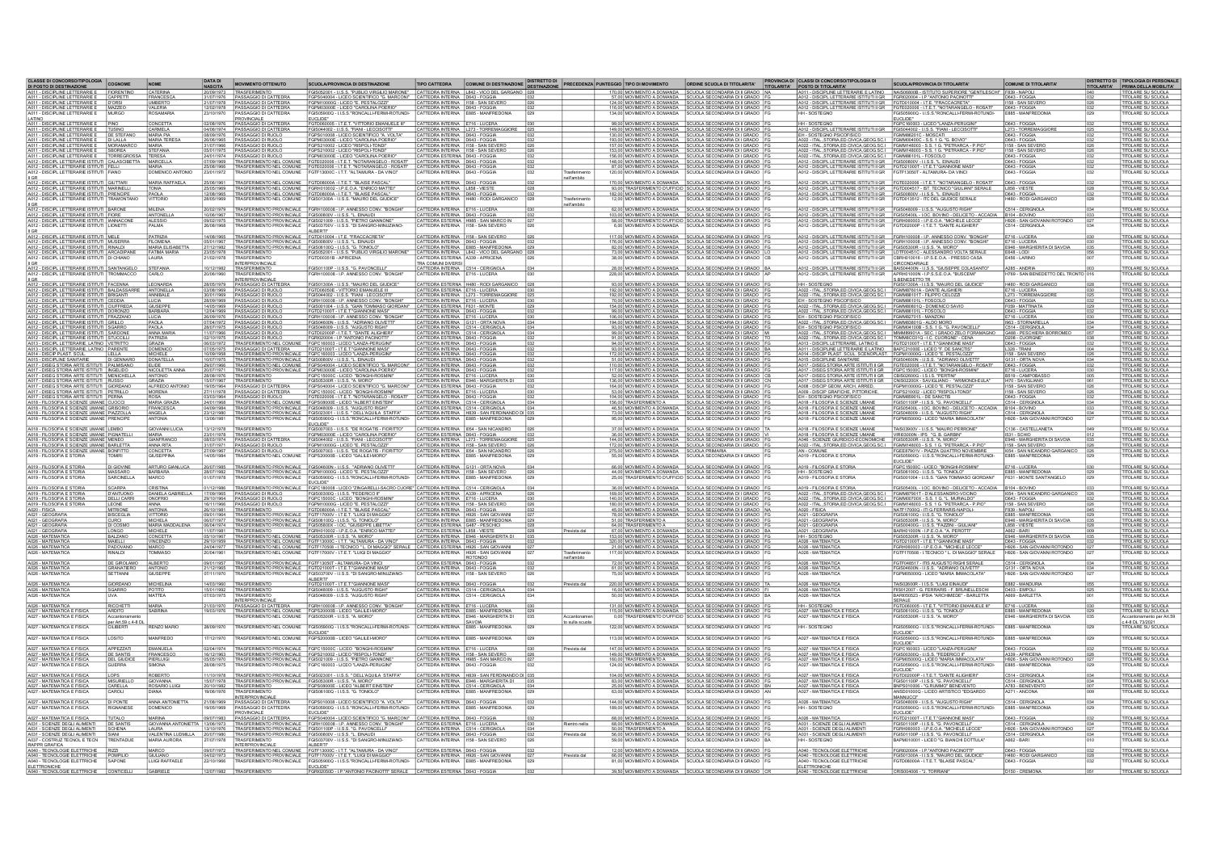| CLASSE DI CONCORSO/TIPOLOGIA DI POSTO DI DESTINAZIONE | COGNOME | NOME | DATA DI NASCITA | MOVIMENTO OTTENUTO | SCUOLA/PROVINCIA DI DESTINAZIONE | TIPO CATTEDRA | COMUNE DI DESTINAZIONE | DISTRETTO DI DESTINAZIONE | PRECEDENZA | PUNTEGGIO | TIPO DI MOVIMENTO | ORDINE SCUOLA DI TITOLARITA' | PROVINCIA DI TITOLARITA' | CLASSI DI CONCORSO/TIPOLOGIA DI POSTO DI TITOLARITA' | SCUOLA/PROVINCIA DI TITOLARITA' | COMUNE DI TITOLARITA' | DISTRETTO DI TITOLARITA' | TIPOLOGIA DI PERSONALE PRIMA DELLA MOBILITA' |
|---|---|---|---|---|---|---|---|---|---|---|---|---|---|---|---|---|---|---|
| A011 - DISCIPLINE LETTERARIE E | FIORENTINO | CATERINA | 20/09/1973 | TRASFERIMENTO | FGIS052001 - I.I.S.S. "PUBLIO VIRGILIO MARONE" | CATTEDRA INTERNA | L842 - VICO DEL GARGANO | 028 | | 170,00 | MOVIMENTO A DOMANDA | SCUOLA SECONDARIA DI II GRADO | NA | A011 - DISCIPLINE LETTERARIE E LATINO | NAIS06800B - ISTITUTO SUPERIORE "GENTILESCHI" | F839 - NAPOLI | 040 | TITOLARE SU SCUOLA |
| A011 - DISCIPLINE LETTERARIE E | CAPPETTI | FRANCESCA | 31/07/1976 | PASSAGGIO DI CATTEDRA | FGPS040004 - LICEO SCIENTIFICO "G. MARCONI" | CATTEDRA INTERNA | D643 - FOGGIA | 032 | | 57,00 | MOVIMENTO A DOMANDA | SCUOLA SECONDARIA DI II GRADO | FG | A012 - DISCIPL LETTERARIE ISTITUTI II GR | FGRI020004 - I.P. "ANTONIO PACINOTTI" | D643 - FOGGIA | 032 | TITOLARE SU SCUOLA |
| A011 - DISCIPLINE LETTERARIE E | D'ORSI | UMBERTO | 21/07/1978 | PASSAGGIO DI CATTEDRA | FGPM03000G - LICEO "E. PESTALOZZI" | CATTEDRA INTERNA | I158 - SAN SEVERO | 026 | | 124,00 | MOVIMENTO A DOMANDA | SCUOLA SECONDARIA DI II GRADO | FG | A012 - DISCIPL LETTERARIE ISTITUTI II GR | FGTD010004 - I.T.E. "FRACCACRETA" | I158 - SAN SEVERO | 026 | TITOLARE SU SCUOLA |
| A011 - DISCIPLINE LETTERARIE E | MAZZEO | VALERIA | 12/02/1976 | PASSAGGIO DI CATTEDRA | FGPM03000E - LICEO "CAROLINA POERIO" | CATTEDRA INTERNA | D643 - FOGGIA | 032 | | 116,00 | MOVIMENTO A DOMANDA | SCUOLA SECONDARIA DI II GRADO | FG | A012 - DISCIPL LETTERARIE ISTITUTI II GR | FGTE020006 - I.T.E.T. "NOTARANGELO - ROSATI" | D643 - FOGGIA | 032 | TITOLARE SU SCUOLA |
| A011 - DISCIPLINE LETTERARIE E LATINO | MURGO | ROSAMARIA | 23/10/1970 | PASSAGGIO DI CATTEDRA PROVINCIALE | FGIS05900Q - I.I.S.S."RONCALLI-FERMI-ROTUNDI-EUCLIDE" | CATTEDRA INTERNA | E885 - MANFREDONIA | 029 | | 134,00 | MOVIMENTO A DOMANDA | SCUOLA SECONDARIA DI II GRADO | FG | HH - SOSTEGNO | FGIS05900Q - I.I.S.S."RONCALLI-FERMI-ROTUNDI-EUCLIDE" | E885 - MANFREDONIA | 029 | TITOLARE SU SCUOLA |
| A011 - DISCIPLINE LETTERARIE E | PINO | CONCETTA | 02/08/1976 | PASSAGGIO DI CATTEDRA | FGTD060005 - I.T.E.T. "VITTORIO EMANUELE III" | CATTEDRA INTERNA | E716 - LUCERA | 030 | | 99,00 | MOVIMENTO A DOMANDA | SCUOLA SECONDARIA DI II GRADO | FG | HH - SOSTEGNO | FGPC160003 - LICEO "LANZA-PERUGINI" | D643 - FOGGIA | 032 | TITOLARE SU SCUOLA |
| A011 - DISCIPLINE LETTERARIE E | TUSINO | CARMELA | 04/06/1974 | PASSAGGIO DI CATTEDRA | FGIS044002 - I.I.S.S. "FIANI - LECCISOTTI" | CATTEDRA INTERNA | L273 - TORREMAGGIORE | 025 | | 149,00 | MOVIMENTO A DOMANDA | SCUOLA SECONDARIA DI II GRADO | FG | A012 - DISCIPL LETTERARIE ISTITUTI II GR | FGIS044002 - I.I.S.S. "FIANI - LECCISOTTI" | L273 - TORREMAGGIORE | 025 | TITOLARE SU SCUOLA |
| A011 - DISCIPLINE LETTERARIE E | DE STEFANO | MARIA PIA | 08/08/1976 | PASSAGGIO DI RUOLO | FGPS010008 - LICEO SCIENTIFICO "A. VOLTA" | CATTEDRA INTERNA | D643 - FOGGIA | 032 | | 130,00 | MOVIMENTO A DOMANDA | SCUOLA SECONDARIA DI I GRADO | FG | EH - SOSTEGNO PSICOFISICO | FGMM8620C - MOSCATI | D643 - FOGGIA | 032 | TITOLARE SU SCUOLA |
| A011 - DISCIPLINE LETTERARIE E | DI LALLA | MARIA TERESA | 26/06/1965 | PASSAGGIO DI RUOLO | FGPM03000E - LICEO "CAROLINA POERIO" | CATTEDRA INTERNA | D643 - FOGGIA | 032 | | 193,00 | MOVIMENTO A DOMANDA | SCUOLA SECONDARIA DI I GRADO | FG | A022 - ITAL.,STORIA,ED.CIVICA,GEOG.SC.I | FGMM00400C - S.S. I G. "G. BOVIO" | D643 - FOGGIA | 032 | TITOLARE SU SCUOLA |
| A011 - DISCIPLINE LETTERARIE E | MORAMARCO | MARIA | 31/07/1966 | PASSAGGIO DI RUOLO | FGPS210002 - LICEO "RISPOLI-TONDI" | CATTEDRA INTERNA | I158 - SAN SEVERO | 026 | | 217,00 | MOVIMENTO A DOMANDA | SCUOLA SECONDARIA DI I GRADO | FG | A022 - ITAL.,STORIA,ED.CIVICA,GEOG.SC.I | FGMM148003 - S.S. I G. "PETRARCA - P.PIO" | I158 - SAN SEVERO | 026 | TITOLARE SU SCUOLA |
| A011 - DISCIPLINE LETTERARIE E | SEDRIA | STEFANIA | 05/01/1975 | PASSAGGIO DI RUOLO | FGPS210002 - LICEO "RISPOLI-TONDI" | CATTEDRA INTERNA | I158 - SAN SEVERO | 026 | | 153,00 | MOVIMENTO A DOMANDA | SCUOLA SECONDARIA DI I GRADO | FG | A022 - ITAL.,STORIA,ED.CIVICA,GEOG.SC.I | FGMM148003 - S.S. I G. "PETRARCA - P.PIO" | I158 - SAN SEVERO | 026 | TITOLARE SU SCUOLA |
| A011 - DISCIPLINE LETTERARIE E | TORREGROSSA | TERESA | 24/01/1974 | PASSAGGIO DI RUOLO | FGPM03000E - LICEO "CAROLINA POERIO" | CATTEDRA INTERNA | D643 - FOGGIA | 032 | | 156,00 | MOVIMENTO A DOMANDA | SCUOLA SECONDARIA DI I GRADO | FG | A022 - ITAL.,STORIA,ED.CIVICA,GEOG.SC.I | FGMM86101L - FOSCOLO | D643 - FOGGIA | 032 | TITOLARE SU SCUOLA |
| A012 - DISCIPL LETTERARIE ISTITUTI | CALASCIBETTA | MARCELLA | 07/09/1969 | TRASFERIMENTO NEL COMUNE | FGTE020006 - I.T.E.T. "NOTARANGELO - ROSATI" | CATTEDRA INTERNA | D643 - FOGGIA | 032 | | 146,00 | MOVIMENTO A DOMANDA | SCUOLA SECONDARIA DI II GRADO | FG | A012 - DISCIPL LETTERARIE ISTITUTI II GR | FGIS00800V - I.I.S.S. "L. EINAUDI" | D643 - FOGGIA | 032 | TITOLARE SU SCUOLA |
| A012 - DISCIPL LETTERARIE ISTITUTI | FARRELLI | MARIA | 25/08/1966 | TRASFERIMENTO NEL COMUNE | FGTE020006 - I.T.E.T. "NOTARANGELO - ROSATI" | CATTEDRA INTERNA | D643 - FOGGIA | 032 | | 87,00 | MOVIMENTO A DOMANDA | SCUOLA SECONDARIA DI II GRADO | FG | A012 - DISCIPL LETTERARIE ISTITUTI II GR | FGTD21000T - I.T.E.T. "GIANNONE MASI" | D643 - FOGGIA | 032 | TITOLARE SU SCUOLA |
| A012 - DISCIPL LETTERARIE ISTITUTI II GR | FIANO | DOMENICO ANTONIO | 23/01/1972 | TRASFERIMENTO NEL COMUNE | FGTF13000C - I.T.T. "ALTAMURA - DA VINCI" | CATTEDRA INTERNA | D643 - FOGGIA | 032 | Trasferimento nell'ambito | 120,00 | MOVIMENTO A DOMANDA | SCUOLA SECONDARIA DI II GRADO | FG | A012 - DISCIPL LETTERARIE ISTITUTI II GR | FGTF13050T - ALTAMURA- DA VINCI | D643 - FOGGIA | 032 | TITOLARE SU SCUOLA |
| A012 - DISCIPL LETTERARIE ISTITUTI | GUTTARI | MARIA RAFFAELA | 25/06/1961 | TRASFERIMENTO NEL COMUNE | FGTD08000A - I.T.E.T. "BLAISE PASCAL" | CATTEDRA INTERNA | D643 - FOGGIA | 032 | | 170,00 | MOVIMENTO A DOMANDA | SCUOLA SECONDARIA DI II GRADO | FG | A012 - DISCIPL LETTERARIE ISTITUTI II GR | FGTE020006 - I.T.E.T. "NOTARANGELO - ROSATI" | D643 - FOGGIA | 032 | TITOLARE SU SCUOLA |
| A012 - DISCIPL LETTERARIE ISTITUTI | MARINELLI | TONIA | 25/05/1969 | TRASFERIMENTO NEL COMUNE | FGRH010002 - I.P.E.O.A. "ENRICO MATTEI" | CATTEDRA INTERNA | L858 - VIESTE | 028 | | 50,00 | TRASFERIMENTO D'UFFICIO | SCUOLA SECONDARIA DI II GRADO | FG | A012 - DISCIPL LETTERARIE ISTITUTI II GR | FGTD04501T - IST. TECNICO "GIULIANI" SERALE | L858 - VIESTE | 028 | TITOLARE SU SCUOLA |
| A012 - DISCIPL LETTERARIE ISTITUTI | PRENCIPE | PAOLA | 12/08/1965 | TRASFERIMENTO NEL COMUNE | FGTD08000A - I.T.E.T. "BLAISE PASCAL" | CATTEDRA INTERNA | D643 - FOGGIA | 032 | | 182,00 | MOVIMENTO A DOMANDA | SCUOLA SECONDARIA DI II GRADO | FG | A012 - DISCIPL LETTERARIE ISTITUTI II GR | FGIS00800V - I.I.S.S. "L. EINAUDI" | D643 - FOGGIA | 032 | TITOLARE SU SCUOLA |
| A012 - DISCIPL LETTERARIE ISTITUTI II GR | TRAMONTANO | VITTORIO | 28/05/1969 | TRASFERIMENTO NEL COMUNE | FGIS01300A - I.I.S.S."MAURO DEL GIUDICE" | CATTEDRA INTERNA | H480 - RODI GARGANICO | 028 | Trasferimento nell'ambito | 12,00 | MOVIMENTO A DOMANDA | SCUOLA SECONDARIA DI II GRADO | FG | A012 - DISCIPL LETTERARIE ISTITUTI II GR | FGTD01351D - ITC DEL GIUDICE SERALE | H480 - RODI GARGANICO | 028 | TITOLARE SU SCUOLA |
| A012 - DISCIPL LETTERARIE ISTITUTI | BARONE | MILENA | 20/02/1979 | TRASFERIMENTO PROVINCIALE | FGRH100008 - I.P. ANNESSO CONV. "BONGHI" | CATTEDRA INTERNA | E716 - LUCERA | 030 | | 62,00 | MOVIMENTO A DOMANDA | SCUOLA SECONDARIA DI II GRADO | FG | A012 - DISCIPL LETTERARIE ISTITUTI II GR | FGIS048009 - I.I.S.S. "AUGUSTO RIGHI" | C514 - CERIGNOLA | 034 | TITOLARE SU SCUOLA |
| A012 - DISCIPL LETTERARIE ISTITUTI | FIORE | ANTONELLA | 10/06/1967 | TRASFERIMENTO PROVINCIALE | FGIS00800V - I.I.S.S. "L. EINAUDI" | CATTEDRA INTERNA | D643 - FOGGIA | 032 | | 103,00 | MOVIMENTO A DOMANDA | SCUOLA SECONDARIA DI II GRADO | FG | A012 - DISCIPL LETTERARIE ISTITUTI II GR | FGIS05400L - IOC. BOVINO - DELICETO - ACCADIA | B104 - BOVINO | 033 | TITOLARE SU SCUOLA |
| A012 - DISCIPL LETTERARIE ISTITUTI | IANNACONE | ALESSIO | 09/02/1975 | TRASFERIMENTO PROVINCIALE | FGIS021009 - I.I.S.S. "PIETRO GIANNONE" | CATTEDRA ESTERNA | H985 - SAN MARCO IN LAMIS | 027 | | 98,00 | TRASFERIMENTO D'UFFICIO | SCUOLA SECONDARIA DI II GRADO | FG | A012 - DISCIPL LETTERARIE ISTITUTI II GR | FGRH060003 - I.P.E.O.A. "MICHELE LECCE" | H926 - SAN GIOVANNI ROTONDO | 027 | TITOLARE SU SCUOLA |
| A012 - DISCIPL LETTERARIE ISTITUTI II GR | LIONETTI | PALMA | 26/08/1969 | TRASFERIMENTO PROVINCIALE | FGIS03700V - I.I.S.S. "DI SANGRO-MINUZIANO-ALBERTI" | CATTEDRA INTERNA | I158 - SAN SEVERO | 026 | | 6,00 | MOVIMENTO A DOMANDA | SCUOLA SECONDARIA DI II GRADO | FG | A012 - DISCIPL LETTERARIE ISTITUTI II GR | FGTD02000P - I.T.E.T. "DANTE ALIGHIERI" | C514 - CERIGNOLA | 034 | TITOLARE SU SCUOLA |
| A012 - DISCIPL LETTERARIE ISTITUTI | MELE | PATRIZIA | 14/08/1965 | TRASFERIMENTO PROVINCIALE | FGTD010004 - I.T.E. "FRACCACRETA" | CATTEDRA INTERNA | I158 - SAN SEVERO | 026 | | 117,00 | MOVIMENTO A DOMANDA | SCUOLA SECONDARIA DI II GRADO | FG | A012 - DISCIPL LETTERARIE ISTITUTI II GR | FGRH100008 - I.P. ANNESSO CONV. "BONGHI" | E716 - LUCERA | 030 | TITOLARE SU SCUOLA |
| A012 - DISCIPL LETTERARIE ISTITUTI | MUSERRA | FILOMENA | 05/01/1967 | TRASFERIMENTO PROVINCIALE | FGIS00800V - I.I.S.S. "L. EINAUDI" | CATTEDRA INTERNA | D643 - FOGGIA | 032 | | 176,00 | MOVIMENTO A DOMANDA | SCUOLA SECONDARIA DI II GRADO | FG | A012 - DISCIPL LETTERARIE ISTITUTI II GR | FGRH100008 - I.P. ANNESSO CONV. "BONGHI" | E716 - LUCERA | 030 | TITOLARE SU SCUOLA |
| A012 - DISCIPL LETTERARIE ISTITUTI | RINALDI | MARIA ELISABETTA | 27/12/1982 | TRASFERIMENTO PROVINCIALE | FGIS06100Q - I.I.S.S. "G. TONIOLO" | CATTEDRA INTERNA | E885 - MANFREDONIA | 029 | | 82,00 | MOVIMENTO A DOMANDA | SCUOLA SECONDARIA DI II GRADO | FG | A012 - DISCIPL LETTERARIE ISTITUTI II GR | FGIS05300R - I.I.S.S. "A. MORO" | E946 - MARGHERITA DI SAVOIA | 035 | TITOLARE SU SCUOLA |
| A012 - DISCIPL LETTERARIE ISTITUTI | ARCANGIANE | FATIMA MARIA | 23/05/1978 | TRASFERIMENTO | FGIS052001 - I.I.S.S. "PUBLIO VIRGILIO MARONE" | CATTEDRA INTERNA | L842 - VICO DEL GARGANO | 028 | | 73,00 | MOVIMENTO A DOMANDA | SCUOLA SECONDARIA DI II GRADO | LO | A012 - DISCIPL LETTERARIE ISTITUTI II GR | LOTF00451C - ALESSANDRO VOLTA SERALE | E648 - LODI | 056 | TITOLARE SU SCUOLA |
| A012 - DISCIPL LETTERARIE ISTITUTI II GR | DI CHIARO | LAURA | 21/02/1978 | TRASFERIMENTO INTERPROVINCIALE | FGTD0351B - APRICENA | TRA COMUNI DIVERSI | A339 - APRICENA | 026 | | 38,00 | MOVIMENTO A DOMANDA | SCUOLA SECONDARIA DI II GRADO | CB | A012 - DISCIPL LETTERARIE ISTITUTI II GR | CBRH01601E - I.P.S.E.O.A. - PRESSO CASA CIRCONDARIALE | B456 - LARINO | 007 | TITOLARE SU SCUOLA |
| A012 - DISCIPL LETTERARIE ISTITUTI | SANTANGELO | STEFANIA | 10/12/1982 | TRASFERIMENTO INTERPROVINCIALE | FGIS01100P - I.I.S.S. "G. PAVONCELLI" | CATTEDRA INTERNA | C514 - CERIGNOLA | 034 | | 28,00 | MOVIMENTO A DOMANDA | SCUOLA SECONDARIA DI II GRADO | BA | A012 - DISCIPL LETTERARIE ISTITUTI II GR | BAIS04400N - I.I.S.S. "GIUSEPPE COLASANTO" | A285 - ANDRIA | 003 | TITOLARE SU SCUOLA |
| A012 - DISCIPL LETTERARIE ISTITUTI II GR | TROMMACCO | CARLO | 20/06/1960 | TRASFERIMENTO INTERPROVINCIALE | FGRH100008 - I.P. ANNESSO CONV. "BONGHI" | CATTEDRA INTERNA | E716 - LUCERA | 030 | | 228,00 | MOVIMENTO A DOMANDA | SCUOLA SECONDARIA DI II GRADO | AP | A012 - DISCIPL LETTERARIE ISTITUTI II GR | APRH01000N - I.P.S.S.E.O.A."BUSCEMI" S.BENEDETTO TR | H769 - SAN BENEDETTO DEL TRONTO | 016 | TITOLARE SU SCUOLA |
| A012 - DISCIPL LETTERARIE ISTITUTI | FACENNA | LEONARDA | 28/05/1979 | PASSAGGIO DI CATTEDRA | FGIS01300A - I.I.S.S."MAURO DEL GIUDICE" | CATTEDRA ESTERNA | H480 - RODI GARGANICO | 028 | | 93,00 | MOVIMENTO A DOMANDA | SCUOLA SECONDARIA DI II GRADO | FG | HH - SOSTEGNO | FGIS01300A - I.I.S.S."MAURO DEL GIUDICE" | H480 - RODI GARGANICO | 028 | TITOLARE SU SCUOLA |
| A012 - DISCIPL LETTERARIE ISTITUTI | BALDASSARRE | ANTONELLA | 13/08/1969 | PASSAGGIO DI RUOLO | FGTD060005 - VITTORIO EMANUELE III | CATTEDRA ESTERNA | E716 - LUCERA | 030 | | 192,00 | MOVIMENTO A DOMANDA | SCUOLA SECONDARIA DI I GRADO | FG | A022 - ITAL.,STORIA,ED.CIVICA,GEOG.SC.I | FGMM87601A - DANTE ALIGHIERI | E716 - LUCERA | 030 | TITOLARE SU SCUOLA |
| A012 - DISCIPL LETTERARIE ISTITUTI | BRIGANTI | ANNIBALE | 30/01/1969 | PASSAGGIO DI RUOLO | FGIS044002 - I.I.S.S. "FIANI - LECCISOTTI" | CATTEDRA ESTERNA | L273 - TORREMAGGIORE | 025 | | 192,00 | MOVIMENTO A DOMANDA | SCUOLA SECONDARIA DI I GRADO | FG | A022 - ITAL.,STORIA,ED.CIVICA,GEOG.SC.I | FGMM8101T - FILIPPO CELOZZI | L273 - TORREMAGGIORE | 025 | TITOLARE SU SCUOLA |
| A012 - DISCIPL LETTERARIE ISTITUTI | CEDDIA | LUCIA | 28/08/1969 | PASSAGGIO DI RUOLO | FGRH100008 - I.P. ANNESSO CONV. "BONGHI" | CATTEDRA ESTERNA | E716 - LUCERA | 030 | | 70,00 | MOVIMENTO A DOMANDA | SCUOLA SECONDARIA DI I GRADO | FG | EH - SOSTEGNO PSICOFISICO | FGMM86101L - FOSCOLO | D643 - FOGGIA | 032 | TITOLARE SU SCUOLA |
| A012 - DISCIPL LETTERARIE ISTITUTI | CIUFFREDA | GIUSEPPE | 14/05/1969 | PASSAGGIO DI RUOLO | FGIS001004 - I.I.S.S. "GIAN TOMMASO GIORDANI" | CATTEDRA ESTERNA | F631 - MONTE SANT'ANGELO | 028 | | 154,00 | MOVIMENTO A DOMANDA | SCUOLA SECONDARIA DI I GRADO | FG | A022 - ITAL.,STORIA,ED.CIVICA,GEOG.SC.I | FGMM80010Q - DOMENICO SAVIO | F059 - MATTINATA | 029 | TITOLARE SU SCUOLA |
| A012 - DISCIPL LETTERARIE ISTITUTI | D'ORONZO | BARBARA | 12/04/1969 | PASSAGGIO DI RUOLO | FGTD21000T - I.T.E.T. "GIANNONE MASI" | CATTEDRA ESTERNA | D643 - FOGGIA | 032 | | 96,00 | MOVIMENTO A DOMANDA | SCUOLA SECONDARIA DI I GRADO | FG | A022 - ITAL.,STORIA,ED.CIVICA,GEOG.SC.I | FGMM86101L - FOSCOLO | D643 - FOGGIA | 032 | TITOLARE SU SCUOLA |
| A012 - DISCIPL LETTERARIE ISTITUTI | GENTILE | LUCIA | 26/09/1971 | PASSAGGIO DI RUOLO | FGRH100008 - I.P. ANNESSO CONV. "BONGHI" | CATTEDRA ESTERNA | E716 - LUCERA | 030 | | 134,00 | MOVIMENTO A DOMANDA | SCUOLA SECONDARIA DI I GRADO | FG | EH - SOSTEGNO PSICOFISICO | FGMM86201C - MOSCATI | E716 - LUCERA | 030 | TITOLARE SU SCUOLA |
| A012 - DISCIPL LETTERARIE ISTITUTI | GRILLO | PAOLA | 27/08/1972 | PASSAGGIO DI RUOLO | FGIS06600N - I.I.S.S. "ADRIANO OLIVETTI" | CATTEDRA ESTERNA | G131 - ORTA NOVA | 034 | | 194,00 | MOVIMENTO A DOMANDA | SCUOLA SECONDARIA DI I GRADO | FG | A022 - ITAL.,STORIA,ED.CIVICA,GEOG.SC.I | FGMM83601Q - ALDO MORO | G131 - ORTANOVA | 034 | TITOLARE SU SCUOLA |
| A012 - DISCIPL LETTERARIE ISTITUTI | LO VOI | PAOLA | 28/07/1975 | PASSAGGIO DI RUOLO | FGIS048009 - I.I.S.S. "AUGUSTO RIGHI" | CATTEDRA ESTERNA | C514 - CERIGNOLA | 034 | | 93,00 | MOVIMENTO A DOMANDA | SCUOLA SECONDARIA DI I GRADO | FG | EH - SOSTEGNO PSICOFISICO | FGMM01001B - S.S. I G. "G. PAVONCELLI" | C514 - CERIGNOLA | 034 | TITOLARE SU SCUOLA |
| A012 - DISCIPL LETTERARIE ISTITUTI | SARDONE | ANNA MARIA | 11/07/1966 | PASSAGGIO DI RUOLO | FGTD02000P - I.T.E.T. "DANTE ALIGHIERI" | CATTEDRA ESTERNA | C514 - CERIGNOLA | 034 | | 99,00 | MOVIMENTO A DOMANDA | SCUOLA SECONDARIA DI I GRADO | MI | A022 - ITAL.,STORIA,ED.CIVICA,GEOG.SC.I | MIMM8801A - SEC. I GRADO ZELO FORAMAGNO | G488 - PESCHIERA BORROMEO | 057 | TITOLARE SU SCUOLA |
| A012 - DISCIPL LETTERARIE ISTITUTI | STUCCILLI | PATRIZIA | 02/10/1975 | PASSAGGIO DI RUOLO | FGRI020004 - I.P. "ANTONIO PACINOTTI" | CATTEDRA ESTERNA | D643 - FOGGIA | 032 | | 91,00 | MOVIMENTO A DOMANDA | SCUOLA SECONDARIA DI I GRADO | TO | A022 - ITAL.,STORIA,ED.CIVICA,GEOG.SC.I | TOMM8C001Q - I.C. CUORGNE' - CENA | D208 - CUORGNE' | 028 | TITOLARE SU SCUOLA |
| A013 - DISCIPL LETTERARIE, LATINO | VETRITTO | GRAZIA | 06/03/1972 | TRASFERIMENTO NEL COMUNE | FGPC160003 - LICEO "LANZA-PERUGINI" | CATTEDRA INTERNA | D643 - FOGGIA | 032 | | 94,00 | MOVIMENTO A DOMANDA | SCUOLA SECONDARIA DI II GRADO | FG | A013 - DISCIPL LETTERARIE, LATINO E | FGTD21000T - I.T.E.T."GIANNONE MASI" | D643 - FOGGIA | 032 | TITOLARE SU SCUOLA |
| A013 - DISCIPL LETTERARIE, LATINO E GRECO | PARENTE | DOMENICO | 07/05/1975 | TRASFERIMENTO INTERPROVINCIALE | FGPC160003 - LICEO "LANZA-PERUGINI" | CATTEDRA INTERNA | D643 - FOGGIA | 032 | | 58,00 | MOVIMENTO A DOMANDA | SCUOLA SECONDARIA DI II GRADO | BA | A011 - DISCIPLINE LETTERARIE E LATINO | BAPC21000B - LICEO "DE SANCTIS" | L328 - TRANI | 004 | TITOLARE SU SCUOLA |
| A014 - DISCIP.PLAST. SCUL. | LELLA | MICHELE | 10/09/1958 | TRASFERIMENTO PROVINCIALE | FGPC160003 - LICEO "LANZA-PERUGINI" | CATTEDRA INTERNA | D643 - FOGGIA | 032 | | 172,00 | MOVIMENTO A DOMANDA | SCUOLA SECONDARIA DI II GRADO | FG | A014 - DISCIP.PLAST. SCUL. SCENOPLAST. | FGPM10000G - LICEO "E. PESTALOZZI" | I158 - SAN SEVERO | 026 | TITOLARE SU SCUOLA |
| A015 - DISCIPLINE SANITARIE | DI GENNARO | DONATELLA | 10/07/1975 | TRASFERIMENTO PROVINCIALE | FGIS00800V - I.I.S.S. "L. EINAUDI" | CATTEDRA INTERNA | D643 - FOGGIA | 032 | | 51,00 | MOVIMENTO A DOMANDA | SCUOLA SECONDARIA DI II GRADO | FG | A015 - DISCIPLINE SANITARIE | FGIS06600N - I.I.S.S. "ADRIANO OLIVETTI" | G131 - ORTA NOVA | 034 | TITOLARE SU SCUOLA |
| A017 - DISEG STORIA ARTE ISTITUTI | PALMISANO | ELIDE | 29/07/1966 | TRASFERIMENTO NEL COMUNE | FGPS040004 - LICEO SCIENTIFICO "G. MARCONI" | CATTEDRA INTERNA | D643 - FOGGIA | 032 | | 160,00 | MOVIMENTO A DOMANDA | SCUOLA SECONDARIA DI II GRADO | FG | A017 - DISEG STORIA ARTE ISTITUTI II GR | FGTE020006 - I.T.E.T. "NOTARANGELO - ROSATI" | D643 - FOGGIA | 032 | TITOLARE SU SCUOLA |
| A017 - DISEG STORIA ARTE ISTITUTI | RIGILLO | NICOLETTA ANNA | 20/07/1977 | TRASFERIMENTO PROVINCIALE | FGPM03000E - LICEO "CAROLINA POERIO" | CATTEDRA INTERNA | D643 - FOGGIA | 032 | | 117,00 | MOVIMENTO A DOMANDA | SCUOLA SECONDARIA DI II GRADO | FG | A017 - DISEG STORIA ARTE ISTITUTI II GR | FGPC15000C - LICEO "BONGHI-ROSMINI" | E716 - LUCERA | 030 | TITOLARE SU SCUOLA |
| A017 - DISEG STORIA ARTE ISTITUTI | MENICHELLA | ANTONIO | 28/08/1976 | TRASFERIMENTO | FGPC15000C - LICEO "BONGHI-ROSMINI" | CATTEDRA INTERNA | E716 - LUCERA | 030 | | 52,00 | MOVIMENTO A DOMANDA | SCUOLA SECONDARIA DI II GRADO | CB | A017 - DISEG STORIA ARTE ISTITUTI II GR | CBIS02600G - I.I.S. "PERTINI" | B519 - CAMPOBASSO | 005 | TITOLARE SU SCUOLA |
| A017 - DISEG STORIA ARTE ISTITUTI | RUSSO | GRAZIA | 15/07/1967 | TRASFERIMENTO | FGIS05300R - I.I.S.S. "A. MORO" | CATTEDRA INTERNA | E946 - MARGHERITA DI SAVOIA | 035 | | 136,00 | MOVIMENTO A DOMANDA | SCUOLA SECONDARIA DI II GRADO | CN | A017 - DISEG STORIA ARTE ISTITUTI II GR | CNIS02300V - SAVIGLIANO - "ARIMONDI-EULA" | I470 - SAVIGLIANO | 061 | TITOLARE SU SCUOLA |
| A017 - DISEG STORIA ARTE ISTITUTI | GIORDANO | ALFREDO ANTONIO | 19/05/1964 | PASSAGGIO DI CATTEDRA | FGPS040004 - LICEO SCIENTIFICO "G. MARCONI" | CATTEDRA INTERNA | D643 - FOGGIA | 032 | | 164,00 | MOVIMENTO A DOMANDA | SCUOLA SECONDARIA DI II GRADO | FG | A008 - DISCIP GEOM, ARCH, ARRED. | FGPM10000G - LICEO "E. PESTALOZZI" | I158 - SAN SEVERO | 026 | TITOLARE SU SCUOLA |
| A017 - DISEG STORIA ARTE ISTITUTI | PETRILLO | MORENA | 27/11/1978 | PASSAGGIO DI CATTEDRA | FGPC15000C - LICEO "BONGHI-ROSMINI" | CATTEDRA INTERNA | E716 - LUCERA | 030 | | 53,00 | MOVIMENTO A DOMANDA | SCUOLA SECONDARIA DI II GRADO | FG | A009 - DISCIP GRAFICHE, PITTORICHE, | FGPS210002 - LICEO "RISPOLI-TONDI" | I158 - SAN SEVERO | 026 | TITOLARE SU SCUOLA |
| A017 - DISEG STORIA ARTE ISTITUTI | PERNA | ROSA | 03/03/1964 | PASSAGGIO DI RUOLO | FGTE020006 - I.T.E.T. "NOTARANGELO - ROSATI" | CATTEDRA INTERNA | D643 - FOGGIA | 032 | | 104,00 | MOVIMENTO A DOMANDA | SCUOLA SECONDARIA DI I GRADO | FG | EH - SOSTEGNO PSICOFISICO | FGMM86501X - DE SANCTIS | D643 - FOGGIA | 032 | TITOLARE SU SCUOLA |
| A018 - FILOSOFIA E SCIENZE UMANE | CUOCCI | MARIA GRAZIA | 24/01/1968 | TRASFERIMENTO NEL COMUNE | FGPS08000E - LICEO "ALBERT EINSTEIN" | CATTEDRA INTERNA | C514 - CERIGNOLA | 034 | | 156,00 | TRASFERIMENTO A | SCUOLA SECONDARIA DI II GRADO | FG | A018 - FILOSOFIA E SCIENZE UMANE | FGIS01100P - I.I.S.S. "G. PAVONCELLI" | C514 - CERIGNOLA | 034 | TITOLARE SU SCUOLA |
| A018 - FILOSOFIA E SCIENZE UMANE | GREGORIO | FRANCESCA | 04/09/1984 | TRASFERIMENTO PROVINCIALE | FGIS048009 - I.I.S.S. "AUGUSTO RIGHI" | CATTEDRA ESTERNA | C514 - CERIGNOLA | 034 | | 62,00 | MOVIMENTO A DOMANDA | SCUOLA SECONDARIA DI II GRADO | FG | A018 - FILOSOFIA E SCIENZE UMANE | FGIS05400L - IOC. BOVINO - DELICETO - ACCADIA | B104 - BOVINO | 033 | TITOLARE SU SCUOLA |
| A018 - FILOSOFIA E SCIENZE UMANE | PIAZZOLLA | ANGELA | 23/12/1980 | TRASFERIMENTO PROVINCIALE | FGIS023001 - I.I.S.S. "DELL'AQUILA STAFFA" | CATTEDRA ESTERNA | H839 - SAN FERDINANDO DI PUGLIA | 035 | | 73,00 | MOVIMENTO A DOMANDA | SCUOLA SECONDARIA DI II GRADO | FG | A018 - FILOSOFIA E SCIENZE UMANE | FGIS048009 - I.I.S.S. "AUGUSTO RIGHI" | C514 - CERIGNOLA | 034 | TITOLARE SU SCUOLA |
| A018 - FILOSOFIA E SCIENZE UMANE | PRENCIPE | ANTONIA | 13/06/1981 | TRASFERIMENTO PROVINCIALE | FGIS05900Q - I.I.S.S."RONCALLI-FERMI-ROTUNDI-EUCLIDE" | CATTEDRA ESTERNA | E885 - MANFREDONIA | 029 | | 95,00 | MOVIMENTO A DOMANDA | SCUOLA SECONDARIA DI II GRADO | FG | A018 - FILOSOFIA E SCIENZE UMANE | FGPM05000Q - LICEO "MARIA IMMACOLATA" | H926 - SAN GIOVANNI ROTONDO | 027 | TITOLARE SU SCUOLA |
| A018 - FILOSOFIA E SCIENZE UMANE | LEMBO | GIOVANNI LUCIA | 13/12/1978 | TRASFERIMENTO | FGIS007003 - I.I.S.S. "DE ROGATIS - FIORITTO" | CATTEDRA ESTERNA | I054 - SAN NICANDRO GARGANICO | 026 | | 37,00 | MOVIMENTO A DOMANDA | SCUOLA SECONDARIA DI II GRADO | TA | A018 - FILOSOFIA E SCIENZE UMANE | TAIS03900V - I.I.S.S. "MAURO PERRONE" | C136 - CASTELLANETA | 049 | TITOLARE SU SCUOLA |
| A018 - FILOSOFIA E SCIENZE UMANE | PIGNATELLI | MARIA | 23/01/1978 | TRASFERIMENTO | FGPM03000E - LICEO "CAROLINA POERIO" | CATTEDRA ESTERNA | D643 - FOGGIA | 032 | | 36,00 | MOVIMENTO A DOMANDA | SCUOLA SECONDARIA DI II GRADO | VI | A018 - FILOSOFIA E SCIENZE UMANE | VIRI03000N - IPS "G.B. GARBIN" | I531 - SCHIO | 012 | TITOLARE SU SCUOLA |
| A019 - FILOSOFIA E SCIENZE UMANE | MENDO | GIANFRANCO | 08/03/1974 | PASSAGGIO DI CATTEDRA | FGIS044002 - I.I.S.S. "FIANI - LECCISOTTI" | CATTEDRA ESTERNA | L273 - TORREMAGGIORE | 025 | | 144,00 | MOVIMENTO A DOMANDA | SCUOLA SECONDARIA DI II GRADO | FG | A046 - SCIENZE GIURIDICO-ECONOMICHE | FGIS05300R - I.I.S.S. "A. MORO" | E946 - MARGHERITA DI SAVOIA | 035 | TITOLARE SU SCUOLA |
| A018 - FILOSOFIA E SCIENZE UMANE | BARILETTA | ANNA RITA | 31/07/1971 | PASSAGGIO DI RUOLO | FGPM10000G - LICEO "E. PESTALOZZI" | CATTEDRA INTERNA | I158 - SAN SEVERO | 026 | | 172,00 | MOVIMENTO A DOMANDA | SCUOLA SECONDARIA DI I GRADO | FG | A022 - ITAL.,STORIA,ED.CIVICA,GEOG.SC.I | FGMM148003 - S.S. I G. "PETRARCA - P.PIO" | I158 - SAN SEVERO | 026 | TITOLARE SU SCUOLA |
| A018 - FILOSOFIA E SCIENZE UMANE | BONFITTO | CONCETTA | 27/09/1967 | PASSAGGIO DI RUOLO | FGIS007003 - I.I.S.S. "DE ROGATIS - FIORITTO" | CATTEDRA ESTERNA | I054 - SAN NICANDRO GARGANICO | 026 | | 275,00 | MOVIMENTO A DOMANDA | SCUOLA PRIMARIA | FG | AN - COMUNE | FGEE87501V - PIAZZA GIANTOMMASO | I054 - SAN NICANDRO GARGANICO | 026 | TITOLARE SU SCUOLA |
| A019 - FILOSOFIA E STORIA | TOMIRI | GIUSEPPINA | 14/05/1984 | TRASFERIMENTO NEL COMUNE | FGPS20000B - LICEO "GALILEI-MORO" | CATTEDRA INTERNA | E885 - MANFREDONIA | 029 | | 55,00 | MOVIMENTO A DOMANDA | SCUOLA SECONDARIA DI II GRADO | FG | A019 - FILOSOFIA E STORIA | FGIS05900Q - I.I.S.S."RONCALLI-FERMI-ROTUNDI-EUCLIDE" | E885 - MANFREDONIA | 029 | TITOLARE SU SCUOLA |
| A019 - FILOSOFIA E STORIA | DI GIOVINE | ARTURO GIANLUCA | 20/07/1985 | TRASFERIMENTO PROVINCIALE | FGIS06600N - I.I.S.S. "ADRIANO OLIVETTI" | CATTEDRA ESTERNA | G131 - ORTA NOVA | 034 | | 66,00 | MOVIMENTO A DOMANDA | SCUOLA SECONDARIA DI II GRADO | FG | A019 - FILOSOFIA E STORIA | FGPC15000C - LICEO "BONGHI-ROSMINI" | E716 - LUCERA | 030 | TITOLARE SU SCUOLA |
| A019 - FILOSOFIA E STORIA | MASSARO | BARBARA | 28/07/1982 | TRASFERIMENTO PROVINCIALE | FGPM10000G - LICEO "E. PESTALOZZI" | CATTEDRA INTERNA | I158 - SAN SEVERO | 026 | | 44,00 | MOVIMENTO A DOMANDA | SCUOLA SECONDARIA DI II GRADO | FG | HH - SOSTEGNO | FGIS06100Q - I.I.S.S. "G. TONIOLO" | E885 - MANFREDONIA | 029 | TITOLARE SU SCUOLA |
| A019 - FILOSOFIA E STORIA | SARCINELLA | MARCO | 01/07/1978 | TRASFERIMENTO PROVINCIALE | FGIS05900Q - I.I.S.S."RONCALLI-FERMI-ROTUNDI-EUCLIDE" | CATTEDRA INTERNA | E885 - MANFREDONIA | 029 | | 25,00 | TRASFERIMENTO D'UFFICIO | SCUOLA SECONDARIA DI II GRADO | FG | A019 - FILOSOFIA E STORIA | FGIS001004 - I.I.S.S. "GIAN TOMMASO GIORDANI" | F631 - MONTE SANT'ANGELO | 028 | TITOLARE SU SCUOLA |
| A019 - FILOSOFIA E STORIA | SCARPIELLO | CRISTINA | 01/12/1986 | TRASFERIMENTO INTERPROVINCIALE | FGPC180008 - LICEO "ZINGARELLI-SACRO CUORE" | CATTEDRA INTERNA | C514 - CERIGNOLA | 034 | | 36,00 | MOVIMENTO A DOMANDA | SCUOLA SECONDARIA DI II GRADO | FG | A019 - FILOSOFIA E STORIA | FGIS05400L - IOC. BOVINO - DELICETO - ACCADIA | B104 - BOVINO | 033 | TITOLARE SU SCUOLA |
| A019 - FILOSOFIA E STORIA | D'ANTUONO | DANIELA GABRIELLA | 17/08/1965 | PASSAGGIO DI RUOLO | FGIS02600G - I.I.S.S. "FEDERICO II" | CATTEDRA INTERNA | A339 - APRICENA | 026 | | 169,00 | MOVIMENTO A DOMANDA | SCUOLA SECONDARIA DI I GRADO | FG | A022 - ITAL.,STORIA,ED.CIVICA,GEOG.SC.I | FGMM87601T - D'ALESSANDRO-VOCINO | I054 - SAN NICANDRO GARGANICO | 026 | TITOLARE SU SCUOLA |
| A019 - FILOSOFIA E STORIA | DELLI CARRI | ONOFRIO | 29/10/1964 | PASSAGGIO DI RUOLO | FGPC15000C - LICEO "BONGHI-ROSMINI" | CATTEDRA INTERNA | E716 - LUCERA | 030 | | 140,00 | MOVIMENTO A DOMANDA | SCUOLA SECONDARIA DI I GRADO | FG | A022 - ITAL.,STORIA,ED.CIVICA,GEOG.SC.I | FGMM00700X - S.S. I G. "L. MURIALDO" | D643 - FOGGIA | 032 | TITOLARE SU SCUOLA |
| A019 - FILOSOFIA E STORIA | LEONE | ANNA | 16/11/1966 | PASSAGGIO DI RUOLO | FGPM10000G - LICEO "E. PESTALOZZI" | CATTEDRA INTERNA | I158 - SAN SEVERO | 026 | | 160,00 | MOVIMENTO A DOMANDA | SCUOLA SECONDARIA DI I GRADO | FG | A022 - ITAL.,STORIA,ED.CIVICA,GEOG.SC.I | FGMM148003 - S.S. I G. "PETRARCA - P.PIO" | I158 - SAN SEVERO | 026 | TITOLARE SU SCUOLA |
| A020 - FISICA | MITRIONE | ANTONIA | 26/10/1981 | TRASFERIMENTO | FGTD08000A - I.T.E.T. "BLAISE PASCAL" | CATTEDRA INTERNA | D643 - FOGGIA | 032 | | 45,00 | MOVIMENTO A DOMANDA | SCUOLA SECONDARIA DI II GRADO | NA | A020 - FISICA | NATF17000Q - ITI GUERRASIO-RAPOLI | F839 - NAPOLI | 040 | TITOLARE SU SCUOLA |
| A021 - GEOGRAFIA | BISCEGLIA | VITTORIO | 08/07/1964 | TRASFERIMENTO PROVINCIALE | FGTF17000V - I.T.E.T. "LUIGI EINAUDI" | CATTEDRA ESTERNA | H926 - SAN GIOVANNI ROTONDO | 027 | | 66,00 | MOVIMENTO A DOMANDA | SCUOLA SECONDARIA DI II GRADO | FG | A021 - GEOGRAFIA | FGIS06100Q - I.I.S.S. "G. TONIOLO" | E885 - MANFREDONIA | 029 | TITOLARE SU SCUOLA |
| A021 - GEOGRAFIA | FALCO | MICHELA | 06/07/1981 | TRASFERIMENTO PROVINCIALE | FGIS06100Q - I.I.S.S. "G. TONIOLO" | CATTEDRA INTERNA | E885 - MANFREDONIA | 029 | | 21,00 | MOVIMENTO A DOMANDA | SCUOLA SECONDARIA DI II GRADO | FG | A021 - GEOGRAFIA | FGIS05300R - I.I.S.S. "A. MORO" | E946 - MARGHERITA DI SAVOIA | 035 | TITOLARE SU SCUOLA |
| A021 - GEOGRAFIA | DI COSMO | MARIA MADDALENA | 09/04/1974 | TRASFERIMENTO INTERPROVINCIALE | FGIS05800X - I.I.S. "GIUSEPPE LIBETTA" | CATTEDRA ESTERNA | G487 - PESCHICI | 028 | | 64,00 | TRASFERIMENTO A | SCUOLA SECONDARIA DI II GRADO | FG | A021 - GEOGRAFIA | FGIS04300G - I.I.S.S. "FAZZINI - GIULIANI" | L858 - VIESTE | 028 | TITOLARE SU SCUOLA |
| A021 - GEOGRAFIA | IONICO | MICHELE | 11/07/1961 | TRASFERIMENTO INTERPROVINCIALE | FGRH010002 - I.P.E.O.A. "ENRICO MATTEI" | CATTEDRA ESTERNA | L858 - VIESTE | 028 | Prevista dal | 133,00 | MOVIMENTO A DOMANDA | SCUOLA SECONDARIA DI II GRADO | BA | A021 - GEOGRAFIA | BARH01000T - I.P.S.E.O.A. "A. PEROTTI" | A662 - BARI | 009 | TITOLARE SU SCUOLA |
| A026 - MATEMATICA | BALZANO | CONCETTA | 05/10/1967 | TRASFERIMENTO NEL COMUNE | FGIS05300R - I.I.S.S. "A. MORO" | CATTEDRA INTERNA | E946 - MARGHERITA DI SAVOIA | 035 | | 153,00 | MOVIMENTO A DOMANDA | SCUOLA SECONDARIA DI II GRADO | FG | HH - SOSTEGNO | FGIS05300R - I.I.S.S. "A. MORO" | E946 - MARGHERITA DI SAVOIA | 035 | TITOLARE SU SCUOLA |
| A026 - MATEMATICA | MAELLI | VINCENZO | 29/10/1959 | TRASFERIMENTO NEL COMUNE | FGTF13000C - I.T.T. "ALTAMURA - DA VINCI" | CATTEDRA INTERNA | D643 - FOGGIA | 032 | | 320,00 | MOVIMENTO A DOMANDA | SCUOLA SECONDARIA DI II GRADO | FG | A026 - MATEMATICA | FGTD21000T - I.T.E.T. "GIANNONE MASI" | D643 - FOGGIA | 032 | TITOLARE SU SCUOLA |
| A026 - MATEMATICA | PADOVANO | MARCO | 24/04/1977 | TRASFERIMENTO NEL COMUNE | FGTF17050R - I.TECNICO "L. DI MAGGIO" SERALE | CATTEDRA INTERNA | H926 - SAN GIOVANNI ROTONDO | 027 | | 21,00 | MOVIMENTO A DOMANDA | SCUOLA SECONDARIA DI II GRADO | FG | A026 - MATEMATICA | FGRH060003 - I.P.E.O.A. "MICHELE LECCE" | H926 - SAN GIOVANNI ROTONDO | 027 | TITOLARE SU SCUOLA |
| A026 - MATEMATICA | RINALDI | TOMMASO | 20/04/1966 | TRASFERIMENTO NEL COMUNE | FGTF17000V - I.T.E.T. "LUIGI EINAUDI" | CATTEDRA INTERNA | H926 - SAN GIOVANNI ROTONDO | 027 | Trasferimento nell'ambito | 117,00 | MOVIMENTO A DOMANDA | SCUOLA SECONDARIA DI II GRADO | FG | A026 - MATEMATICA | FGTF17050R - I.TECNICO "L. DI MAGGIO" SERALE | H926 - SAN GIOVANNI ROTONDO | 027 | TITOLARE SU SCUOLA |
| A026 - MATEMATICA | DE GIROLAMO | ALBERTO | 09/01/1957 | TRASFERIMENTO PROVINCIALE | FGTF13000T - ALTAMURA- DA VINCI | CATTEDRA INTERNA | D643 - FOGGIA | 032 | | 260,00 | MOVIMENTO A DOMANDA | SCUOLA SECONDARIA DI II GRADO | FG | A026 - MATEMATICA | FGTF04851T - ITS AUGUSTO RIGHI SERALE | C514 - CERIGNOLA | 034 | TITOLARE SU SCUOLA |
| A026 - MATEMATICA | GRANATIERO | ANTONIO | 21/12/1963 | TRASFERIMENTO PROVINCIALE | FGTD21000T - I.T.E.T."GIANNONE MASI" | CATTEDRA INTERNA | D643 - FOGGIA | 032 | | 41,00 | MOVIMENTO A DOMANDA | SCUOLA SECONDARIA DI II GRADO | FG | A026 - MATEMATICA | FGIS06600N - I.I.S.S. "ADRIANO OLIVETTI" | G131 - ORTA NOVA | 034 | TITOLARE SU SCUOLA |
| A026 - MATEMATICA | SETTANNI | GIUSEPPE | 07/11/1970 | TRASFERIMENTO PROVINCIALE | FGIS03700V - I.I.S.S. "DI SANGRO-MINUZIANO-ALBERTI" | CATTEDRA INTERNA | I158 - SAN SEVERO | 026 | | 75,00 | MOVIMENTO A DOMANDA | SCUOLA SECONDARIA DI II GRADO | FG | A026 - MATEMATICA | FGPM05000Q - LICEO "MARIA IMMACOLATA" | H926 - SAN GIOVANNI ROTONDO | 027 | TITOLARE SU SCUOLA |
| A026 - MATEMATICA | GIORDANO | MICHELINA | 14/03/1966 | TRASFERIMENTO | FGTD21000T - I.T.E.T."GIANNONE MASI" | CATTEDRA INTERNA | D643 - FOGGIA | 032 | Prevista dal | 220,00 | MOVIMENTO A DOMANDA | SCUOLA SECONDARIA DI II GRADO | TA | A026 - MATEMATICA | TAIS02600R - I.I.S.S. "LUIGI EINAUDI" | E882 - MANDURIA | 055 | TITOLARE SU SCUOLA |
| A026 - MATEMATICA | SGARRO | POTITO | 15/01/1992 | TRASFERIMENTO | FGIS048009 - I.I.S.S. "AUGUSTO RIGHI" | CATTEDRA INTERNA | C514 - CERIGNOLA | 034 | | 16,00 | MOVIMENTO A DOMANDA | SCUOLA SECONDARIA DI II GRADO | FI | A026 - MATEMATICA | FIIS012007 - G. FERRARIS - F. BRUNELLESCHI | D403 - EMPOLI | 025 | TITOLARE SU SCUOLA |
| A026 - MATEMATICA | URA | MATTEA | 07/03/1975 | TRASFERIMENTO INTERPROVINCIALE | FGIS048009 - I.I.S.S. "AUGUSTO RIGHI" | CATTEDRA INTERNA | C514 - CERIGNOLA | 034 | | 50,00 | MOVIMENTO A DOMANDA | SCUOLA SECONDARIA DI II GRADO | BA | A026 - MATEMATICA | BARI05052X - IPSIA "ARCHIMEDE" - BARLETTA SERALE | A669 - BARLETTA | 001 | TITOLARE SU SCUOLA |
| A026 - MATEMATICA | RICCHETTI | MARIA | 21/03/1970 | PASSAGGIO DI CATTEDRA | FGRH100008 - I.P. ANNESSO CONV. "BONGHI" | CATTEDRA INTERNA | E716 - LUCERA | 030 | | 131,00 | MOVIMENTO A DOMANDA | SCUOLA SECONDARIA DI II GRADO | FG | HH - SOSTEGNO | FGTD060005 - I.T.E.T. "VITTORIO EMANUELE III" | E716 - LUCERA | 030 | TITOLARE SU SCUOLA |
| A027 - MATEMATICA E FISICA | ARDITO | SABRINA | 19/03/1976 | TRASFERIMENTO NEL COMUNE | FGPS20000B - LICEO "GALILEI-MORO" | CATTEDRA INTERNA | E885 - MANFREDONIA | 029 | | 115,00 | MOVIMENTO A DOMANDA | SCUOLA SECONDARIA DI II GRADO | FG | A027 - MATEMATICA E FISICA | FGIS06100Q - I.I.S.S. "G. TONIOLO" | E885 - MANFREDONIA | 029 | TITOLARE SU SCUOLA |
| A027 - MATEMATICA E FISICA | Accantonamento per Art.59 c.4-8 DL | | | TRASFERIMENTO NEL COMUNE | FGIS05300R - I.I.S.S. "A. MORO" | CATTEDRA INTERNA | E946 - MARGHERITA DI SAVOIA | 035 | Accantonamento sulla scuola | 0,00 | TRASFERIMENTO D'UFFICIO | SCUOLA SECONDARIA DI II GRADO | FG | A027 - MATEMATICA E FISICA | FGIS05300R - I.I.S.S. "A. MORO" | E946 - MARGHERITA DI SAVOIA | 035 | Accantonamento per Art.59 c.4-8 DL 73/2021 |
| A027 - MATEMATICA E FISICA | CILIBERTI | RENZO MARIO | 28/06/1970 | TRASFERIMENTO NEL COMUNE | FGIS05900Q - I.I.S.S."RONCALLI-FERMI-ROTUNDI-EUCLIDE" | CATTEDRA INTERNA | E885 - MANFREDONIA | 029 | | 122,00 | MOVIMENTO A DOMANDA | SCUOLA SECONDARIA DI II GRADO | FG | HH - SOSTEGNO | FGIS05900Q - I.I.S.S."RONCALLI-FERMI-ROTUNDI-EUCLIDE" | E885 - MANFREDONIA | 029 | TITOLARE SU SCUOLA |
| A027 - MATEMATICA E FISICA | LOSITO | MANFREDO | 17/12/1970 | TRASFERIMENTO NEL COMUNE | FGPS20000B - LICEO "GALILEI-MORO" | CATTEDRA INTERNA | E885 - MANFREDONIA | 029 | | 113,00 | MOVIMENTO A DOMANDA | SCUOLA SECONDARIA DI II GRADO | FG | A027 - MATEMATICA E FISICA | FGIS05900Q - I.I.S.S."RONCALLI-FERMI-ROTUNDI-EUCLIDE" | E885 - MANFREDONIA | 029 | TITOLARE SU SCUOLA |
| A027 - MATEMATICA E FISICA | APPEZZATI | EMANUELA | 02/04/1974 | TRASFERIMENTO PROVINCIALE | FGPC15000C - LICEO "BONGHI-ROSMINI" | CATTEDRA INTERNA | E716 - LUCERA | 030 | Prevista dal | 147,00 | MOVIMENTO A DOMANDA | SCUOLA SECONDARIA DI II GRADO | FG | A027 - MATEMATICA E FISICA | FGPC160003 - LICEO "LANZA-PERUGINI" | D643 - FOGGIA | 032 | TITOLARE SU SCUOLA |
| A027 - MATEMATICA E FISICA | DE SANTIS | FRANCESCO | 16/12/1963 | TRASFERIMENTO PROVINCIALE | FGPS210002 - LICEO "RISPOLI-TONDI" | CATTEDRA INTERNA | I158 - SAN SEVERO | 026 | | 149,00 | MOVIMENTO A DOMANDA | SCUOLA SECONDARIA DI II GRADO | FG | A027 - MATEMATICA E FISICA | FGIS02600G - I.I.S.S. "FEDERICO II" | A339 - APRICENA | 026 | TITOLARE SU SCUOLA |
| A027 - MATEMATICA E FISICA | DEL GIUDICE | PIERLUIGI | 05/05/1970 | TRASFERIMENTO PROVINCIALE | FGIS021009 - I.I.S.S. "PIETRO GIANNONE" | CATTEDRA INTERNA | H985 - SAN MARCO IN LAMIS | 027 | | 160,00 | TRASFERIMENTO A | SCUOLA SECONDARIA DI II GRADO | FG | A027 - MATEMATICA E FISICA | FGIS06100Q - I.I.S.S. "G. TONIOLO" | E885 - MANFREDONIA | 029 | TITOLARE SU SCUOLA |
| A027 - MATEMATICA E FISICA | GUERRA | SIMONA | 28/08/1975 | TRASFERIMENTO PROVINCIALE | FGPC160003 - LICEO "LANZA-PERUGINI" | CATTEDRA INTERNA | D643 - FOGGIA | 032 | | 94,00 | MOVIMENTO A DOMANDA | SCUOLA SECONDARIA DI II GRADO | FG | A027 - MATEMATICA E FISICA | FGIS05900Q - I.I.S.S."RONCALLI-FERMI-ROTUNDI-EUCLIDE" | E885 - MANFREDONIA | 029 | TITOLARE SU SCUOLA |
| A027 - MATEMATICA E FISICA | LOPS | ROBERTO | 11/10/1978 | TRASFERIMENTO PROVINCIALE | FGIS023001 - I.I.S.S. "DELL'AQUILA STAFFA" | CATTEDRA INTERNA | H839 - SAN FERDINANDO DI PUGLIA | 035 | | 104,00 | MOVIMENTO A DOMANDA | SCUOLA SECONDARIA DI II GRADO | FG | A027 - MATEMATICA E FISICA | FGTD02000P - I.T.E.T. "DANTE ALIGHIERI" | C514 - CERIGNOLA | 034 | TITOLARE SU SCUOLA |
| A027 - MATEMATICA E FISICA | MISURIELLO | GIOVANNA | 15/07/1978 | TRASFERIMENTO PROVINCIALE | FGIS05300R - I.I.S.S. "A. MORO" | CATTEDRA INTERNA | E946 - MARGHERITA DI SAVOIA | 035 | | 101,00 | MOVIMENTO A DOMANDA | SCUOLA SECONDARIA DI II GRADO | FG | A027 - MATEMATICA E FISICA | FGIS01100P - I.I.S.S. "G. PAVONCELLI" | C514 - CERIGNOLA | 034 | TITOLARE SU SCUOLA |
| A027 - MATEMATICA E FISICA | CARELLA | ROSARIO LUIGI | 20/10/1982 | TRASFERIMENTO | FGPS08000E - LICEO "ALBERT EINSTEIN" | CATTEDRA INTERNA | C514 - CERIGNOLA | 034 | | 55,00 | MOVIMENTO A DOMANDA | SCUOLA SECONDARIA DI II GRADO | BN | A027 - MATEMATICA E FISICA | BNPS010006 - "G.RUMMO" BENEVENTO | A783 - BENEVENTO | 002 | TITOLARE SU SCUOLA |
| A027 - MATEMATICA E FISICA | CAROLI | DIANA | 19/06/1976 | TRASFERIMENTO | FGIS06100Q - I.I.S.S. "G. TONIOLO" | CATTEDRA INTERNA | E885 - MANFREDONIA | 029 | | 59,00 | MOVIMENTO A DOMANDA | SCUOLA SECONDARIA DI II GRADO | AN | A027 - MATEMATICA E FISICA | ANIS01600G - LICEO ARTISTICO "EDGARDO MANNUCCI" | A271 - ANCONA | 009 | TITOLARE SU SCUOLA |
| A027 - MATEMATICA E FISICA | DI PONTE | ANNA ANTONIETTA | 21/08/1969 | TRASFERIMENTO | FGPS010008 - LICEO SCIENTIFICO "A. VOLTA" | CATTEDRA INTERNA | D643 - FOGGIA | 032 | | 199,00 | MOVIMENTO A DOMANDA | SCUOLA SECONDARIA DI II GRADO | FG | A027 - MATEMATICA E FISICA | FGIS01100P - I.I.S.S. "G. PAVONCELLI" | C514 - CERIGNOLA | 034 | TITOLARE SU SCUOLA |
| A027 - MATEMATICA E FISICA | RIGNANESE | DOMENICO | 19/05/1969 | TRASFERIMENTO INTERPROVINCIALE | FGIS05900Q - I.I.S.S."RONCALLI-FERMI-ROTUNDI-EUCLIDE" | CATTEDRA INTERNA | E885 - MANFREDONIA | 029 | | 189,00 | MOVIMENTO A DOMANDA | SCUOLA SECONDARIA DI II GRADO | FG | A027 - MATEMATICA E FISICA | FGIS05900Q - I.I.S.S."RONCALLI-FERMI-ROTUNDI-EUCLIDE" | E885 - MANFREDONIA | 029 | TITOLARE SU SCUOLA |
| A034 - SCIENZE E TECNOLOGIE | TRUDANI | MARINA | 09/07/1983 | TRASFERIMENTO PROVINCIALE | FGTD21000T - I.T.E.T."GIANNONE MASI" | CATTEDRA INTERNA | D643 - FOGGIA | 032 | | 62,00 | MOVIMENTO A DOMANDA | SCUOLA SECONDARIA DI II GRADO | FG | A034 - SCIENZE E TECNOLOGIE CHIMICHE | FGTD21000T - I.T.E.T."GIANNONE MASI" | D643 - FOGGIA | 032 | TITOLARE SU SCUOLA |
| A034 - SCIENZE E TECNOLOGIE | DE SANTIS | GIOVANNA ANTONIETTA | 13/08/1973 | TRASFERIMENTO PROVINCIALE | FGRH100008 - I.P. ANNESSO CONV. "BONGHI" | CATTEDRA INTERNA | E716 - LUCERA | 030 | Rientro nella | 66,00 | MOVIMENTO A DOMANDA | SCUOLA SECONDARIA DI II GRADO | FG | A034 - SCIENZE E TECNOLOGIE CHIMICHE | FGRH060003 - I.P.E.O.A. "MICHELE LECCE" | H926 - SAN GIOVANNI ROTONDO | 027 | TITOLARE SU SCUOLA |
| A034 - SCIENZE E TECNOLOGIE | SCURA | LAURA | 13/10/1976 | TRASFERIMENTO PROVINCIALE | FGIS01100P - I.I.S.S. "G. PAVONCELLI" | CATTEDRA INTERNA | C514 - CERIGNOLA | 034 | | 44,00 | MOVIMENTO A DOMANDA | SCUOLA SECONDARIA DI II GRADO | FG | A034 - SCIENZE E TECNOLOGIE CHIMICHE | FGIS048009 - I.I.S.S. "AUGUSTO RIGHI" | C514 - CERIGNOLA | 034 | TITOLARE SU SCUOLA |
| A036 - SCIENZE DEGLI ALIMENTI | SANI | VALENTINA LUDMILLA | 20/07/1980 | TRASFERIMENTO PROVINCIALE | FGIS00800V - I.I.S.S. "L. EINAUDI" | CATTEDRA INTERNA | D643 - FOGGIA | 032 | | 50,00 | MOVIMENTO A DOMANDA | SCUOLA SECONDARIA DI II GRADO | FG | A036 - SCIENZE DEGLI ALIMENTI | FGIS05900Q - I.I.S.S."RONCALLI-FERMI-ROTUNDI-EUCLIDE" | E885 - MANFREDONIA | 029 | TITOLARE SU SCUOLA |
| A037 - COSTRUZ TECNOL E TECN RAPPR GRAFICA | TRENTADUE | MARIA AURORA | 27/07/1978 | TRASFERIMENTO | FGIS03700V - I.I.S.S. "DI SANGRO-MINUZIANO-ALBERTI" | CATTEDRA INTERNA | I158 - SAN SEVERO | 026 | | 59,00 | MOVIMENTO A DOMANDA | SCUOLA SECONDARIA DI II GRADO | BA | HH - SOSTEGNO | BAPM01000L - LICEO "G. BIANCHI DOTTULA" | A662 - BARI | 010 | TITOLARE SU SCUOLA |
| A040 - TECNOLOGIE ELETTRICHE | RIZZI | MARCO | 09/07/1972 | TRASFERIMENTO NEL COMUNE | FGRI020004 - I.P. "ANTONIO PACINOTTI" | CATTEDRA INTERNA | D643 - FOGGIA | 032 | | 74,00 | MOVIMENTO A DOMANDA | SCUOLA SECONDARIA DI II GRADO | FG | A040 - TECNOLOGIE ELETTRICHE | FGTF13000C - I.T.T. "ALTAMURA - DA VINCI" | D643 - FOGGIA | 032 | TITOLARE SU SCUOLA |
| A040 - TECNOLOGIE ELETTRICHE | POMPILIO | GIULIANO | 04/02/1977 | TRASFERIMENTO NEL COMUNE | FGTF17000V - I.T.E.T. "LUIGI EINAUDI" | CATTEDRA INTERNA | H926 - SAN GIOVANNI ROTONDO | 027 | | 66,00 | MOVIMENTO A DOMANDA | SCUOLA SECONDARIA DI II GRADO | FG | A040 - TECNOLOGIE ELETTRICHE | FGTF17050R - I.TECNICO "L. DI MAGGIO" SERALE | H926 - SAN GIOVANNI ROTONDO | 027 | TITOLARE SU SCUOLA |
| A040 - TECNOLOGIE ELETTRICHE ELETTRONICHE | SAPONE | LUIGI RAFFAELE | 22/10/1969 | TRASFERIMENTO PROVINCIALE | FGIS05900Q - I.I.S.S."RONCALLI-FERMI-ROTUNDI-EUCLIDE" | CATTEDRA INTERNA | E885 - MANFREDONIA | 029 | | 81,00 | MOVIMENTO A DOMANDA | SCUOLA SECONDARIA DI II GRADO | FG | A040 - TECNOLOGIE ELETTRICHE ELETTRONICHE | FGTD08000A - I.T.E.T. "BLAISE PASCAL" | D643 - FOGGIA | 032 | TITOLARE SU SCUOLA |
| A040 - TECNOLOGIE ELETTRICHE | CONTICELLI | GABRIELE | 12/07/1988 | TRASFERIMENTO | FGRI020004 - I.P. "ANTONIO PACINOTTI" | CATTEDRA INTERNA | D643 - FOGGIA | 032 | | 17,00 | MOVIMENTO A DOMANDA | SCUOLA SECONDARIA DI II GRADO | CR | HH - SOSTEGNO | CRIS00400X - "J. TORRIANI" | D150 - CREMONA | 004 | TITOLARE SU SCUOLA |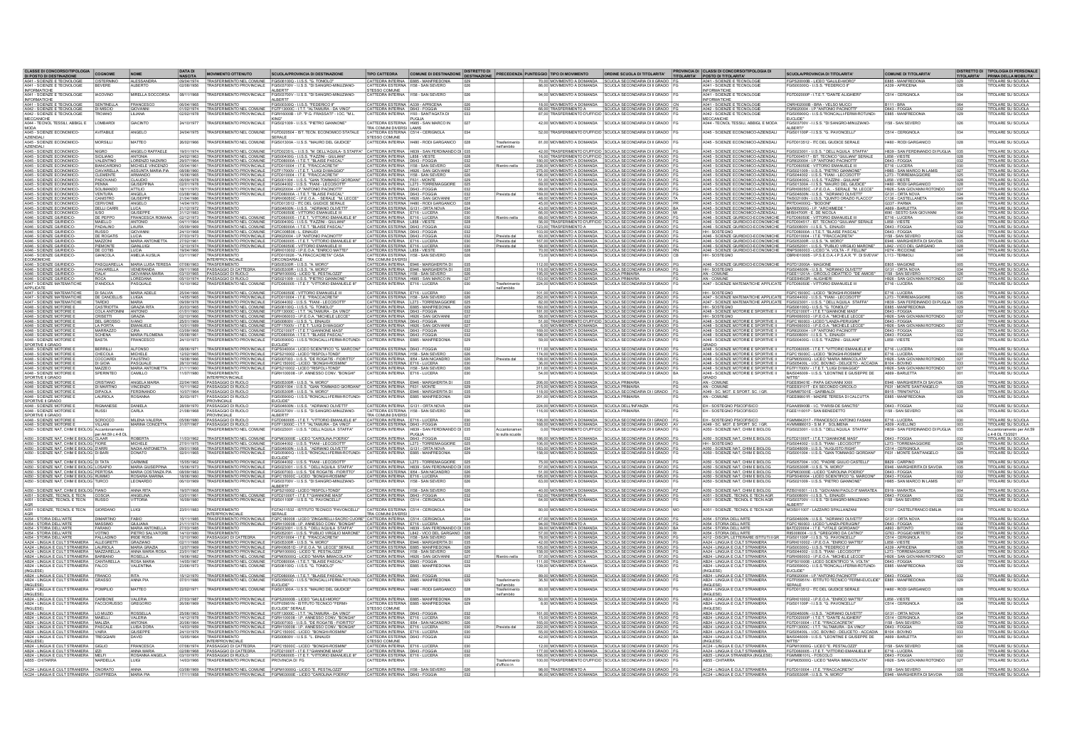| CLASSE DI CONCORSO/TIPOLOGIA DI POSTO DI DESTINAZIONE | COGNOME | NOME | DATA DI NASCITA | MOVIMENTO OTTENUTO | SCUOLA/PROVINCIA DI DESTINAZIONE | TIPO CATTEDRA | COMUNE DI DESTINAZIONE | DISTRETTO DI DESTINAZIONE | PRECEDENZA | PUNTEGGIO | TIPO DI MOVIMENTO | ORDINE SCUOLA DI TITOLARITA' | PROVINCIA DI TITOLARITA' | CLASSI DI CONCORSO/TIPOLOGIA DI POSTO DI TITOLARITA' | SCUOLA/PROVINCIA DI TITOLARITA' | COMUNE DI TITOLARITA' | DISTRETTO DI TITOLARITA' | TIPOLOGIA DI PERSONALE PRIMA DELLA MOBILITA' |
|---|---|---|---|---|---|---|---|---|---|---|---|---|---|---|---|---|---|---|
| A041 - SCIENZE E TECNOLOGIE INFORMATICHE | CISTERNINO | ALESSANDRA | 09/04/1974 | TRASFERIMENTO NEL COMUNE | FGIS06100Q - I.I.S.S. "G. TONIOLO" | CATTEDRA ESTERNA | E885 - MANFREDONIA | 029 | | 70,00 | MOVIMENTO A DOMANDA | SCUOLA SECONDARIA DI II GRADO | FG | A041 - SCIENZE E TECNOLOGIE INFORMATICHE | FGPS20000B - LICEO "GALILEI-MORO" | E885 - MANFREDONIA | 029 | TITOLARE SU SCUOLA |
| A041 - SCIENZE E TECNOLOGIE INFORMATICHE | BEVERE | ALBERTO | 02/08/1956 | TRASFERIMENTO PROVINCIALE | FGIS03700V - I.I.S.S. "DI SANGRO-MINUZIANO-ALBERTI" | CATTEDRA ESTERNA STESSO COMUNE | I158 - SAN SEVERO | 026 | | 86,00 | MOVIMENTO A DOMANDA | SCUOLA SECONDARIA DI II GRADO | FG | A041 - SCIENZE E TECNOLOGIE INFORMATICHE | FGIS00300G - I.I.S.S. "FEDERICO II" | A339 - APRICENA | 026 | TITOLARE SU SCUOLA |
| A041 - SCIENZE E TECNOLOGIE INFORMATICHE | IACOVINO | MIRELLA SOCCORSA | 08/11/1968 | TRASFERIMENTO NEL COMUNE | FGIS03700V - I.I.S.S. "DI SANGRO-MINUZIANO-ALBERTI" | CATTEDRA INTERNA | I158 - SAN SEVERO | 026 | | 94,00 | MOVIMENTO A DOMANDA | SCUOLA SECONDARIA DI II GRADO | FG | A041 - SCIENZE E TECNOLOGIE INFORMATICHE | FGTD02000P - I.T.E.T. "DANTE ALIGHIERI" | C514 - CERIGNOLA | 034 | TITOLARE SU SCUOLA |
| A042 - SCIENZE E TECNOLOGIE MECCANICHE | SENTINELLA | FRANCESCO | 06/04/1965 | TRASFERIMENTO INTERPROVINCIALE | FGIS00300G - I.I.S.S. "FEDERICO II" | CATTEDRA ESTERNA | A339 - APRICENA | 026 | | 18,00 | MOVIMENTO A DOMANDA | SCUOLA SECONDARIA DI II GRADO | CN | A041 - SCIENZE E TECNOLOGIE INFORMATICHE | CNRH02000B - BRA - VELSO MUCCI | B111 - BRA | 064 | TITOLARE SU SCUOLA |
| A042 - SCIENZE E TECNOLOGIE MECCANICHE | DI MISCIO | GIOVANNI | 01/02/1974 | TRASFERIMENTO NEL COMUNE | FGTF13000C - I.T.T. "ALTAMURA - DA VINCI" | CATTEDRA ESTERNA | D643 - FOGGIA | 032 | | 66,00 | TRASFERIMENTO A DOMANDA | SCUOLA SECONDARIA DI II GRADO | FG | A042 - SCIENZE E TECNOLOGIE MECCANICHE | FGRI020004 - I.P "ANTONIO PACINOTTI" | D643 - FOGGIA | 032 | TITOLARE SU SCUOLA |
| A042 - SCIENZE E TECNOLOGIE MECCANICHE | TROIANO | LILIANA | 02/02/1978 | TRASFERIMENTO PROVINCIALE | FGRI06000B - I.P. "P.G. FRASSATI" - LOC. "M.L. KING" | CATTEDRA INTERNA | I193 - SANT'AGATA DI PUGLIA | 033 | | 87,00 | TRASFERIMENTO D'UFFICIO | SCUOLA SECONDARIA DI II GRADO | FG | A042 - SCIENZE E TECNOLOGIE MECCANICHE | FGIS05900Q - I.I.S.S."RONCALLI-FERMI-ROTUNDI-EUCLIDE" | E885 - MANFREDONIA | 029 | TITOLARE SU SCUOLA |
| A044 - TECNOL. TESSILI, ABBIGL. E MODA | LOMBARDI | GIACINTO | 24/10/1977 | TRASFERIMENTO PROVINCIALE | FGIS021009 - I.I.S.S. "PIETRO GIANNONE" | CATTEDRA ESTERNA TRA COMUNI DIVERSI | H985 - SAN MARCO IN LAMIS | 027 | | 42,00 | MOVIMENTO A DOMANDA | SCUOLA SECONDARIA DI II GRADO | FG | A044 - TECNOL. TESSILI, ABBIGL. E MODA | FGIS03700V - I.I.S.S. "DI SANGRO-MINUZIANO-ALBERTI" | I158 - SAN SEVERO | 026 | TITOLARE SU SCUOLA |
| A045 - SCIENZE ECONOMICO-AZIENDALI | AVITABILE | ANGELO | 24/04/1975 | TRASFERIMENTO NEL COMUNE | FGTD02650X - IST. TECN. ECONOMICO STATALE SERALE | CATTEDRA ESTERNA STESSO COMUNE | C514 - CERIGNOLA | 034 | | 52,00 | TRASFERIMENTO D'UFFICIO | SCUOLA SECONDARIA DI II GRADO | FG | A045 - SCIENZE ECONOMICO-AZIENDALI | FGIS01100P - I.I.S.S. "G. PAVONCELLI" | C514 - CERIGNOLA | 034 | TITOLARE SU SCUOLA |
| A045 - SCIENZE ECONOMICO-AZIENDALI | MORSILLI | MATTEO | 26/02/1966 | TRASFERIMENTO NEL COMUNE | FGIS01300A - I.I.S.S. "MAURO DEL GIUDICE" | CATTEDRA INTERNA | H480 - RODI GARGANICO | 028 | Trasferimento nell'ambito | 81,00 | MOVIMENTO A DOMANDA | SCUOLA SECONDARIA DI II GRADO | FG | A045 - SCIENZE ECONOMICO-AZIENDALI | FGTD01351Z - ITC DEL GIUDICE SERALE | H480 - RODI GARGANICO | 028 | TITOLARE SU SCUOLA |
| A045 - SCIENZE ECONOMICO-AZIENDALI | NIGRO | ANGELO RAFFAELE | 19/01/1974 | TRASFERIMENTO NEL COMUNE | FGTD02351L - I.I.S.S. "M. DELL'AQUILA- S.STAFFA" | CATTEDRA INTERNA | H839 - SAN FERDINANDO DI P | 035 | | 42,00 | TRASFERIMENTO D'UFFICIO | SCUOLA SECONDARIA DI II GRADO | FG | A045 - SCIENZE ECONOMICO-AZIENDALI | FGIS023001 - I.I.S.S. "DELL'AQUILA STAFFA" | H839 - SAN FERDINANDO DI PUGLIA | 035 | TITOLARE SU SCUOLA |
| A045 - SCIENZE ECONOMICO-AZIENDALI | SICILIANO | ANTONIO | 24/02/1963 | TRASFERIMENTO NEL COMUNE | FGIS04600G - I.I.S.S. "FAZZINI - GIULIANI" | CATTEDRA INTERNA | L858 - VIESTE | 028 | | 16,00 | TRASFERIMENTO D'UFFICIO | SCUOLA SECONDARIA DI II GRADO | FG | A045 - SCIENZE ECONOMICO-AZIENDALI | FGTD004517 - IST. TECNICO "GIULIANI" SERALE | L858 - VIESTE | 028 | TITOLARE SU SCUOLA |
| A045 - SCIENZE ECONOMICO-AZIENDALI | VALENTINO | LORENZO NAZARIO | 29/07/1964 | TRASFERIMENTO NEL COMUNE | FGTD08000A - I.T.E. "BLAISE PASCAL" | CATTEDRA INTERNA | D643 - FOGGIA | 032 | | 180,00 | MOVIMENTO A DOMANDA | SCUOLA SECONDARIA DI II GRADO | FG | A045 - SCIENZE ECONOMICO-AZIENDALI | FGRI020004 - I.P "ANTONIO PACINOTTI" | D643 - FOGGIA | 032 | TITOLARE SU SCUOLA |
| A045 - SCIENZE ECONOMICO-AZIENDALI | BIANCARDINO | MICHELE VINCENZO | 05/04/1961 | TRASFERIMENTO NEL COMUNE | FGTD010004 - I.T.E. "FRACCACRETA" | CATTEDRA INTERNA | I158 - SAN SEVERO | 026 | Rientro nella | 236,00 | MOVIMENTO A DOMANDA | SCUOLA SECONDARIA DI II GRADO | FG | A045 - SCIENZE ECONOMICO-AZIENDALI | FGTD06000B - ITET VITTORIO EMANUELE III | E716 - LUCERA | 030 | TITOLARE SU SCUOLA |
| A045 - SCIENZE ECONOMICO-AZIENDALI | CIAVARELLA | ASSUNTA MARIA PIA | 08/08/1960 | TRASFERIMENTO NEL COMUNE | FGTF17000V - I.T.E.T. "LUIGI DI MAGGIO" | CATTEDRA INTERNA | H926 - SAN GIOVANNI ROTONDO | 027 | | 275,00 | MOVIMENTO A DOMANDA | SCUOLA SECONDARIA DI II GRADO | FG | A045 - SCIENZE ECONOMICO-AZIENDALI | FGIS021009 - I.I.S.S. "PIETRO GIANNONE" | H985 - SAN MARCO IN LAMIS | 027 | TITOLARE SU SCUOLA |
| A045 - SCIENZE ECONOMICO-AZIENDALI | CLEMENTE | ARMANDO | 16/06/1963 | TRASFERIMENTO PROVINCIALE | FGTD010004 - I.T.E. "FRACCACRETA" | CATTEDRA INTERNA | I158 - SAN SEVERO | 026 | | 196,00 | MOVIMENTO A DOMANDA | SCUOLA SECONDARIA DI II GRADO | FG | A045 - SCIENZE ECONOMICO-AZIENDALI | FGIS044004 - I.I.S.S. "TIANI - LECCISOTTI" | L273 - TORREMAGGIORE | 025 | TITOLARE SU SCUOLA |
| A045 - SCIENZE ECONOMICO-AZIENDALI | PADOVANO | CLAUDIO | 05/09/1978 | TRASFERIMENTO NEL COMUNE | FGIS001004 - I.I.S.S. "GIAN TOMMASO GIORDANI" | CATTEDRA INTERNA | F631 - MONTE SANT'ANGELO | 029 | | 51,00 | MOVIMENTO A DOMANDA | SCUOLA SECONDARIA DI II GRADO | FG | A045 - SCIENZE ECONOMICO-AZIENDALI | FGIS04600G - I.I.S.S. "FAZZINI - GIULIANI" | L858 - VIESTE | 028 | TITOLARE SU SCUOLA |
| A045 - SCIENZE ECONOMICO-AZIENDALI | PENNA | GIUSEPPINA | 02/01/1976 | TRASFERIMENTO PROVINCIALE | FGIS044004 - I.I.S.S. "TIANI - LECCISOTTI" | CATTEDRA INTERNA | L273 - TORREMAGGIORE | 025 | | 66,00 | MOVIMENTO A DOMANDA | SCUOLA SECONDARIA DI II GRADO | FG | A045 - SCIENZE ECONOMICO-AZIENDALI | FGIS01300A - I.I.S.S. "MAURO DEL GIUDICE" | H480 - RODI GARGANICO | 028 | TITOLARE SU SCUOLA |
| A045 - SCIENZE ECONOMICO-AZIENDALI | SOLIMANDO | ATTILIO | 18/11/1977 | TRASFERIMENTO PROVINCIALE | FGRI020004 - I.P "ANTONIO PACINOTTI" | CATTEDRA INTERNA | D643 - FOGGIA | 032 | | 99,00 | MOVIMENTO A DOMANDA | SCUOLA SECONDARIA DI II GRADO | FG | A045 - SCIENZE ECONOMICO-AZIENDALI | FGRH06050C - I.P.E.O.A. - SERALE "M. LECCE" | H926 - SAN GIOVANNI ROTONDO | 027 | TITOLARE SU SCUOLA |
| A045 - SCIENZE ECONOMICO-AZIENDALI | VENTURA | ANGELA | 03/08/1963 | TRASFERIMENTO NEL COMUNE | FGTD08000A - I.T.E. "BLAISE PASCAL" | CATTEDRA INTERNA | D643 - FOGGIA | 032 | Prevista dal | 169,00 | MOVIMENTO A DOMANDA | SCUOLA SECONDARIA DI II GRADO | FG | A045 - SCIENZE ECONOMICO-AZIENDALI | FGIS04600N - I.I.S.S. "ADRIANO OLIVETTI" | G131 - ORTA NOVA | 034 | TITOLARE SU SCUOLA |
| A045 - SCIENZE ECONOMICO-AZIENDALI | CANISTRO | GIUSEPPE | 21/04/1980 | TRASFERIMENTO INTERPROVINCIALE | FGRH06050C - I.P.E.O.A. - SERALE "M. LECCE" | CATTEDRA INTERNA | H926 - SAN GIOVANNI ROTONDO | 027 | | 48,00 | MOVIMENTO A DOMANDA | SCUOLA SECONDARIA DI II GRADO | TA | A045 - SCIENZE ECONOMICO-AZIENDALI | TAIS02100N - I.I.S.S. "QUINTO ORAZIO FLACCO" | C136 - CASTELLANETA | 049 | TITOLARE SU SCUOLA |
| A045 - SCIENZE ECONOMICO-AZIENDALI | CERVONE | ANGELO | 14/04/1970 | TRASFERIMENTO INTERPROVINCIALE | FGTD01351Z - ITC DEL GIUDICE SERALE | CATTEDRA INTERNA | H480 - RODI GARGANICO | 028 | | 45,00 | MOVIMENTO A DOMANDA | SCUOLA SECONDARIA DI II GRADO | PR | A045 - SCIENZE ECONOMICO-AZIENDALI | PRTD04000Q - "BODONI" | G337 - PARMA | 006 | TITOLARE SU SCUOLA |
| A045 - SCIENZE ECONOMICO-AZIENDALI | DELLI CARRI | LUCA | 21/12/1972 | TRASFERIMENTO INTERPROVINCIALE | FGIS04600N - I.I.S.S. "ADRIANO OLIVETTI" | CATTEDRA INTERNA | G131 - ORTA NOVA | 034 | | 43,00 | MOVIMENTO A DOMANDA | SCUOLA SECONDARIA DI II GRADO | BA | A045 - SCIENZE ECONOMICO-AZIENDALI | BAIS00000 - I.P "ARCHIMEDE" | A669 - BARLETTA | 001 | TITOLARE SU SCUOLA |
| A045 - SCIENZE ECONOMICO-AZIENDALI | IUSO | GIUSEPPE | 31/12/1983 | TRASFERIMENTO INTERPROVINCIALE | FGTD06000B - VITTORIO EMANUELE III | CATTEDRA INTERNA | E716 - LUCERA | 030 | | 66,00 | MOVIMENTO A DOMANDA | SCUOLA SECONDARIA DI II GRADO | MI | A045 - SCIENZE ECONOMICO-AZIENDALI | MIIS04100R - E. DE NICOLA | I690 - SESTO SAN GIOVANNI | 064 | TITOLARE SU SCUOLA |
| A046 - SCIENZE GIURIDICO-ECONOMICHE | DE PERSIS | FRANCESCA ROMANA | 02/12/1972 | TRASFERIMENTO NEL COMUNE | FGTD06000B - I.T.E.T. "VITTORIO EMANUELE III" | CATTEDRA INTERNA | E716 - LUCERA | 030 | Rientro nella | 68,00 | MOVIMENTO A DOMANDA | SCUOLA SECONDARIA DI II GRADO | FG | A046 - SCIENZE GIURIDICO-ECONOMICHE | FGTD06000B - ITET VITTORIO EMANUELE III | E716 - LUCERA | 030 | TITOLARE SU SCUOLA |
| A046 - SCIENZE GIURIDICO-ECONOMICHE | MAIELLO | ANTONIO | 04/11/1964 | TRASFERIMENTO NEL COMUNE | FGIS04600G - I.I.S.S. "FAZZINI - GIULIANI" | CATTEDRA INTERNA | L858 - VIESTE | 028 | | 56,00 | TRASFERIMENTO D'UFFICIO | SCUOLA SECONDARIA DI II GRADO | FG | A046 - SCIENZE GIURIDICO-ECONOMICHE | FGTD004517 - IST. TECNICO "GIULIANI" SERALE | L858 - VIESTE | 028 | TITOLARE SU SCUOLA |
| A046 - SCIENZE GIURIDICO-ECONOMICHE | PADALINO | LAURA | 05/09/1969 | TRASFERIMENTO PROVINCIALE | FGTD08000A - I.T.E. "BLAISE PASCAL" | CATTEDRA ESTERNA | D643 - FOGGIA | 032 | | 89,00 | MOVIMENTO A DOMANDA | SCUOLA SECONDARIA DI II GRADO | FG | A046 - SCIENZE GIURIDICO-ECONOMICHE | FGIS00800V - I.I.S.S. "L. EINAUDI" | D643 - FOGGIA | 032 | TITOLARE SU SCUOLA |
| A046 - SCIENZE GIURIDICO-ECONOMICHE | RUSSO | GIOVANNI | 24/10/1968 | TRASFERIMENTO NEL COMUNE | FGRC00800E - L. EINAUDI | CATTEDRA ESTERNA | D643 - FOGGIA | 032 | | 103,00 | MOVIMENTO A DOMANDA | SCUOLA SECONDARIA DI II GRADO | FG | HH - SOSTEGNO | FGTD08000A - I.T.E. "BLAISE PASCAL" | D643 - FOGGIA | 032 | TITOLARE SU SCUOLA |
| A046 - SCIENZE GIURIDICO-ECONOMICHE | DE BOGATIS | LUCIA | 27/03/1973 | TRASFERIMENTO NEL COMUNE | FGRI020004 - I.P "ANTONIO PACINOTTI" | CATTEDRA INTERNA | D643 - FOGGIA | 032 | Prevista dal | 90,00 | MOVIMENTO A DOMANDA | SCUOLA SECONDARIA DI II GRADO | FG | A046 - SCIENZE GIURIDICO-ECONOMICHE | FGTD010004 - I.T.E. "FRACCACRETA" | I158 - SAN SEVERO | 026 | TITOLARE SU SCUOLA |
| A046 - SCIENZE GIURIDICO-ECONOMICHE | MAZZONI | MARIA ANTONIETTA | 27/02/1961 | TRASFERIMENTO PROVINCIALE | FGTD06000B - I.T.E.T. "VITTORIO EMANUELE III" | CATTEDRA INTERNA | E716 - LUCERA | 030 | Prevista dal | 167,00 | MOVIMENTO A DOMANDA | SCUOLA SECONDARIA DI II GRADO | FG | A046 - SCIENZE GIURIDICO-ECONOMICHE | FGIS05300R - I.I.S.S. "A. MORO" | E946 - MARGHERITA DI SAVOIA | 035 | TITOLARE SU SCUOLA |
| A046 - SCIENZE GIURIDICO-ECONOMICHE | PIEMONTE | GIANLUIGI | 12/10/1974 | TRASFERIMENTO PROVINCIALE | FGTD06000B - I.T.E.T. "VITTORIO EMANUELE III" | CATTEDRA INTERNA | E716 - LUCERA | 030 | Prevista dal | 58,00 | MOVIMENTO A DOMANDA | SCUOLA SECONDARIA DI II GRADO | FG | A046 - SCIENZE GIURIDICO-ECONOMICHE | FGIS052001 - I.I.S.S. "PUBLIO VIRGILIO MARONE" | L842 - VICO DEL GARGANO | 028 | TITOLARE SU SCUOLA |
| A046 - SCIENZE GIURIDICO-ECONOMICHE | DE COTIIS | LUCIA | 19/04/1966 | TRASFERIMENTO INTERPROVINCIALE | FGRI010002 - I.P.E.O.A. "ENRICO MATTEI" | CATTEDRA ESTERNA | L858 - VIESTE | 028 | | 70,00 | MOVIMENTO A DOMANDA | SCUOLA SECONDARIA DI II GRADO | RN | A046 - SCIENZE GIURIDICO-ECONOMICHE | RNPS06000 - LICEO "A. VOLTA - F. FELLINI" | H274 - RICCIONE | 047 | TITOLARE SU SCUOLA |
| A046 - SCIENZE GIURIDICO-ECONOMICHE | GIANCOLA | AMELIA AUSILIA | 03/11/1967 | TRASFERIMENTO INTERPROVINCIALE | FGTD01002B - "A.FRACCACRETA" CASA CIRCONDARIALE | CATTEDRA ESTERNA TRA COMUNI DIVERSI | I158 - SAN SEVERO | 026 | | 73,00 | MOVIMENTO A DOMANDA | SCUOLA SECONDARIA DI II GRADO | CB | HH - SOSTEGNO | CBRH01000S - I.P.S.E.O.A.-I.P.S.A.R. "F. DI SVEVIA" | L113 - TERMOLI | 006 | TITOLARE SU SCUOLA |
| A046 - SCIENZE GIURIDICO-ECONOMICHE | PASQUARELLA | MARIA LUISA TERESA | 07/06/1963 | TRASFERIMENTO PROVINCIALE | FGIS05300R - I.I.S.S. "A. MORO" | CATTEDRA INTERNA | E946 - MARGHERITA DI SAVOIA | 035 | | 112,00 | MOVIMENTO A DOMANDA | SCUOLA SECONDARIA DI II GRADO | FG | A046 - SCIENZE GIURIDICO-ECONOMICHE | PGTD12000A - MAGIONE | E805 - MAGIONE | 006 | TITOLARE SU SCUOLA |
| A046 - SCIENZE GIURIDICO-ECONOMICHE | CIAVARELLA | VENERANDA | 09/11/1963 | PASSAGGIO DI CATTEDRA | FGIS05300R - I.I.S.S. "A. MORO" | CATTEDRA INTERNA | E946 - MARGHERITA DI SAVOIA | 035 | | 116,00 | MOVIMENTO A DOMANDA | SCUOLA SECONDARIA DI II GRADO | FG | HH - SOSTEGNO | FGIS04600N - I.I.S.S. "ADRIANO OLIVETTI" | G131 - ORTA NOVA | 034 | TITOLARE SU SCUOLA |
| A046 - SCIENZE GIURIDICO-ECONOMICHE | FALA | GIOVANNA MARIA | 03/10/1963 | PASSAGGIO DI RUOLO | FGPM10000G - LICEO "E. PESTALOZZI" | CATTEDRA INTERNA | I158 - SAN SEVERO | 026 | | 108,00 | MOVIMENTO A DOMANDA | SCUOLA PRIMARIA | FG | AN - COMUNE | FGEE11201A - CIRCOLO DIDATTICO "DE AMICIS" | I158 - SAN SEVERO | 026 | TITOLARE SU SCUOLA |
| A046 - SCIENZE GIURIDICO-ECONOMICHE | RIZZI | LOREDANA | 05/10/1974 | PASSAGGIO DI RUOLO | FGIS021009 - I.I.S.S. "PIETRO GIANNONE" | CATTEDRA INTERNA | H985 - SAN MARCO IN LAMIS | 027 | | 153,00 | MOVIMENTO A DOMANDA | SCUOLA PRIMARIA | FG | AN - COMUNE | FGEE85 - ALIGHIERI | H926 - SAN GIOVANNI ROTONDO | 027 | TITOLARE SU SCUOLA |
| A047 - SCIENZE MATEMATICHE APPLICATE | D'ANDOLA | PASQUALE | 10/10/1962 | TRASFERIMENTO NEL COMUNE | FGTD06000B - I.T.E.T. "VITTORIO EMANUELE III" | CATTEDRA INTERNA | E716 - LUCERA | 030 | Trasferimento nell'ambito | 220,00 | MOVIMENTO A DOMANDA | SCUOLA SECONDARIA DI II GRADO | FG | A047 - SCIENZE MATEMATICHE APPLICATE | FGTD06000B - ITET VITTORIO EMANUELE III | E716 - LUCERA | 030 | TITOLARE SU SCUOLA |
| A047 - SCIENZE MATEMATICHE APPLICATE | DI SALVIA | MARIA ADELE | 25/04/1966 | TRASFERIMENTO NEL COMUNE | FGTD06000B - I.T.E.T. "VITTORIO EMANUELE III" | CATTEDRA ESTERNA | E716 - LUCERA | 030 | | 101,00 | MOVIMENTO A DOMANDA | SCUOLA SECONDARIA DI II GRADO | FG | HH - SOSTEGNO | FGPC15000C - LICEO "BONGHI-ROSMINI" | E716 - LUCERA | 030 | TITOLARE SU SCUOLA |
| A047 - SCIENZE MATEMATICHE APPLICATE | DE SANDOLIS | LUIGIA | 14/05/1963 | TRASFERIMENTO PROVINCIALE | FGTD010004 - I.T.E. "FRACCACRETA" | CATTEDRA ESTERNA | I158 - SAN SEVERO | 026 | | 252,00 | MOVIMENTO A DOMANDA | SCUOLA SECONDARIA DI II GRADO | FG | A047 - SCIENZE MATEMATICHE APPLICATE | FGIS044004 - I.I.S.S. "TIANI - LECCISOTTI" | L273 - TORREMAGGIORE | 025 | TITOLARE SU SCUOLA |
| A047 - SCIENZE MATEMATICHE APPLICATE | TARDIO | MARIA | 09/09/1976 | TRASFERIMENTO PROVINCIALE | FGIS044004 - I.I.S.S. "TIANI - LECCISOTTI" | CATTEDRA ESTERNA | L273 - TORREMAGGIORE | 025 | | 82,00 | MOVIMENTO A DOMANDA | SCUOLA SECONDARIA DI II GRADO | FG | A047 - SCIENZE MATEMATICHE APPLICATE | FGIS023001 - I.I.S.S. "DELL'AQUILA STAFFA" | H839 - SAN FERDINANDO DI PUGLIA | 035 | TITOLARE SU SCUOLA |
| A048 - SCIENZE MOTORIE E SPORTIVE II GRADO | TROTTA | GRAZIA RITA | 20/03/1965 | TRASFERIMENTO NEL COMUNE | FGIS06100Q - I.I.S.S. "G. TONIOLO" | CATTEDRA ESTERNA | E885 - MANFREDONIA | 029 | | 160,00 | MOVIMENTO A DOMANDA | SCUOLA SECONDARIA DI II GRADO | FG | HH - SOSTEGNO | FGIS05900Q - I.I.S.S."RONCALLI-FERMI-ROTUNDI-EUCLIDE" | E885 - MANFREDONIA | 029 | TITOLARE SU SCUOLA |
| A048 - SCIENZE MOTORIE E SPORTIVE II GRADO | COLA ANTONINI | ANTONIO | 01/01/1960 | TRASFERIMENTO NEL COMUNE | FGTF13000C - I.T.T. "ALTAMURA - DA VINCI" | CATTEDRA INTERNA | D643 - FOGGIA | 032 | | 181,00 | MOVIMENTO A DOMANDA | SCUOLA SECONDARIA DI II GRADO | FG | A048 - SCIENZE MOTORIE E SPORTIVE II GRADO | FGTD21000T - I.T.E.T."GIANNONE MASI" | D643 - FOGGIA | 032 | TITOLARE SU SCUOLA |
| A048 - SCIENZE MOTORIE E SPORTIVE II GRADO | CRISETTI | GRAZIA | 02/10/1966 | TRASFERIMENTO NEL COMUNE | FGRH060003 - I.P.E.O.A. "MICHELE LECCE" | CATTEDRA INTERNA | H926 - SAN GIOVANNI ROTONDO | 027 | | 58,00 | MOVIMENTO A DOMANDA | SCUOLA SECONDARIA DI II GRADO | FG | A048 - SCIENZE MOTORIE E SPORTIVE II GRADO | FGRH060003 - I.P.E.O.A. "MICHELE LECCE" | H926 - SAN GIOVANNI ROTONDO | 027 | TITOLARE SU SCUOLA |
| A048 - SCIENZE MOTORIE E SPORTIVE II GRADO | DEL GROSSO | IVANO | 25/01/1969 | TRASFERIMENTO NEL COMUNE | FGIS00800V - I.I.S.S. "L. EINAUDI" | CATTEDRA INTERNA | D643 - FOGGIA | 032 | | 51,00 | TRASFERIMENTO D'UFFICIO | SCUOLA SECONDARIA DI II GRADO | FG | A048 - SCIENZE MOTORIE E SPORTIVE II GRADO | FGPC160003 - LICEO "LANZA-PERUGINI" | D643 - FOGGIA | 032 | TITOLARE SU SCUOLA |
| A048 - SCIENZE MOTORIE E SPORTIVE II GRADO | LA PORTA | EMANUELE | 10/01/1969 | TRASFERIMENTO NEL COMUNE | FGTF17000V - I.T.E.T. "LUIGI DI MAGGIO" | CATTEDRA INTERNA | H926 - SAN GIOVANNI ROTONDO | 027 | | 6,00 | MOVIMENTO A DOMANDA | SCUOLA SECONDARIA DI II GRADO | FG | A048 - SCIENZE MOTORIE E SPORTIVE II GRADO | FGRH060003 - I.P.E.O.A. "MICHELE LECCE" | H926 - SAN GIOVANNI ROTONDO | 027 | TITOLARE SU SCUOLA |
| A048 - SCIENZE MOTORIE E SPORTIVE II GRADO | MARRAZZO | CIRA | 03/09/1968 | TRASFERIMENTO NEL COMUNE | FGTD21000T - I.T.E.T."GIANNONE MASI" | CATTEDRA INTERNA | D643 - FOGGIA | 032 | | 169,00 | MOVIMENTO A DOMANDA | SCUOLA SECONDARIA DI II GRADO | FG | A048 - SCIENZE MOTORIE E SPORTIVE II GRADO | FGRI020004 - I.P "ANTONIO PACINOTTI" | D643 - FOGGIA | 032 | TITOLARE SU SCUOLA |
| A048 - SCIENZE MOTORIE E SPORTIVE II GRADO | SCHENA | MARIA FILOMENA | 05/08/1967 | TRASFERIMENTO NEL COMUNE | FGTD08000A - I.T.E. "BLAISE PASCAL" | CATTEDRA INTERNA | D643 - FOGGIA | 032 | | 198,00 | MOVIMENTO A DOMANDA | SCUOLA SECONDARIA DI II GRADO | FG | A048 - SCIENZE MOTORIE E SPORTIVE II GRADO | FGIS00800V - I.I.S.S. "L. EINAUDI" | D643 - FOGGIA | 032 | TITOLARE SU SCUOLA |
| A048 - SCIENZE MOTORIE E SPORTIVE II GRADO | BASTA | FRANCESCO | 24/10/1973 | TRASFERIMENTO PROVINCIALE | FGIS05900Q - I.I.S.S."RONCALLI-FERMI-ROTUNDI-EUCLIDE" | CATTEDRA INTERNA | E885 - MANFREDONIA | 029 | | 59,00 | MOVIMENTO A DOMANDA | SCUOLA SECONDARIA DI II GRADO | FG | A048 - SCIENZE MOTORIE E SPORTIVE II GRADO | FGIS04600G - I.I.S.S. "FAZZINI - GIULIANI" | L858 - VIESTE | 028 | TITOLARE SU SCUOLA |
| A048 - SCIENZE MOTORIE E SPORTIVE II GRADO | BERRILLI | ALFONSO | 08/06/1971 | TRASFERIMENTO PROVINCIALE | FGPS040004 - LICEO SCIENTIFICO "G. MARCONI" | CATTEDRA ESTERNA | D643 - FOGGIA | 032 | | 111,00 | MOVIMENTO A DOMANDA | SCUOLA SECONDARIA DI II GRADO | FG | A048 - SCIENZE MOTORIE E SPORTIVE II GRADO | FGTD06000B - I.T.E.T. "VITTORIO EMANUELE III" | E716 - LUCERA | 030 | TITOLARE SU SCUOLA |
| A048 - SCIENZE MOTORIE E SPORTIVE II GRADO | CROCCIA | MICHELE | 12/02/1965 | TRASFERIMENTO PROVINCIALE | FGPS210002 - LICEO "RISPOLI-TONDI" | CATTEDRA INTERNA | I158 - SAN SEVERO | 026 | | 174,00 | MOVIMENTO A DOMANDA | SCUOLA SECONDARIA DI II GRADO | FG | A048 - SCIENZE MOTORIE E SPORTIVE II GRADO | FGPC15000C - LICEO "BONGHI-ROSMINI" | E716 - LUCERA | 030 | TITOLARE SU SCUOLA |
| A048 - SCIENZE MOTORIE E SPORTIVE II GRADO | COCCARDI | FAUSTINO | 19/08/1966 | TRASFERIMENTO PROVINCIALE | FGIS007003 - I.I.S.S. "DE ROGATIS - FIORITTO" | CATTEDRA ESTERNA | I054 - SAN NICANDRO GARGANICO | 026 | Prevista dal | 166,00 | MOVIMENTO A DOMANDA | SCUOLA SECONDARIA DI II GRADO | FG | A048 - SCIENZE MOTORIE E SPORTIVE II GRADO | FGPM03000E - LICEO "MARIA IMMACOLATA" | H926 - SAN GIOVANNI ROTONDO | 027 | TITOLARE SU SCUOLA |
| A048 - SCIENZE MOTORIE E SPORTIVE II GRADO | DI GIOIA | PASQUALE | 28/10/1962 | TRASFERIMENTO PROVINCIALE | FGPC15000C - LICEO "BONGHI-ROSMINI" | CATTEDRA ESTERNA | E716 - LUCERA | 030 | | 190,00 | MOVIMENTO A DOMANDA | SCUOLA SECONDARIA DI II GRADO | FG | A048 - SCIENZE MOTORIE E SPORTIVE II GRADO | FGIS05600L - IIS BOVINO - DELICETO - ACCADIA | B104 - BOVINO | 033 | TITOLARE SU SCUOLA |
| A048 - SCIENZE MOTORIE E SPORTIVE II GRADO | MAZZEO | MARIA ANTONIETTA | 21/11/1960 | TRASFERIMENTO PROVINCIALE | FGPS210002 - LICEO "RISPOLI-TONDI" | CATTEDRA ESTERNA | I158 - SAN SEVERO | 026 | | 311,00 | MOVIMENTO A DOMANDA | SCUOLA SECONDARIA DI II GRADO | FG | A048 - SCIENZE MOTORIE E SPORTIVE II GRADO | FGTF17000V - I.T.E.T. "LUIGI DI MAGGIO" | H926 - SAN GIOVANNI ROTONDO | 027 | TITOLARE SU SCUOLA |
| A048 - SCIENZE MOTORIE E SPORTIVE II GRADO | SPERANTEO | CAMILLO | 11/07/1969 | TRASFERIMENTO INTERPROVINCIALE | FGRH10000B - I.P. ANNESSO CONV. "BONGHI" | CATTEDRA INTERNA | E716 - LUCERA | 030 | | 56,00 | MOVIMENTO A DOMANDA | SCUOLA SECONDARIA DI II GRADO | BA | A048 - SCIENZE MOTORIE E SPORTIVE II GRADO | BAIS04800 - I.I.S.S. "LEONTINE E GIUSEPPE DE NITTIS" | A669 - BARLETTA | 001 | TITOLARE SU SCUOLA |
| A048 - SCIENZE MOTORIE E SPORTIVE II GRADO | CRISTIANO | ANGELA MARIA | 22/04/1965 | PASSAGGIO DI RUOLO | FGIS05300R - I.I.S.S. "A. MORO" | CATTEDRA INTERNA | E946 - MARGHERITA DI SAVOIA | 035 | | 206,00 | MOVIMENTO A DOMANDA | SCUOLA PRIMARIA | FG | AN - COMUNE | FGEE8940 - PAPA GIOVANNI XXIII | E946 - MARGHERITA DI SAVOIA | 035 | TITOLARE SU SCUOLA |
| A048 - SCIENZE MOTORIE E SPORTIVE II GRADO | DI MARTINO | VINCENZO | 10/11/1962 | PASSAGGIO DI RUOLO | FGIS001004 - I.I.S.S. "GIAN TOMMASO GIORDANI" | CATTEDRA INTERNA | F631 - MONTE SANT'ANGELO | 029 | | 215,00 | MOVIMENTO A DOMANDA | SCUOLA PRIMARIA | FG | AN - COMUNE | FGEE01 - EX SECONDO CIRCOLO | F631 - MONTE SANT'ANGELO | 029 | TITOLARE SU SCUOLA |
| A048 - SCIENZE MOTORIE E SPORTIVE II GRADO | DIPAOLA | FERDINANDO | 10/07/1964 | PASSAGGIO DI RUOLO | FGIS05300R - I.I.S.S. "A. MORO" | CATTEDRA INTERNA | E946 - MARGHERITA DI SAVOIA | 035 | | 118,00 | MOVIMENTO A DOMANDA | SCUOLA SECONDARIA DI I GRADO | FG | A049 - SC. MOT. E SPORT. SC. I GR. | FGMM8 - GARIBALDI | B915 - TRINITAPOLI | 035 | TITOLARE SU SCUOLA |
| A048 - SCIENZE MOTORIE E SPORTIVE II GRADO | LAURIOLA | ROSANNA | 30/03/1971 | PASSAGGIO DI RUOLO PROVINCIALE | FGIS05900Q - I.I.S.S."RONCALLI-FERMI-ROTUNDI-EUCLIDE" | CATTEDRA INTERNA | E885 - MANFREDONIA | 029 | | 261,00 | MOVIMENTO A DOMANDA | SCUOLA PRIMARIA | FG | AN - COMUNE | FGEE00 - MADRE TERESA DI CALCUTTA | E885 - MANFREDONIA | 029 | TITOLARE SU SCUOLA |
| A048 - SCIENZE MOTORIE E SPORTIVE II GRADO | RIGNANESE | DANIELA | 28/09/1970 | PASSAGGIO DI RUOLO | FGIS04600N - I.I.S.S. "ADRIANO OLIVETTI" | CATTEDRA INTERNA | G131 - ORTA NOVA | 034 | | 224,00 | MOVIMENTO A DOMANDA | SCUOLA DELL'INFANZIA | FG | EH - SOSTEGNO PSICOFISICO | FGAA8 - I.C. "PARISI-DE SANCTIS" | D643 - FOGGIA | 032 | TITOLARE SU SCUOLA |
| A048 - SCIENZE MOTORIE E SPORTIVE II GRADO | RUSSI | CARLA | 21/08/1968 | PASSAGGIO DI RUOLO PROVINCIALE | FGIS03700V - I.I.S.S. "DI SANGRO-MINUZIANO-ALBERTI" | CATTEDRA ESTERNA TRA COMUNI DIVERSI | I158 - SAN SEVERO | 026 | | 116,00 | MOVIMENTO A DOMANDA | SCUOLA PRIMARIA | FG | EH - SOSTEGNO PSICOFISICO | FGEE11 - SAN BENEDETTO | I158 - SAN SEVERO | 026 | TITOLARE SU SCUOLA |
| A048 - SCIENZE MOTORIE E SPORTIVE II GRADO | SCROCCO | MILENA VALERIA | 05/06/1980 | PASSAGGIO DI RUOLO | FGTD06000B - I.T.E.T. "VITTORIO EMANUELE III" | CATTEDRA INTERNA | E716 - LUCERA | 030 | | 108,00 | MOVIMENTO A DOMANDA | SCUOLA SECONDARIA DI I GRADO | FG | EH - SOSTEGNO PSICOFISICO | FGMM842017 - FRANCESCO ANTONIO FASANI | E716 - LUCERA | 030 | TITOLARE SU SCUOLA |
| A048 - SCIENZE MOTORIE E SPORTIVE II GRADO | VILLANI | MARINA CONCETTA | 31/07/1967 | PASSAGGIO DI RUOLO | FGTF13000C - I.T.T. "ALTAMURA - DA VINCI" | CATTEDRA INTERNA | D643 - FOGGIA | 032 | | 68,00 | MOVIMENTO A DOMANDA | SCUOLA SECONDARIA DI I GRADO | AV | A049 - SC. MOT. E SPORT. SC. I GR. | AVMM8 - S.M. F. SOLIMENA | A509 - AVELLINO | 003 | TITOLARE SU SCUOLA |
| A050 - SCIENZE NAT, CHIM E BIOLOG | Accantonamento per Art.59 c.4-8 DL | | | TRASFERIMENTO NEL COMUNE | FGIS023001 - I.I.S.S. "DELL'AQUILA STAFFA" | CATTEDRA INTERNA | H839 - SAN FERDINANDO DI PUGLIA | 035 | Accantonamento sulla scuola | 0,00 | TRASFERIMENTO D'UFFICIO | SCUOLA SECONDARIA DI II GRADO | FG | A050 - SCIENZE NAT, CHIM E BIOLOG | FGIS023001 - I.I.S.S. "DELL'AQUILA STAFFA" | H839 - SAN FERDINANDO DI PUGLIA | 035 | Accantonamento per Art.59 c.4-8 DL 73/2021 |
| A050 - SCIENZE NAT, CHIM E BIOLOG | CLAAR | ROBERTA | 11/03/1962 | TRASFERIMENTO NEL COMUNE | FGPM03000E - LICEO "CAROLINA POERIO" | CATTEDRA INTERNA | D643 - FOGGIA | 032 | | 186,00 | MOVIMENTO A DOMANDA | SCUOLA SECONDARIA DI II GRADO | FG | A050 - SCIENZE NAT, CHIM E BIOLOG | FGTD21000T - I.T.E.T."GIANNONE MASI" | D643 - FOGGIA | 032 | TITOLARE SU SCUOLA |
| A050 - SCIENZE NAT, CHIM E BIOLOG | FIORE | MICHELE | 27/01/1975 | TRASFERIMENTO NEL COMUNE | FGIS044004 - I.I.S.S. "TIANI - LECCISOTTI" | CATTEDRA INTERNA | L273 - TORREMAGGIORE | 025 | | 76,00 | MOVIMENTO A DOMANDA | SCUOLA SECONDARIA DI II GRADO | FG | HH - SOSTEGNO | FGIS044004 - I.I.S.S. "TIANI - LECCISOTTI" | L273 - TORREMAGGIORE | 025 | TITOLARE SU SCUOLA |
| A050 - SCIENZE NAT, CHIM E BIOLOG | D'ARRI | NADIA ANTONIETTA | 09/01/1968 | TRASFERIMENTO NEL COMUNE | FGIS04600N - I.I.S.S. "ADRIANO OLIVETTI" | CATTEDRA INTERNA | G131 - ORTA NOVA | 034 | | 183,00 | MOVIMENTO A DOMANDA | SCUOLA SECONDARIA DI II GRADO | FG | A050 - SCIENZE NAT, CHIM E BIOLOG | FGIS01600 - I.I.S.S. "AUGUSTO RIGHI" | C514 - CERIGNOLA | 034 | TITOLARE SU SCUOLA |
| A050 - SCIENZE NAT, CHIM E BIOLOG | DI BARI | DONATO | 02/01/1965 | TRASFERIMENTO NEL COMUNE | FGIS05900Q - I.I.S.S."RONCALLI-FERMI-ROTUNDI-EUCLIDE" | CATTEDRA INTERNA | E885 - MANFREDONIA | 029 | | 158,00 | MOVIMENTO A DOMANDA | SCUOLA SECONDARIA DI II GRADO | FG | A050 - SCIENZE NAT, CHIM E BIOLOG | FGIS001004 - I.I.S.S. "GIAN TOMMASO GIORDANI" | F631 - MONTE SANT'ANGELO | 029 | TITOLARE SU SCUOLA |
| A050 - SCIENZE NAT, CHIM E BIOLOG | DI TATA | CARMINE | 15/05/1962 | TRASFERIMENTO PROVINCIALE | FGIS044004 - I.I.S.S. "TIANI - LECCISOTTI" | CATTEDRA INTERNA | L273 - TORREMAGGIORE | 025 | | 75,00 | MOVIMENTO A DOMANDA | SCUOLA SECONDARIA DI II GRADO | FG | A050 - SCIENZE NAT, CHIM E BIOLOG | FGIS0 - I.I.S.S. "PADRE GIULIO CASTELLI" | B829 - CARPINO | 028 | TITOLARE SU SCUOLA |
| A050 - SCIENZE NAT, CHIM E BIOLOG | LOSAPIO | MARIA GIUSEPPINA | 15/06/1973 | TRASFERIMENTO PROVINCIALE | FGIS023001 - I.I.S.S. "DELL'AQUILA STAFFA" | CATTEDRA INTERNA | H839 - SAN FERDINANDO DI P | 035 | | 57,00 | MOVIMENTO A DOMANDA | SCUOLA SECONDARIA DI II GRADO | FG | A050 - SCIENZE NAT, CHIM E BIOLOG | FGIS05300R - I.I.S.S. "A. MORO" | E946 - MARGHERITA DI SAVOIA | 035 | TITOLARE SU SCUOLA |
| A050 - SCIENZE NAT, CHIM E BIOLOG | PERTOSA | MARIA COSTANZA PIA | 08/09/1983 | TRASFERIMENTO PROVINCIALE | FGIS007003 - I.I.S.S. "DE ROGATIS - FIORITTO" | CATTEDRA INTERNA | I054 - SAN NICANDRO GARGANICO | 026 | | 51,00 | MOVIMENTO A DOMANDA | SCUOLA SECONDARIA DI II GRADO | FG | A050 - SCIENZE NAT, CHIM E BIOLOG | FGPM03000E - LICEO "CAROLINA POERIO" | D643 - FOGGIA | 032 | TITOLARE SU SCUOLA |
| A050 - SCIENZE NAT, CHIM E BIOLOG | RUMMO | ROSARIA MARINA | 18/06/1969 | TRASFERIMENTO PROVINCIALE | FGPC15000C - LICEO "BONGHI-ROSMINI" | CATTEDRA INTERNA | E716 - LUCERA | 030 | | 195,00 | MOVIMENTO A DOMANDA | SCUOLA SECONDARIA DI II GRADO | FG | A050 - SCIENZE NAT, CHIM E BIOLOG | FGPS040004 - LICEO SCIENTIFICO "G. MARCONI" | D643 - FOGGIA | 032 | TITOLARE SU SCUOLA |
| A050 - SCIENZE NAT, CHIM E BIOLOG | TURCO | LEONARDO | 06/10/1969 | TRASFERIMENTO PROVINCIALE | FGIS03700V - I.I.S.S. "DI SANGRO-MINUZIANO-ALBERTI" | CATTEDRA INTERNA | I158 - SAN SEVERO | 026 | | 63,00 | MOVIMENTO A DOMANDA | SCUOLA SECONDARIA DI II GRADO | FG | A050 - SCIENZE NAT, CHIM E BIOLOG | FGIS021009 - I.I.S.S. "PIETRO GIANNONE" | H985 - SAN MARCO IN LAMIS | 027 | TITOLARE SU SCUOLA |
| A050 - SCIENZE NAT, CHIM E BIOLOG | FINO | ANNA RITA | 19/07/1968 | TRASFERIMENTO INTERPROVINCIALE | FGPS210002 - LICEO "RISPOLI-TONDI" | CATTEDRA INTERNA | I158 - SAN SEVERO | 026 | | 40,00 | MOVIMENTO A DOMANDA | SCUOLA SECONDARIA DI II GRADO | PZ | A050 - SCIENZE NAT, CHIM E BIOLOG | PZIS01600 - I.I.S. "GIOVANNI PAOLO II" MARATEA | E919 - MARATEA | 004 | TITOLARE SU SCUOLA |
| A051 - SCIENZE, TECNOL E TECN AGR | COSCIA | ANGELINA | 03/01/1961 | TRASFERIMENTO NEL COMUNE | FGTD21000T - I.T.E.T."GIANNONE MASI" | CATTEDRA INTERNA | D643 - FOGGIA | 032 | | 152,00 | MOVIMENTO A DOMANDA | SCUOLA SECONDARIA DI II GRADO | FG | A051 - SCIENZE, TECNOL E TECN AGR | FGIS00800V - I.I.S.S. "L. EINAUDI" | D643 - FOGGIA | 032 | TITOLARE SU SCUOLA |
| A051 - SCIENZE, TECNOL E TECN AGR | RUSSO | VITTORIA | 16/09/1980 | TRASFERIMENTO NEL COMUNE | FGIS01100P - I.I.S.S. "G. PAVONCELLI" | CATTEDRA INTERNA | C514 - CERIGNOLA | 034 | | 55,00 | MOVIMENTO A DOMANDA | SCUOLA SECONDARIA DI II GRADO | FG | A051 - SCIENZE, TECNOL E TECN AGR | FGIS03700V - I.I.S.S. "DI SANGRO-MINUZIANO-ALBERTI" | I158 - SAN SEVERO | 026 | TITOLARE SU SCUOLA |
| A051 - SCIENZE, TECNOL E TECN AGR | GIORDANO | LUIGI | 23/01/1983 | TRASFERIMENTO INTERPROVINCIALE | FGTA01153 - ISTITUTO TECNICO "PAVONCELLI" SERALE | CATTEDRA ESTERNA TRA COMUNI DIVERSI | C514 - CERIGNOLA | 034 | | 80,00 | MOVIMENTO A DOMANDA | SCUOLA SECONDARIA DI II GRADO | MO | A051 - SCIENZE, TECNOL E TECN AGR | MOIS01100 - LAZZARO SPALLANZANI | C107 - CASTELFRANCO EMILIA | 018 | TITOLARE SU SCUOLA |
| A054 - STORIA DELL'ARTE | DIMARTINO | FABIO | 15/11/1985 | TRASFERIMENTO PROVINCIALE | FGPC15000 - LICEO "ZINGARELLI-SACRO CUORE" | CATTEDRA INTERNA | C514 - CERIGNOLA | 034 | | 47,00 | MOVIMENTO A DOMANDA | SCUOLA SECONDARIA DI II GRADO | FG | A054 - STORIA DELL'ARTE | FGIS04600N - I.I.S.S. "ADRIANO OLIVETTI" | G131 - ORTA NOVA | 034 | TITOLARE SU SCUOLA |
| A054 - STORIA DELL'ARTE | MASSARO | GIULIANA | 21/11/1974 | TRASFERIMENTO PROVINCIALE | FGRH10000B - I.P. ANNESSO CONV. "BONGHI" | CATTEDRA ESTERNA | E716 - LUCERA | 030 | | 94,00 | MOVIMENTO A DOMANDA | SCUOLA SECONDARIA DI II GRADO | FG | A054 - STORIA DELL'ARTE | FGPC160003 - LICEO "LANZA-PERUGINI" | D643 - FOGGIA | 032 | TITOLARE SU SCUOLA |
| A054 - STORIA DELL'ARTE | FARANO | MARIA ANTONIETTA | 27/03/1985 | TRASFERIMENTO INTERPROVINCIALE | FGIS023001 - I.I.S.S. "DELL'AQUILA STAFFA" | CATTEDRA INTERNA | H839 - SAN FERDINANDO DI P | 035 | | 83,00 | MOVIMENTO A DOMANDA | SCUOLA SECONDARIA DI II GRADO | BA | A054 - STORIA DELL'ARTE | BATD22000E - I.T.E. "VITALE GIORDANO" | A883 - BITONTO | 008 | TITOLARE SU SCUOLA |
| A054 - STORIA DELL'ARTE | VOTTINO | PIETRO SALVATORE | 14/10/1980 | TRASFERIMENTO INTERPROVINCIALE | FGIS052001 - I.I.S.S. "PUBLIO VIRGILIO MARONE" | CATTEDRA INTERNA | L842 - VICO DEL GARGANO | 028 | | 57,00 | MOVIMENTO A DOMANDA | SCUOLA SECONDARIA DI II GRADO | RI | A054 - STORIA DELL'ARTE | RIIS00 | G763 - POGGIO MIRTETO | 002 | TITOLARE SU SCUOLA |
| A054 - STORIA DELL'ARTE | PALLADINO | IRIDE ROSA | 12/10/1980 | PASSAGGIO DI CATTEDRA | FGTD010004 - I.T.E. "FRACCACRETA" | CATTEDRA INTERNA | I158 - SAN SEVERO | 026 | | 90,00 | MOVIMENTO A DOMANDA | SCUOLA SECONDARIA DI II GRADO | FG | A019 - FILOSOFIA E STORIA | FGIS01100P - I.I.S.S. "G. PAVONCELLI" | C514 - CERIGNOLA | 034 | TITOLARE SU SCUOLA |
| AB24 - LINGUA E CULT STRANIERA (INGLESE) | ALLEGRETTI | GRAZIANO | 02/11/1968 | TRASFERIMENTO NEL COMUNE | FGIS05300R - I.I.S.S. "A. MORO" | CATTEDRA INTERNA | E946 - MARGHERITA DI SAVOIA | 035 | | 190,00 | MOVIMENTO A DOMANDA | SCUOLA SECONDARIA DI II GRADO | FG | AB24 - LINGUA E CULT STRANIERA (INGLESE) | FGRI010002 - I.P.E.O.A. "ENRICO MATTEI" | L858 - VIESTE | 028 | TITOLARE SU SCUOLA |
| AB24 - LINGUA E CULT STRANIERA (INGLESE) | CASTRIOTTA | MARIA GRAZIA | 12/07/1964 | TRASFERIMENTO NEL COMUNE | FGRH06050C - I.P.E.O.A. - SERALE "M. LECCE" | CATTEDRA INTERNA | H926 - SAN GIOVANNI ROTONDO | 027 | | 63,00 | MOVIMENTO A DOMANDA | SCUOLA SECONDARIA DI II GRADO | FG | AB24 - LINGUA E CULT STRANIERA (INGLESE) | FGTF17000V - I.T.E.T. "LUIGI DI MAGGIO" | H926 - SAN GIOVANNI ROTONDO | 027 | TITOLARE SU SCUOLA |
| AB24 - LINGUA E CULT STRANIERA (INGLESE) | MAZZARELLA | ANNA MARIA ROSA | 23/01/1967 | TRASFERIMENTO NEL COMUNE | FGPM10000G - LICEO "E. PESTALOZZI" | CATTEDRA INTERNA | I158 - SAN SEVERO | 026 | | 95,00 | MOVIMENTO A DOMANDA | SCUOLA SECONDARIA DI II GRADO | FG | AB24 - LINGUA E CULT STRANIERA (INGLESE) | FGIS044004 - I.I.S.S. "TIANI - LECCISOTTI" | L273 - TORREMAGGIORE | 025 | TITOLARE SU SCUOLA |
| AB24 - LINGUA E CULT STRANIERA (INGLESE) | BARBANO | ROSELLA | 08/06/1960 | TRASFERIMENTO NEL COMUNE | FGPM05000Q - LICEO "MARIA IMMACOLATA" | CATTEDRA INTERNA | H926 - SAN GIOVANNI ROTONDO | 027 | Rientro nella | 111,00 | MOVIMENTO A DOMANDA | SCUOLA SECONDARIA DI II GRADO | FG | AB24 - LINGUA E CULT STRANIERA (INGLESE) | FGRH060003 - I.P.E.O.A. "MICHELE LECCE" | H926 - SAN GIOVANNI ROTONDO | 027 | TITOLARE SU SCUOLA |
| AB24 - LINGUA E CULT STRANIERA (INGLESE) | CANTARELLA | ROSA MARIA | 14/05/1967 | TRASFERIMENTO NEL COMUNE | FGTD08000A - I.T.E. "BLAISE PASCAL" | CATTEDRA INTERNA | D643 - FOGGIA | 032 | | 11,00 | MOVIMENTO A DOMANDA | SCUOLA SECONDARIA DI II GRADO | FG | AB24 - LINGUA E CULT STRANIERA (INGLESE) | FGPS040004 - LICEO SCIENTIFICO "G. MARCONI" | D643 - FOGGIA | 032 | TITOLARE SU SCUOLA |
| AB24 - LINGUA E CULT STRANIERA (INGLESE) | FALCO | VALENTINA | 23/06/1973 | TRASFERIMENTO NEL COMUNE | FGIS05900Q - I.I.S.S."RONCALLI-FERMI-ROTUNDI-EUCLIDE" | CATTEDRA INTERNA | E885 - MANFREDONIA | 029 | | 78,00 | MOVIMENTO A DOMANDA | SCUOLA SECONDARIA DI II GRADO | FG | AB24 - LINGUA E CULT STRANIERA (INGLESE) | FGPS08000 - LICEO SCIENTIFICO "A. VOLTA" | D643 - FOGGIA | 032 | TITOLARE SU SCUOLA |
| AB24 - LINGUA E CULT STRANIERA (INGLESE) | FRANCO | RITA | 15/12/1970 | TRASFERIMENTO NEL COMUNE | FGTD08000A - I.T.E. "BLAISE PASCAL" | CATTEDRA INTERNA | D643 - FOGGIA | 032 | | 89,00 | MOVIMENTO A DOMANDA | SCUOLA SECONDARIA DI II GRADO | FG | AB24 - LINGUA E CULT STRANIERA (INGLESE) | FGRI020004 - I.P "ANTONIO PACINOTTI" | D643 - FOGGIA | 032 | TITOLARE SU SCUOLA |
| AB24 - LINGUA E CULT STRANIERA (INGLESE) | GRASSO | ANNA PIA | 07/01/1986 | TRASFERIMENTO NEL COMUNE | FGIS05900Q - I.I.S.S."RONCALLI-FERMI-ROTUNDI-EUCLIDE" | CATTEDRA INTERNA | E885 - MANFREDONIA | 029 | Trasferimento nell'ambito | 66,00 | MOVIMENTO A DOMANDA | SCUOLA SECONDARIA DI II GRADO | FG | AB24 - LINGUA E CULT STRANIERA (INGLESE) | FGTF0 - ISTITUTO TECNICO "FERMI-EUCLIDE" | E885 - MANFREDONIA | 029 | TITOLARE SU SCUOLA |
| AB24 - LINGUA E CULT STRANIERA (INGLESE) | POMPILIO | MATTEO | 22/02/1971 | TRASFERIMENTO NEL COMUNE | FGIS01300A - I.I.S.S. "MAURO DEL GIUDICE" | CATTEDRA INTERNA | H480 - RODI GARGANICO | 028 | Trasferimento nell'ambito | 63,00 | MOVIMENTO A DOMANDA | SCUOLA SECONDARIA DI II GRADO | FG | AB24 - LINGUA E CULT STRANIERA (INGLESE) | FGTD01351Z - ITC DEL GIUDICE SERALE | H480 - RODI GARGANICO | 028 | TITOLARE SU SCUOLA |
| AB24 - LINGUA E CULT STRANIERA (INGLESE) | CARBONE | VALERIA | 27/03/1987 | TRASFERIMENTO PROVINCIALE | FGPS20000B - LICEO "GALILEI-MORO" | CATTEDRA ESTERNA | E885 - MANFREDONIA | 029 | | 49,00 | MOVIMENTO A DOMANDA | SCUOLA SECONDARIA DI II GRADO | FG | AB24 - LINGUA E CULT STRANIERA (INGLESE) | FGIS04600G - I.I.S.S. "FAZZINI - GIULIANI" | L858 - VIESTE | 028 | TITOLARE SU SCUOLA |
| AB24 - LINGUA E CULT STRANIERA (INGLESE) | FACCIORUSSO | GREGORIO | 26/06/1969 | TRASFERIMENTO PROVINCIALE | FGTF0 - ISTITUTO TECNICO "FERMI-EUCLIDE" SERALE | CATTEDRA ESTERNA STESSO COMUNE | E885 - MANFREDONIA | 029 | | 139,00 | MOVIMENTO A DOMANDA | SCUOLA SECONDARIA DI II GRADO | FG | AB24 - LINGUA E CULT STRANIERA (INGLESE) | FGIS05900Q - I.I.S.S."RONCALLI-FERMI-ROTUNDI-EUCLIDE" | E885 - MANFREDONIA | 029 | TITOLARE SU SCUOLA |
| AB24 - LINGUA E CULT STRANIERA (INGLESE) | LO MUZIO | ROSSELLA | 25/06/1963 | TRASFERIMENTO PROVINCIALE | FGTF13000C - I.T.T. "ALTAMURA - DA VINCI" | CATTEDRA INTERNA | D643 - FOGGIA | 032 | | 161,00 | MOVIMENTO A DOMANDA | SCUOLA SECONDARIA DI II GRADO | FG | AB24 - LINGUA E CULT STRANIERA (INGLESE) | FGIS04600N - I.I.S.S. "ADRIANO OLIVETTI" | G131 - ORTA NOVA | 034 | TITOLARE SU SCUOLA |
| AB24 - LINGUA E CULT STRANIERA (INGLESE) | MAIELLI | VALERIA | 14/12/1978 | TRASFERIMENTO PROVINCIALE | FGRH10000B - I.P. ANNESSO CONV. "BONGHI" | CATTEDRA INTERNA | E716 - LUCERA | 030 | | 48,00 | MOVIMENTO A DOMANDA | SCUOLA SECONDARIA DI II GRADO | FG | AB24 - LINGUA E CULT STRANIERA (INGLESE) | FGIS01100P - I.I.S.S. "G. PAVONCELLI" | C514 - CERIGNOLA | 034 | TITOLARE SU SCUOLA |
| AB24 - LINGUA E CULT STRANIERA (INGLESE) | MALERA | ANTONELLA | 27/03/1972 | TRASFERIMENTO PROVINCIALE | FGIS007003 - I.I.S.S. "DE ROGATIS - FIORITTO" | CATTEDRA INTERNA | I054 - SAN NICANDRO GARGANICO | 026 | | 91,00 | MOVIMENTO A DOMANDA | SCUOLA SECONDARIA DI II GRADO | FG | AB24 - LINGUA E CULT STRANIERA (INGLESE) | FGIS021009 - I.I.S.S. "PIETRO GIANNONE" | H985 - SAN MARCO IN LAMIS | 027 | TITOLARE SU SCUOLA |
| AB24 - LINGUA E CULT STRANIERA (INGLESE) | PASCALE | LUISA SORA | 11/06/1967 | TRASFERIMENTO PROVINCIALE | FGRH10000B - I.P. ANNESSO CONV. "BONGHI" | CATTEDRA INTERNA | E716 - LUCERA | 030 | Prevista dal | 123,00 | MOVIMENTO A DOMANDA | SCUOLA SECONDARIA DI II GRADO | FG | AB24 - LINGUA E CULT STRANIERA (INGLESE) | FGTF13000C - I.T.T. "ALTAMURA - DA VINCI" | D643 - FOGGIA | 032 | TITOLARE SU SCUOLA |
| AB24 - LINGUA E CULT STRANIERA (INGLESE) | VAIRA | GIUSEPPE | 24/10/1978 | TRASFERIMENTO PROVINCIALE | FGPC15000C - LICEO "BONGHI-ROSMINI" | CATTEDRA INTERNA | E716 - LUCERA | 030 | | 52,00 | MOVIMENTO A DOMANDA | SCUOLA SECONDARIA DI II GRADO | FG | AB24 - LINGUA E CULT STRANIERA (INGLESE) | FGIS05600L - IIS BOVINO - DELICETO - ACCADIA | B104 - BOVINO | 033 | TITOLARE SU SCUOLA |
| AB24 - LINGUA E CULT STRANIERA (INGLESE) | TREGGIARI | DAVID | 13/06/1964 | TRASFERIMENTO INTERPROVINCIALE | FGIS00800V - I.I.S.S. "L. EINAUDI" | CATTEDRA INTERNA | D643 - FOGGIA | 032 | | 66,00 | MOVIMENTO A DOMANDA | SCUOLA SECONDARIA DI II GRADO | BA | AB24 - LINGUA E CULT STRANIERA (INGLESE) | BAIS04800 - I.I.S.S. "LEONTINE E GIUSEPPE DE NITTIS" | A669 - BARLETTA | 001 | TITOLARE SU SCUOLA |
| AB24 - LINGUA E CULT STRANIERA (INGLESE) | GRAZIO | FRANCESCA | 07/06/1972 | PASSAGGIO DI CATTEDRA | FGPC15000C - LICEO "BONGHI-ROSMINI" | CATTEDRA INTERNA | E716 - LUCERA | 030 | | 66,00 | MOVIMENTO A DOMANDA | SCUOLA SECONDARIA DI II GRADO | FG | HH - SOSTEGNO | FGIS03700V - I.I.S.S. "DI SANGRO-MINUZIANO-ALBERTI" | I158 - SAN SEVERO | 026 | TITOLARE SU SCUOLA |
| AB24 - LINGUA E CULT STRANIERA (INGLESE) | IZZI | ANNA MARIA | 03/08/1968 | PASSAGGIO DI CATTEDRA | FGTD21000T - I.T.E.T."GIANNONE MASI" | CATTEDRA INTERNA | D643 - FOGGIA | 032 | | 98,00 | MOVIMENTO A DOMANDA | SCUOLA SECONDARIA DI II GRADO | FG | HH - SOSTEGNO | FGIS00800V - I.I.S.S. "L. EINAUDI" | D643 - FOGGIA | 032 | TITOLARE SU SCUOLA |
| AB24 - LINGUA E CULT STRANIERA (INGLESE) | MELFI | ROSANNA ANGELA | 04/10/1970 | PASSAGGIO DI CATTEDRA | FGTD06000B - I.T.E.T. "VITTORIO EMANUELE III" | CATTEDRA INTERNA | E716 - LUCERA | 030 | | 91,00 | MOVIMENTO A DOMANDA | SCUOLA SECONDARIA DI I GRADO | FG | AB25 - LINGUA INGLESE E SECONDA LINGUA COMUNITARIA | FGMM00 - FOSCOLO | E716 - LUCERA | 030 | TITOLARE SU SCUOLA |
| AB55 - CHITARRA | NARDELLA | LUIGI | 14/03/1966 | TRASFERIMENTO PROVINCIALE | PROVINCIA DI FG | | | | Trasferimento d'ufficio in | 63,00 | MOVIMENTO A DOMANDA | SCUOLA SECONDARIA DI II GRADO | FG | AB55 - CHITARRA | FGPM05000Q - LICEO "MARIA IMMACOLATA" | H926 - SAN GIOVANNI ROTONDO | 027 | TITOLARE SU SCUOLA |
| AC24 - LINGUA E CULT STRANIERA (SPAGNOLO) | ONORATO | ANNA | 03/08/1969 | TRASFERIMENTO NEL COMUNE | FGPM10000G - LICEO "E. PESTALOZZI" | CATTEDRA INTERNA | I158 - SAN SEVERO | 026 | | 96,00 | MOVIMENTO A DOMANDA | SCUOLA SECONDARIA DI II GRADO | FG | AC24 - LINGUA E CULT STRANIERA (SPAGNOLO) | FGTD010004 - I.T.E. "FRACCACRETA" | I158 - SAN SEVERO | 026 | TITOLARE SU SCUOLA |
| AC24 - LINGUA E CULT STRANIERA (SPAGNOLO) | CIUFFREDA | MARIA PIA | 17/11/1958 | TRASFERIMENTO NEL COMUNE | FGPM03000E - LICEO "CAROLINA POERIO" | CATTEDRA INTERNA | D643 - FOGGIA | 032 | | 76,00 | MOVIMENTO A DOMANDA | SCUOLA SECONDARIA DI II GRADO | FG | AC24 - LINGUA E CULT STRANIERA (SPAGNOLO) | FGIS00800V - I.I.S.S. "L. EINAUDI" | D643 - FOGGIA | 032 | TITOLARE SU SCUOLA |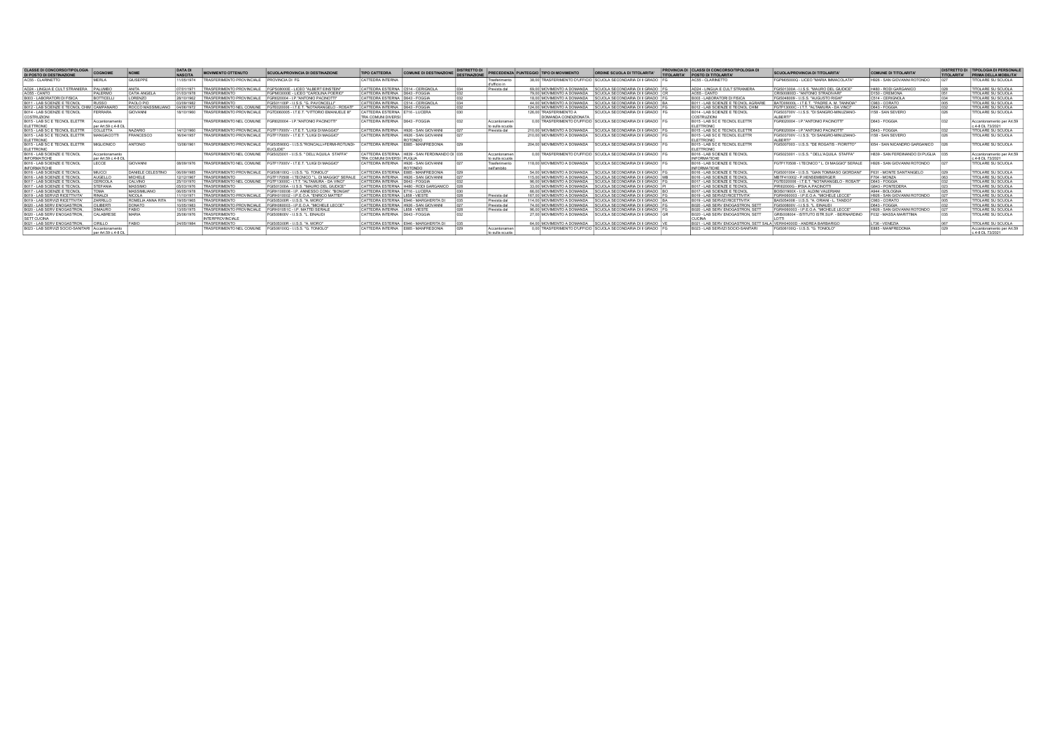| CLASSE DI CONCORSO/TIPOLOGIA DI POSTO DI DESTINAZIONE | COGNOME | NOME | DATA DI NASCITA | MOVIMENTO OTTENUTO | SCUOLA/PROVINCIA DI DESTINAZIONE | TIPO CATTEDRA | COMUNE DI DESTINAZIONE | DISTRETTO DI DESTINAZIONE | PRECEDENZA | PUNTEGGIO | TIPO DI MOVIMENTO | ORDINE SCUOLA DI TITOLARITA' | PROVINCIA DI TITOLARITA' | CLASSI DI CONCORSO/TIPOLOGIA DI POSTO DI TITOLARITA' | SCUOLA/PROVINCIA DI TITOLARITA' | COMUNE DI TITOLARITA' | DISTRETTO DI TITOLARITA' | TIPOLOGIA DI PERSONALE PRIMA DELLA MOBILITA' |
|---|---|---|---|---|---|---|---|---|---|---|---|---|---|---|---|---|---|---|
| AC55 - CLARINETTO | MERLA | GIUSEPPE | 11/05/1974 | TRASFERIMENTO PROVINCIALE | PROVINCIA DI FG | CATTEDRA INTERNA | | | Trasferimento d'ufficio in | 38,00 | TRASFERIMENTO D'UFFICIO | SCUOLA SECONDARIA DI II GRADO | FG | AC55 - CLARINETTO | FGPM05000Q - LICEO "MARIA IMMACOLATA" | H926 - SAN GIOVANNI ROTONDO | 027 | TITOLARE SU SCUOLA |
| AD24 - LINGUA E CULT.STRANIERA | PALUMBO | ANITA | 07/01/1971 | TRASFERIMENTO PROVINCIALE | FGPS08000E - LICEO "ALBERT EINSTEIN" | CATTEDRA ESTERNA | C514 - CERIGNOLA | 034 | Prevista dal | 69,00 | MOVIMENTO A DOMANDA | SCUOLA SECONDARIA DI II GRADO | FG | AD24 - LINGUA E CULT.STRANIERA | FGIS01300A - I.I.S.S. "MAURO DEL GIUDICE" | H480 - RODI GARGANICO | 028 | TITOLARE SU SCUOLA |
| AG55 - CANTO | PALERMO | CATIA ANGELA | 01/03/1978 | TRASFERIMENTO | FGPM03000E - LICEO "CAROLINA POERIO" | CATTEDRA INTERNA | D643 - FOGGIA | 032 | | 76,00 | MOVIMENTO A DOMANDA | SCUOLA SECONDARIA DI II GRADO | CR | AG55 - CANTO | CRIS00800D - "ANTONIO STRADIVARI" | D150 - CREMONA | 051 | TITOLARE SU SCUOLA |
| B003 - LABORATORI DI FISICA | BOTTICELLI | LORENZO | 28/10/1962 | TRASFERIMENTO PROVINCIALE | FGRI020004 - I.P."ANTONIO PACINOTTI" | CATTEDRA ESTERNA | D643 - FOGGIA | 032 | | 18,00 | MOVIMENTO A DOMANDA | SCUOLA SECONDARIA DI II GRADO | FG | B003 - LABORATORI DI FISICA | FGIS04600B - I.I.S.S. "AUGUSTO RIGHI" | C514 - CERIGNOLA | 034 | TITOLARE SU SCUOLA |
| B011 - LAB SCIENZE E TECNOL | RUSSO | PAOLO PIO | 13/09/1982 | TRASFERIMENTO | FGIS01100P - I.I.S.S. "G. PAVONCELLI" | CATTEDRA INTERNA | C514 - CERIGNOLA | 034 | | 44,00 | MOVIMENTO A DOMANDA | SCUOLA SECONDARIA DI II GRADO | BA | B011 - LAB SCIENZE E TECNOL AGRARIE | BATD08000L - I.T.E.T. "PADRE A. M. TANNOIA" | C983 - CORATO | 005 | TITOLARE SU SCUOLA |
| B012 - LAB SCIENZE E TECNOL CHIM | CAMPANARO | ROCCO MASSIMILIANO | 04/06/1972 | TRASFERIMENTO NEL COMUNE | FGTE020006 - I.T.E.T. "NOTARANGELO - ROSATI" | CATTEDRA INTERNA | D643 - FOGGIA | 032 | | 124,00 | MOVIMENTO A DOMANDA | SCUOLA SECONDARIA DI II GRADO | FG | B012 - LAB SCIENZE E TECNOL CHIM | FGTF13000C - I.T.E.T. "ALTAMURA - DA VINCI" | D643 - FOGGIA | 032 | TITOLARE SU SCUOLA |
| B014 - LAB SCIENZE E TECNOL COSTRUZIONI | FERRARA | GIOVANNI | 18/10/1960 | TRASFERIMENTO PROVINCIALE | FGTD060005 - I.T.E.T. "VITTORIO EMANUELE III" | CATTEDRA ESTERNA TRA COMUNI DIVERSI | E716 - LUCERA | 030 | | 126,00 | TRASFERIMENTO A DOMANDA CONDIZIONATA | SCUOLA SECONDARIA DI II GRADO | FG | B014 - LAB SCIENZE E TECNOL COSTRUZIONI | FGIS03700V - I.I.S.S. "DI SANGRO-MINUZIANO-ALBERTI" | I158 - SAN SEVERO | 026 | TITOLARE SU SCUOLA |
| B015 - LAB SC E TECNOL ELETTR ELETTRONIC | Accantonamento per Art.59 c.4-8 DL | | | TRASFERIMENTO NEL COMUNE | FGRI020004 - I.P."ANTONIO PACINOTTI" | CATTEDRA INTERNA | D643 - FOGGIA | 032 | Accantonamento sulla scuola | 0,00 | TRASFERIMENTO D'UFFICIO | SCUOLA SECONDARIA DI II GRADO | FG | B015 - LAB SC E TECNOL ELETTR ELETTRONIC | FGRI020004 - I.P."ANTONIO PACINOTTI" | D643 - FOGGIA | 032 | Accantonamento per Art.59 c.4-8 DL 73/2021 |
| B015 - LAB SC E TECNOL ELETTR | COLLETTA | NAZARIO | 14/12/1960 | TRASFERIMENTO PROVINCIALE | FGTF17000V - I.T.E.T. "LUIGI DI MAGGIO" | CATTEDRA INTERNA | H926 - SAN GIOVANNI | 027 | Prevista dal | 210,00 | MOVIMENTO A DOMANDA | SCUOLA SECONDARIA DI II GRADO | FG | B015 - LAB SC E TECNOL ELETTR | FGRI020004 - I.P."ANTONIO PACINOTTI" | D643 - FOGGIA | 032 | TITOLARE SU SCUOLA |
| B015 - LAB SC E TECNOL ELETTR ELETTRONIC | MANGIACOTTI | FRANCESCO | 16/04/1957 | TRASFERIMENTO PROVINCIALE | FGTF17000V - I.T.E.T. "LUIGI DI MAGGIO" | CATTEDRA INTERNA | H926 - SAN GIOVANNI ROTONDO | 027 | | 210,00 | MOVIMENTO A DOMANDA | SCUOLA SECONDARIA DI II GRADO | FG | B015 - LAB SC E TECNOL ELETTR ELETTRONIC | FGIS03700V - I.I.S.S. "DI SANGRO-MINUZIANO-ALBERTI" | I158 - SAN SEVERO | 026 | TITOLARE SU SCUOLA |
| B015 - LAB SC E TECNOL ELETTR ELETTRONIC | MIGLIONICO | ANTONIO | 13/06/1961 | TRASFERIMENTO PROVINCIALE | FGIS05900Q - I.I.S.S."RONCALLI-FERMI-ROTUNDI-EUCLIDE" | CATTEDRA INTERNA | E885 - MANFREDONIA | 029 | | 204,00 | MOVIMENTO A DOMANDA | SCUOLA SECONDARIA DI II GRADO | FG | B015 - LAB SC E TECNOL ELETTR ELETTRONIC | FGIS007003 - I.I.S.S. "DE ROGATIS - FIORITTO" | I054 - SAN NICANDRO GARGANICO | 026 | TITOLARE SU SCUOLA |
| B016 - LAB SCIENZE E TECNOL INFORMATICHE | Accantonamento per Art.59 c.4-8 DL | | | TRASFERIMENTO NEL COMUNE | FGIS023001 - I.I.S.S. " DELL'AQUILA STAFFA" | CATTEDRA ESTERNA TRA COMUNI DIVERSI | H839 - SAN FERDINANDO DI PUGLIA | 035 | Accantonamento sulla scuola | 0,00 | TRASFERIMENTO D'UFFICIO | SCUOLA SECONDARIA DI II GRADO | FG | B016 - LAB SCIENZE E TECNOL INFORMATICHE | FGIS023001 - I.I.S.S. " DELL'AQUILA STAFFA" | H839 - SAN FERDINANDO DI PUGLIA | 035 | Accantonamento per Art.59 c.4-8 DL 73/2021 |
| B016 - LAB SCIENZE E TECNOL INFORMATICHE | LECCE | GIOVANNI | 08/09/1976 | TRASFERIMENTO NEL COMUNE | FGTF17000V - I.T.E.T. "LUIGI DI MAGGIO" | CATTEDRA INTERNA | H926 - SAN GIOVANNI ROTONDO | 027 | Trasferimento nell'ambito | 118,00 | MOVIMENTO A DOMANDA | SCUOLA SECONDARIA DI II GRADO | FG | B016 - LAB SCIENZE E TECNOL INFORMATICHE | FGTF170508 - I.TECNICO " L. DI MAGGIO" SERALE | H926 - SAN GIOVANNI ROTONDO | 027 | TITOLARE SU SCUOLA |
| B016 - LAB SCIENZE E TECNOL | MUCCI | DANIELE CELESTINO | 06/09/1985 | TRASFERIMENTO PROVINCIALE | FGIS06100Q - I.I.S.S. "G. TONIOLO" | CATTEDRA ESTERNA | E885 - MANFREDONIA | 029 | | 54,00 | MOVIMENTO A DOMANDA | SCUOLA SECONDARIA DI II GRADO | FG | B016 - LAB SCIENZE E TECNOL | FGIS001004 - I.I.S.S. "GIAN TOMMASO GIORDANI" | F631 - MONTE SANT'ANGELO | 029 | TITOLARE SU SCUOLA |
| B016 - LAB SCIENZE E TECNOL | AUGELLO | MICHELE | 12/12/1967 | TRASFERIMENTO | FGTF170508 - I.TECNICO " L. DI MAGGIO" SERALE | CATTEDRA ESTERNA | H926 - SAN GIOVANNI | 027 | | 115,00 | MOVIMENTO A DOMANDA | SCUOLA SECONDARIA DI II GRADO | MB | B016 - LAB SCIENZE E TECNOL | MBTF410002 - P. HENSEMBERGER | F704 - MONZA | 063 | TITOLARE SU SCUOLA |
| B017 - LAB SCIENZE E TECNOL | CERCOLA | CALVINO | 25/10/1970 | TRASFERIMENTO NEL COMUNE | FGTF13000C - I.T.E.T. "ALTAMURA - DA VINCI" | CATTEDRA INTERNA | D643 - FOGGIA | 032 | | 96,00 | MOVIMENTO A DOMANDA | SCUOLA SECONDARIA DI II GRADO | FG | B017 - LAB SCIENZE E TECNOL | FGTE020006 - I.T.E.T. "NOTARANGELO - ROSATI" | D643 - FOGGIA | 032 | TITOLARE SU SCUOLA |
| B017 - LAB SCIENZE E TECNOL | STEFANIA | MASSIMO | 05/03/1976 | TRASFERIMENTO | FGIS01300A - I.I.S.S. "MAURO DEL GIUDICE" | CATTEDRA ESTERNA | H480 - RODI GARGANICO | 028 | | 33,00 | MOVIMENTO A DOMANDA | SCUOLA SECONDARIA DI II GRADO | PI | B017 - LAB SCIENZE E TECNOL | PIRI02000G - IPSIA A.PACINOTTI | G843 - PONTEDERA | 023 | TITOLARE SU SCUOLA |
| B017 - LAB SCIENZE E TECNOL | TOMA | MASSIMILIANO | 08/05/1978 | TRASFERIMENTO | FGRH100008 - I.P. ANNESSO CONV. "BONGHI" | CATTEDRA ESTERNA | E716 - LUCERA | 030 | | 66,00 | MOVIMENTO A DOMANDA | SCUOLA SECONDARIA DI II GRADO | BO | B017 - LAB SCIENZE E TECNOL | BOIS01900X - I.I.S. ALDINI VALERIANI | A944 - BOLOGNA | 025 | TITOLARE SU SCUOLA |
| B019 - LAB SERVIZI RICETTIVITA' | RINALDI | NICOLA | 11/10/1971 | TRASFERIMENTO PROVINCIALE | FGRH010002 - I.P.E.O.A. "ENRICO MATTEI" | CATTEDRA ESTERNA | L858 - VIESTE | 028 | Prevista dal | 167,00 | MOVIMENTO A DOMANDA | SCUOLA SECONDARIA DI II GRADO | FG | B019 - LAB SERVIZI RICETTIVITA' | FGRH060003 - I.P.E.O.A. "MICHELE LECCE" | H926 - SAN GIOVANNI ROTONDO | 027 | TITOLARE SU SCUOLA |
| B019 - LAB SERVIZI RICETTIVITA' | ZARRILLO | ROMELIA ANNA RITA | 19/05/1965 | TRASFERIMENTO | FGIS05300R - I.I.S.S. "A. MORO" | CATTEDRA ESTERNA | E946 - MARGHERITA DI | 035 | Prevista dal | 114,00 | MOVIMENTO A DOMANDA | SCUOLA SECONDARIA DI II GRADO | BA | B019 - LAB SERVIZI RICETTIVITA' | BAIS05400B - I.I.S.S. "A. ORIANI - L. TANDOI" | C983 - CORATO | 005 | TITOLARE SU SCUOLA |
| B020 - LAB SERV ENOGASTRON. | CILIBERTI | DONATO | 10/05/1983 | TRASFERIMENTO PROVINCIALE | FGRH060003 - I.P.E.O.A. "MICHELE LECCE" | CATTEDRA ESTERNA | H926 - SAN GIOVANNI | 027 | Prevista dal | 74,00 | MOVIMENTO A DOMANDA | SCUOLA SECONDARIA DI II GRADO | FG | B020 - LAB SERV ENOGASTRON, SETT | FGIS00800V - I.I.S.S. "L. EINAUDI" | D643 - FOGGIA | 032 | TITOLARE SU SCUOLA |
| B020 - LAB SERV ENOGASTRON. | DIMAURO | FABIO | 13/05/1975 | TRASFERIMENTO PROVINCIALE | FGRH01051C - I.P. MATTEI SERALE | CATTEDRA ESTERNA | L858 - VIESTE | 028 | Prevista dal | 96,00 | MOVIMENTO A DOMANDA | SCUOLA SECONDARIA DI II GRADO | FG | B020 - LAB SERV ENOGASTRON, SETT | FGRH060003 - I.P.E.O.A. "MICHELE LECCE" | H926 - SAN GIOVANNI ROTONDO | 027 | TITOLARE SU SCUOLA |
| B020 - LAB SERV ENOGASTRON, SETT CUCINA | CALABRESE | MARIA | 25/06/1976 | TRASFERIMENTO INTERPROVINCIALE | FGIS00800V - I.I.S.S. "L. EINAUDI" | CATTEDRA INTERNA | D643 - FOGGIA | 032 | | 27,00 | MOVIMENTO A DOMANDA | SCUOLA SECONDARIA DI II GRADO | GR | B020 - LAB SERV ENOGASTRON, SETT CUCINA | GRIS008004 - ISTITUTO ISTR.SUP. - BERNARDINO LOTTI | F032 - MASSA MARITTIMA | 035 | TITOLARE SU SCUOLA |
| B021 - LAB SERV ENOGASTRON. | CIRILLO | FABIO | 24/05/1984 | TRASFERIMENTO | FGIS05300R - I.I.S.S. "A. MORO" | CATTEDRA ESTERNA | E946 - MARGHERITA DI | 035 | | 64,00 | MOVIMENTO A DOMANDA | SCUOLA SECONDARIA DI II GRADO | VE | B021 - LAB SERV ENOGASTRON, SETT SALA | VERH04000D - ANDREA BARBARIGO | L736 - VENEZIA | 067 | TITOLARE SU SCUOLA |
| B023 - LAB SERVIZI SOCIO-SANITARI | Accantonamento per Art.59 c.4-8 DL | | | TRASFERIMENTO NEL COMUNE | FGIS06100Q - I.I.S.S. "G. TONIOLO" | CATTEDRA INTERNA | E885 - MANFREDONIA | 029 | Accantonamento sulla scuola | 0,00 | TRASFERIMENTO D'UFFICIO | SCUOLA SECONDARIA DI II GRADO | FG | B023 - LAB SERVIZI SOCIO-SANITARI | FGIS06100Q - I.I.S.S. "G. TONIOLO" | E885 - MANFREDONIA | 029 | Accantonamento per Art.59 c.4-8 DL 73/2021 |